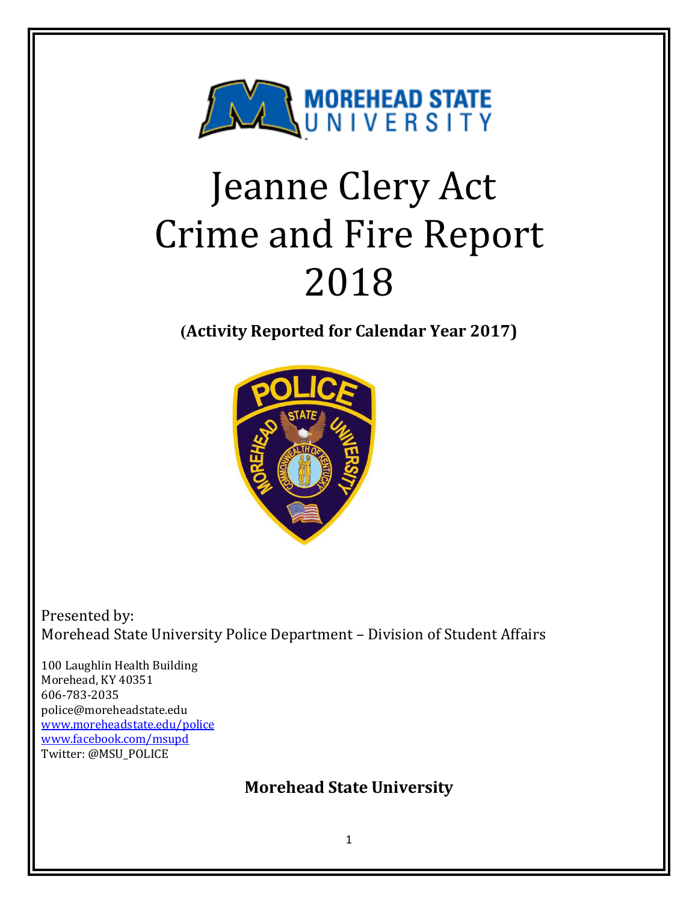# Jeanne Clery Act Crime and Fire Report 2018

**(Activity Reported for Calendar Year 2017)**

Presented by:
Morehead State University Police Department – Division of Student Affairs

100 Laughlin Health Building
Morehead, KY 40351
606-783-2035
police@moreheadstate.edu
www.moreheadstate.edu/police
www.facebook.com/msupd
Twitter: @MSU_POLICE

**Morehead State University**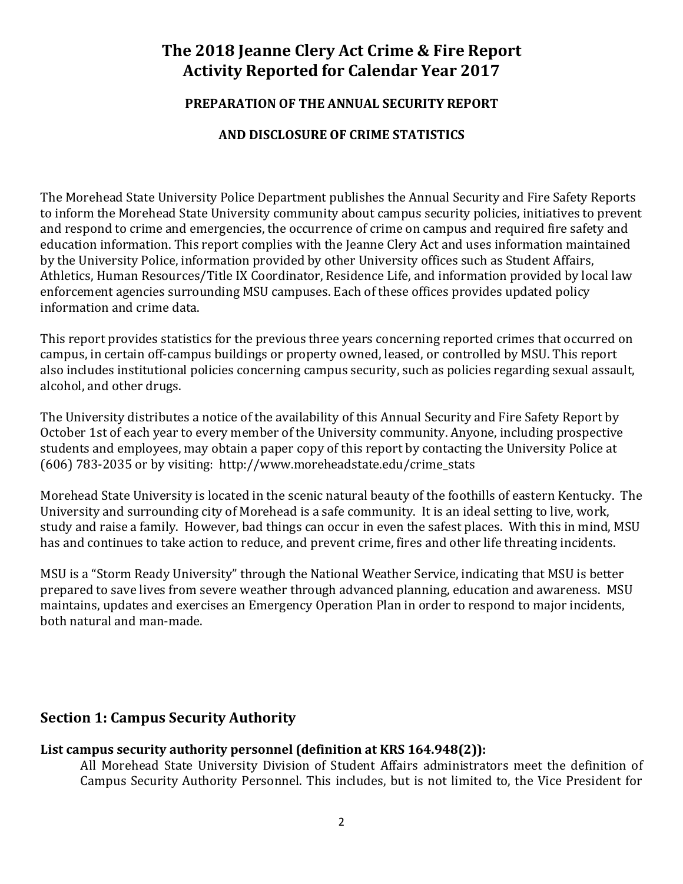# The 2018 Jeanne Clery Act Crime & Fire Report
# Activity Reported for Calendar Year 2017

### PREPARATION OF THE ANNUAL SECURITY REPORT

### AND DISCLOSURE OF CRIME STATISTICS

The Morehead State University Police Department publishes the Annual Security and Fire Safety Reports to inform the Morehead State University community about campus security policies, initiatives to prevent and respond to crime and emergencies, the occurrence of crime on campus and required fire safety and education information. This report complies with the Jeanne Clery Act and uses information maintained by the University Police, information provided by other University offices such as Student Affairs, Athletics, Human Resources/Title IX Coordinator, Residence Life, and information provided by local law enforcement agencies surrounding MSU campuses. Each of these offices provides updated policy information and crime data.

This report provides statistics for the previous three years concerning reported crimes that occurred on campus, in certain off-campus buildings or property owned, leased, or controlled by MSU. This report also includes institutional policies concerning campus security, such as policies regarding sexual assault, alcohol, and other drugs.

The University distributes a notice of the availability of this Annual Security and Fire Safety Report by October 1st of each year to every member of the University community. Anyone, including prospective students and employees, may obtain a paper copy of this report by contacting the University Police at (606) 783-2035 or by visiting: http://www.moreheadstate.edu/crime_stats

Morehead State University is located in the scenic natural beauty of the foothills of eastern Kentucky. The University and surrounding city of Morehead is a safe community. It is an ideal setting to live, work, study and raise a family. However, bad things can occur in even the safest places. With this in mind, MSU has and continues to take action to reduce, and prevent crime, fires and other life threating incidents.

MSU is a "Storm Ready University" through the National Weather Service, indicating that MSU is better prepared to save lives from severe weather through advanced planning, education and awareness. MSU maintains, updates and exercises an Emergency Operation Plan in order to respond to major incidents, both natural and man-made.

## Section 1: Campus Security Authority

### List campus security authority personnel (definition at KRS 164.948(2)):

All Morehead State University Division of Student Affairs administrators meet the definition of Campus Security Authority Personnel. This includes, but is not limited to, the Vice President for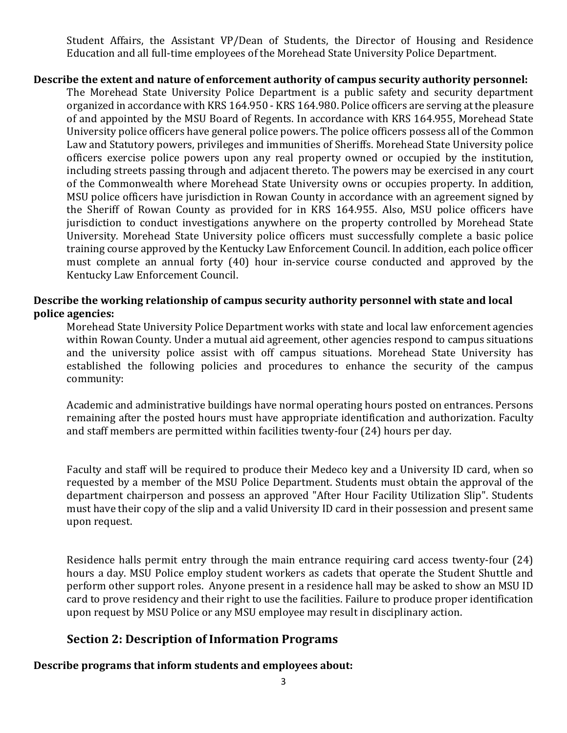Student Affairs, the Assistant VP/Dean of Students, the Director of Housing and Residence Education and all full-time employees of the Morehead State University Police Department.

**Describe the extent and nature of enforcement authority of campus security authority personnel:**

The Morehead State University Police Department is a public safety and security department organized in accordance with KRS 164.950 - KRS 164.980. Police officers are serving at the pleasure of and appointed by the MSU Board of Regents. In accordance with KRS 164.955, Morehead State University police officers have general police powers. The police officers possess all of the Common Law and Statutory powers, privileges and immunities of Sheriffs. Morehead State University police officers exercise police powers upon any real property owned or occupied by the institution, including streets passing through and adjacent thereto. The powers may be exercised in any court of the Commonwealth where Morehead State University owns or occupies property. In addition, MSU police officers have jurisdiction in Rowan County in accordance with an agreement signed by the Sheriff of Rowan County as provided for in KRS 164.955. Also, MSU police officers have jurisdiction to conduct investigations anywhere on the property controlled by Morehead State University. Morehead State University police officers must successfully complete a basic police training course approved by the Kentucky Law Enforcement Council. In addition, each police officer must complete an annual forty (40) hour in-service course conducted and approved by the Kentucky Law Enforcement Council.

**Describe the working relationship of campus security authority personnel with state and local police agencies:**

Morehead State University Police Department works with state and local law enforcement agencies within Rowan County. Under a mutual aid agreement, other agencies respond to campus situations and the university police assist with off campus situations. Morehead State University has established the following policies and procedures to enhance the security of the campus community:

Academic and administrative buildings have normal operating hours posted on entrances. Persons remaining after the posted hours must have appropriate identification and authorization. Faculty and staff members are permitted within facilities twenty-four (24) hours per day.

Faculty and staff will be required to produce their Medeco key and a University ID card, when so requested by a member of the MSU Police Department. Students must obtain the approval of the department chairperson and possess an approved "After Hour Facility Utilization Slip". Students must have their copy of the slip and a valid University ID card in their possession and present same upon request.

Residence halls permit entry through the main entrance requiring card access twenty-four (24) hours a day. MSU Police employ student workers as cadets that operate the Student Shuttle and perform other support roles. Anyone present in a residence hall may be asked to show an MSU ID card to prove residency and their right to use the facilities. Failure to produce proper identification upon request by MSU Police or any MSU employee may result in disciplinary action.

## Section 2: Description of Information Programs

**Describe programs that inform students and employees about:**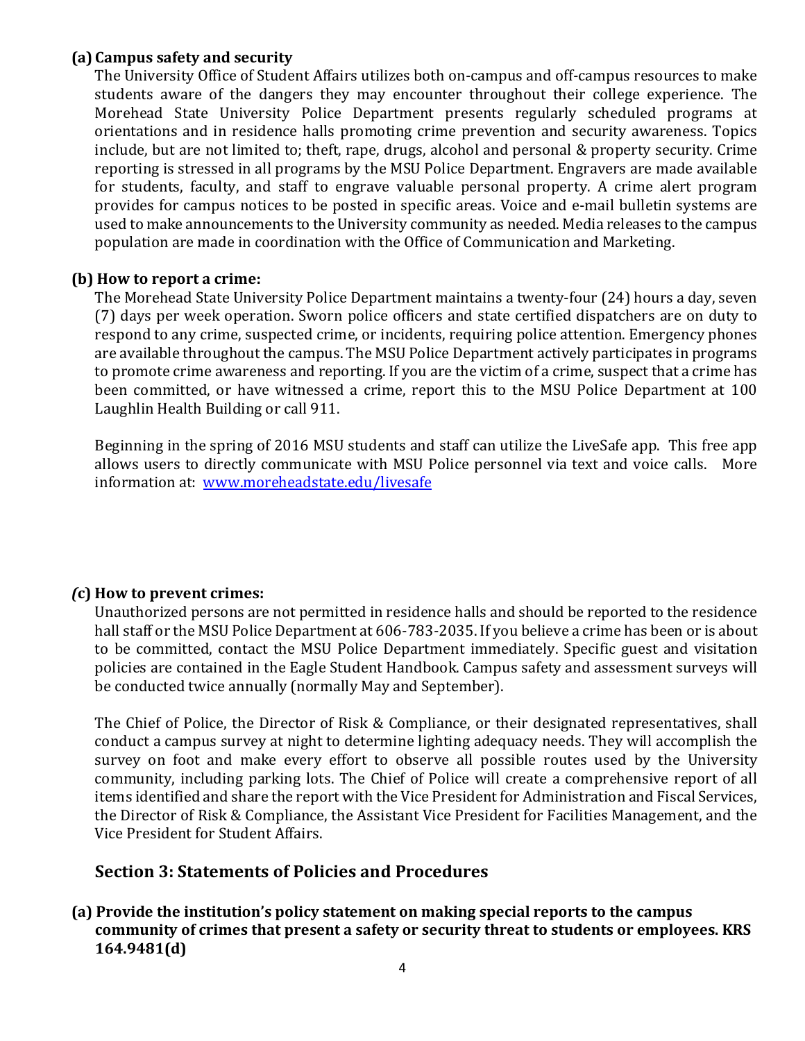**(a) Campus safety and security**

The University Office of Student Affairs utilizes both on-campus and off-campus resources to make students aware of the dangers they may encounter throughout their college experience. The Morehead State University Police Department presents regularly scheduled programs at orientations and in residence halls promoting crime prevention and security awareness. Topics include, but are not limited to; theft, rape, drugs, alcohol and personal & property security. Crime reporting is stressed in all programs by the MSU Police Department. Engravers are made available for students, faculty, and staff to engrave valuable personal property. A crime alert program provides for campus notices to be posted in specific areas. Voice and e-mail bulletin systems are used to make announcements to the University community as needed. Media releases to the campus population are made in coordination with the Office of Communication and Marketing.

**(b) How to report a crime:**

The Morehead State University Police Department maintains a twenty-four (24) hours a day, seven (7) days per week operation. Sworn police officers and state certified dispatchers are on duty to respond to any crime, suspected crime, or incidents, requiring police attention. Emergency phones are available throughout the campus. The MSU Police Department actively participates in programs to promote crime awareness and reporting. If you are the victim of a crime, suspect that a crime has been committed, or have witnessed a crime, report this to the MSU Police Department at 100 Laughlin Health Building or call 911.

Beginning in the spring of 2016 MSU students and staff can utilize the LiveSafe app. This free app allows users to directly communicate with MSU Police personnel via text and voice calls. More information at: [www.moreheadstate.edu/livesafe](www.moreheadstate.edu/livesafe)

***(*c) How to prevent crimes:**

Unauthorized persons are not permitted in residence halls and should be reported to the residence hall staff or the MSU Police Department at 606-783-2035. If you believe a crime has been or is about to be committed, contact the MSU Police Department immediately. Specific guest and visitation policies are contained in the Eagle Student Handbook. Campus safety and assessment surveys will be conducted twice annually (normally May and September).

The Chief of Police, the Director of Risk & Compliance, or their designated representatives, shall conduct a campus survey at night to determine lighting adequacy needs. They will accomplish the survey on foot and make every effort to observe all possible routes used by the University community, including parking lots. The Chief of Police will create a comprehensive report of all items identified and share the report with the Vice President for Administration and Fiscal Services, the Director of Risk & Compliance, the Assistant Vice President for Facilities Management, and the Vice President for Student Affairs.

## Section 3: Statements of Policies and Procedures

**(a) Provide the institution's policy statement on making special reports to the campus community of crimes that present a safety or security threat to students or employees. KRS 164.9481(d)**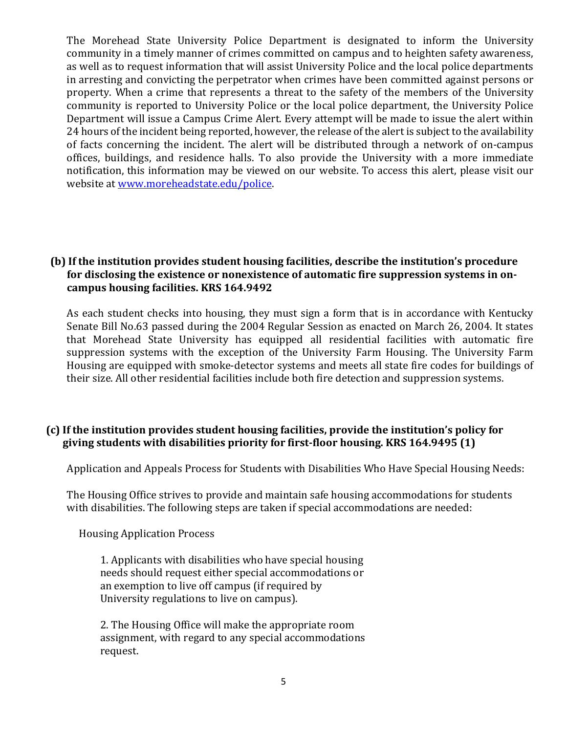The Morehead State University Police Department is designated to inform the University community in a timely manner of crimes committed on campus and to heighten safety awareness, as well as to request information that will assist University Police and the local police departments in arresting and convicting the perpetrator when crimes have been committed against persons or property. When a crime that represents a threat to the safety of the members of the University community is reported to University Police or the local police department, the University Police Department will issue a Campus Crime Alert. Every attempt will be made to issue the alert within 24 hours of the incident being reported, however, the release of the alert is subject to the availability of facts concerning the incident. The alert will be distributed through a network of on-campus offices, buildings, and residence halls. To also provide the University with a more immediate notification, this information may be viewed on our website. To access this alert, please visit our website at [www.moreheadstate.edu/police](www.moreheadstate.edu/police).

**(b) If the institution provides student housing facilities, describe the institution's procedure for disclosing the existence or nonexistence of automatic fire suppression systems in on-campus housing facilities. KRS 164.9492**

As each student checks into housing, they must sign a form that is in accordance with Kentucky Senate Bill No.63 passed during the 2004 Regular Session as enacted on March 26, 2004. It states that Morehead State University has equipped all residential facilities with automatic fire suppression systems with the exception of the University Farm Housing. The University Farm Housing are equipped with smoke-detector systems and meets all state fire codes for buildings of their size. All other residential facilities include both fire detection and suppression systems.

**(c) If the institution provides student housing facilities, provide the institution's policy for giving students with disabilities priority for first-floor housing. KRS 164.9495 (1)**

Application and Appeals Process for Students with Disabilities Who Have Special Housing Needs:

The Housing Office strives to provide and maintain safe housing accommodations for students with disabilities. The following steps are taken if special accommodations are needed:

Housing Application Process

1. Applicants with disabilities who have special housing needs should request either special accommodations or an exemption to live off campus (if required by University regulations to live on campus).

2. The Housing Office will make the appropriate room assignment, with regard to any special accommodations request.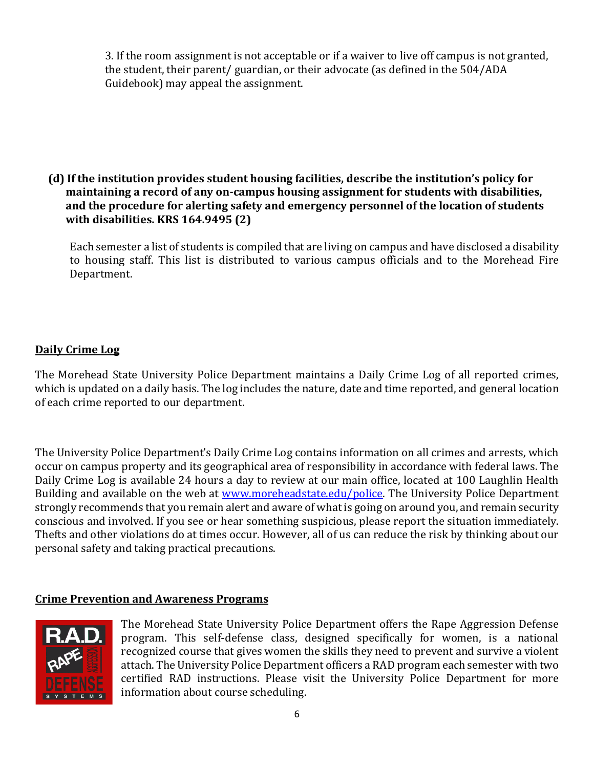3. If the room assignment is not acceptable or if a waiver to live off campus is not granted, the student, their parent/ guardian, or their advocate (as defined in the 504/ADA Guidebook) may appeal the assignment.

**(d) If the institution provides student housing facilities, describe the institution's policy for maintaining a record of any on-campus housing assignment for students with disabilities, and the procedure for alerting safety and emergency personnel of the location of students with disabilities. KRS 164.9495 (2)**

Each semester a list of students is compiled that are living on campus and have disclosed a disability to housing staff. This list is distributed to various campus officials and to the Morehead Fire Department.

## Daily Crime Log

The Morehead State University Police Department maintains a Daily Crime Log of all reported crimes, which is updated on a daily basis. The log includes the nature, date and time reported, and general location of each crime reported to our department.

The University Police Department's Daily Crime Log contains information on all crimes and arrests, which occur on campus property and its geographical area of responsibility in accordance with federal laws. The Daily Crime Log is available 24 hours a day to review at our main office, located at 100 Laughlin Health Building and available on the web at [www.moreheadstate.edu/police](www.moreheadstate.edu/police). The University Police Department strongly recommends that you remain alert and aware of what is going on around you, and remain security conscious and involved. If you see or hear something suspicious, please report the situation immediately. Thefts and other violations do at times occur. However, all of us can reduce the risk by thinking about our personal safety and taking practical precautions.

## Crime Prevention and Awareness Programs

The Morehead State University Police Department offers the Rape Aggression Defense program. This self-defense class, designed specifically for women, is a national recognized course that gives women the skills they need to prevent and survive a violent attach. The University Police Department officers a RAD program each semester with two certified RAD instructions. Please visit the University Police Department for more information about course scheduling.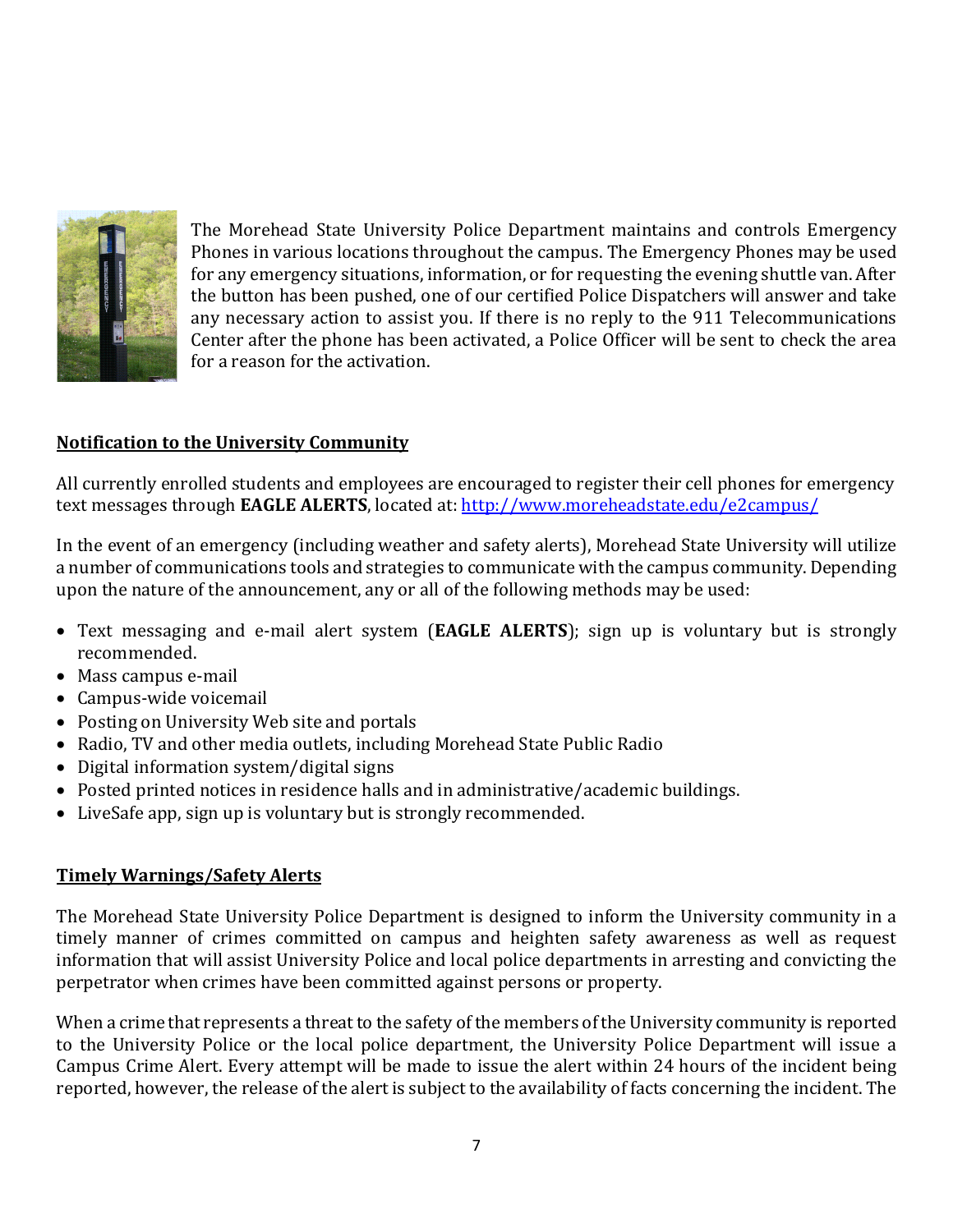The Morehead State University Police Department maintains and controls Emergency Phones in various locations throughout the campus. The Emergency Phones may be used for any emergency situations, information, or for requesting the evening shuttle van. After the button has been pushed, one of our certified Police Dispatchers will answer and take any necessary action to assist you. If there is no reply to the 911 Telecommunications Center after the phone has been activated, a Police Officer will be sent to check the area for a reason for the activation.

## Notification to the University Community

All currently enrolled students and employees are encouraged to register their cell phones for emergency text messages through **EAGLE ALERTS**, located at: http://www.moreheadstate.edu/e2campus/

In the event of an emergency (including weather and safety alerts), Morehead State University will utilize a number of communications tools and strategies to communicate with the campus community. Depending upon the nature of the announcement, any or all of the following methods may be used:

- Text messaging and e-mail alert system (**EAGLE ALERTS**); sign up is voluntary but is strongly recommended.
- Mass campus e-mail
- Campus-wide voicemail
- Posting on University Web site and portals
- Radio, TV and other media outlets, including Morehead State Public Radio
- Digital information system/digital signs
- Posted printed notices in residence halls and in administrative/academic buildings.
- LiveSafe app, sign up is voluntary but is strongly recommended.

## Timely Warnings/Safety Alerts

The Morehead State University Police Department is designed to inform the University community in a timely manner of crimes committed on campus and heighten safety awareness as well as request information that will assist University Police and local police departments in arresting and convicting the perpetrator when crimes have been committed against persons or property.

When a crime that represents a threat to the safety of the members of the University community is reported to the University Police or the local police department, the University Police Department will issue a Campus Crime Alert. Every attempt will be made to issue the alert within 24 hours of the incident being reported, however, the release of the alert is subject to the availability of facts concerning the incident. The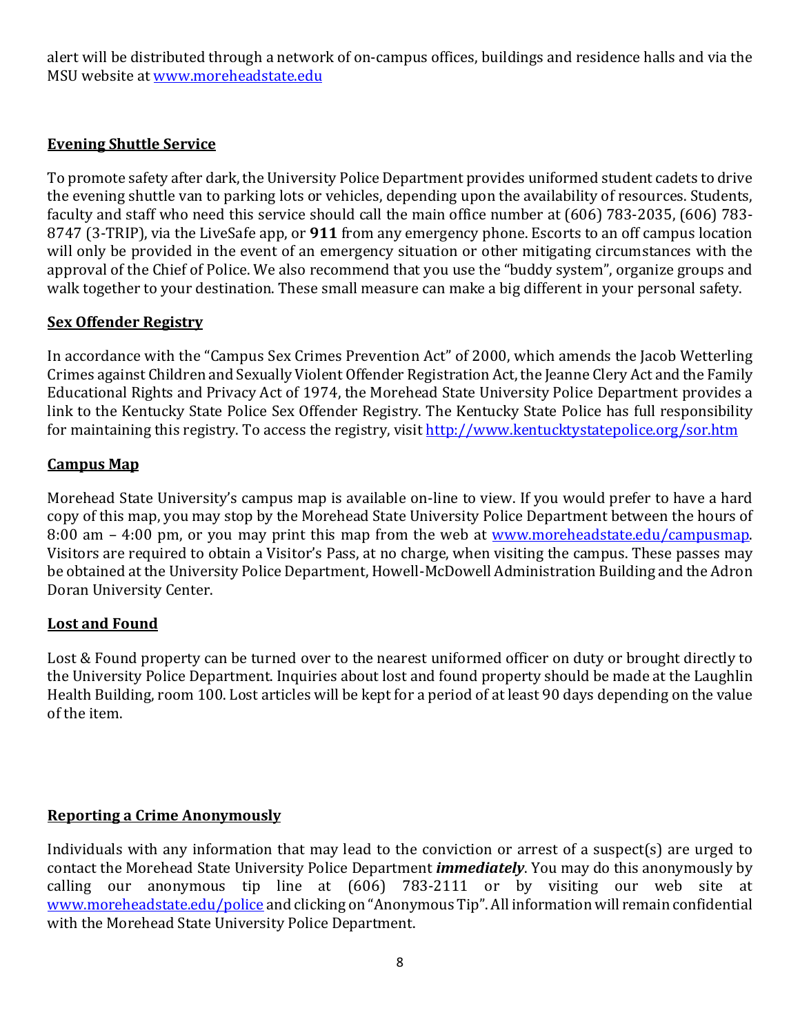alert will be distributed through a network of on-campus offices, buildings and residence halls and via the MSU website at www.moreheadstate.edu

## Evening Shuttle Service

To promote safety after dark, the University Police Department provides uniformed student cadets to drive the evening shuttle van to parking lots or vehicles, depending upon the availability of resources. Students, faculty and staff who need this service should call the main office number at (606) 783-2035, (606) 783-8747 (3-TRIP), via the LiveSafe app, or **911** from any emergency phone. Escorts to an off campus location will only be provided in the event of an emergency situation or other mitigating circumstances with the approval of the Chief of Police. We also recommend that you use the "buddy system", organize groups and walk together to your destination. These small measure can make a big different in your personal safety.

## Sex Offender Registry

In accordance with the "Campus Sex Crimes Prevention Act" of 2000, which amends the Jacob Wetterling Crimes against Children and Sexually Violent Offender Registration Act, the Jeanne Clery Act and the Family Educational Rights and Privacy Act of 1974, the Morehead State University Police Department provides a link to the Kentucky State Police Sex Offender Registry. The Kentucky State Police has full responsibility for maintaining this registry. To access the registry, visit http://www.kentuckystatepolice.org/sor.htm

## Campus Map

Morehead State University's campus map is available on-line to view. If you would prefer to have a hard copy of this map, you may stop by the Morehead State University Police Department between the hours of 8:00 am – 4:00 pm, or you may print this map from the web at www.moreheadstate.edu/campusmap. Visitors are required to obtain a Visitor's Pass, at no charge, when visiting the campus. These passes may be obtained at the University Police Department, Howell-McDowell Administration Building and the Adron Doran University Center.

## Lost and Found

Lost & Found property can be turned over to the nearest uniformed officer on duty or brought directly to the University Police Department. Inquiries about lost and found property should be made at the Laughlin Health Building, room 100. Lost articles will be kept for a period of at least 90 days depending on the value of the item.

## Reporting a Crime Anonymously

Individuals with any information that may lead to the conviction or arrest of a suspect(s) are urged to contact the Morehead State University Police Department ***immediately***. You may do this anonymously by calling our anonymous tip line at (606) 783-2111 or by visiting our web site at www.moreheadstate.edu/police and clicking on "Anonymous Tip". All information will remain confidential with the Morehead State University Police Department.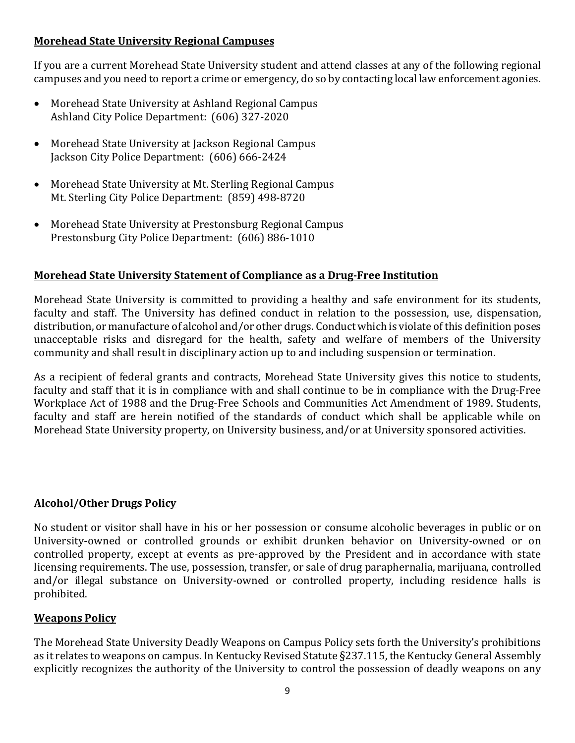**Morehead State University Regional Campuses**

If you are a current Morehead State University student and attend classes at any of the following regional campuses and you need to report a crime or emergency, do so by contacting local law enforcement agonies.

- Morehead State University at Ashland Regional Campus
  Ashland City Police Department: (606) 327-2020
- Morehead State University at Jackson Regional Campus
  Jackson City Police Department: (606) 666-2424
- Morehead State University at Mt. Sterling Regional Campus
  Mt. Sterling City Police Department: (859) 498-8720
- Morehead State University at Prestonsburg Regional Campus
  Prestonsburg City Police Department: (606) 886-1010

**Morehead State University Statement of Compliance as a Drug-Free Institution**

Morehead State University is committed to providing a healthy and safe environment for its students, faculty and staff. The University has defined conduct in relation to the possession, use, dispensation, distribution, or manufacture of alcohol and/or other drugs. Conduct which is violate of this definition poses unacceptable risks and disregard for the health, safety and welfare of members of the University community and shall result in disciplinary action up to and including suspension or termination.

As a recipient of federal grants and contracts, Morehead State University gives this notice to students, faculty and staff that it is in compliance with and shall continue to be in compliance with the Drug-Free Workplace Act of 1988 and the Drug-Free Schools and Communities Act Amendment of 1989. Students, faculty and staff are herein notified of the standards of conduct which shall be applicable while on Morehead State University property, on University business, and/or at University sponsored activities.

**Alcohol/Other Drugs Policy**

No student or visitor shall have in his or her possession or consume alcoholic beverages in public or on University-owned or controlled grounds or exhibit drunken behavior on University-owned or on controlled property, except at events as pre-approved by the President and in accordance with state licensing requirements. The use, possession, transfer, or sale of drug paraphernalia, marijuana, controlled and/or illegal substance on University-owned or controlled property, including residence halls is prohibited.

**Weapons Policy**

The Morehead State University Deadly Weapons on Campus Policy sets forth the University's prohibitions as it relates to weapons on campus. In Kentucky Revised Statute §237.115, the Kentucky General Assembly explicitly recognizes the authority of the University to control the possession of deadly weapons on any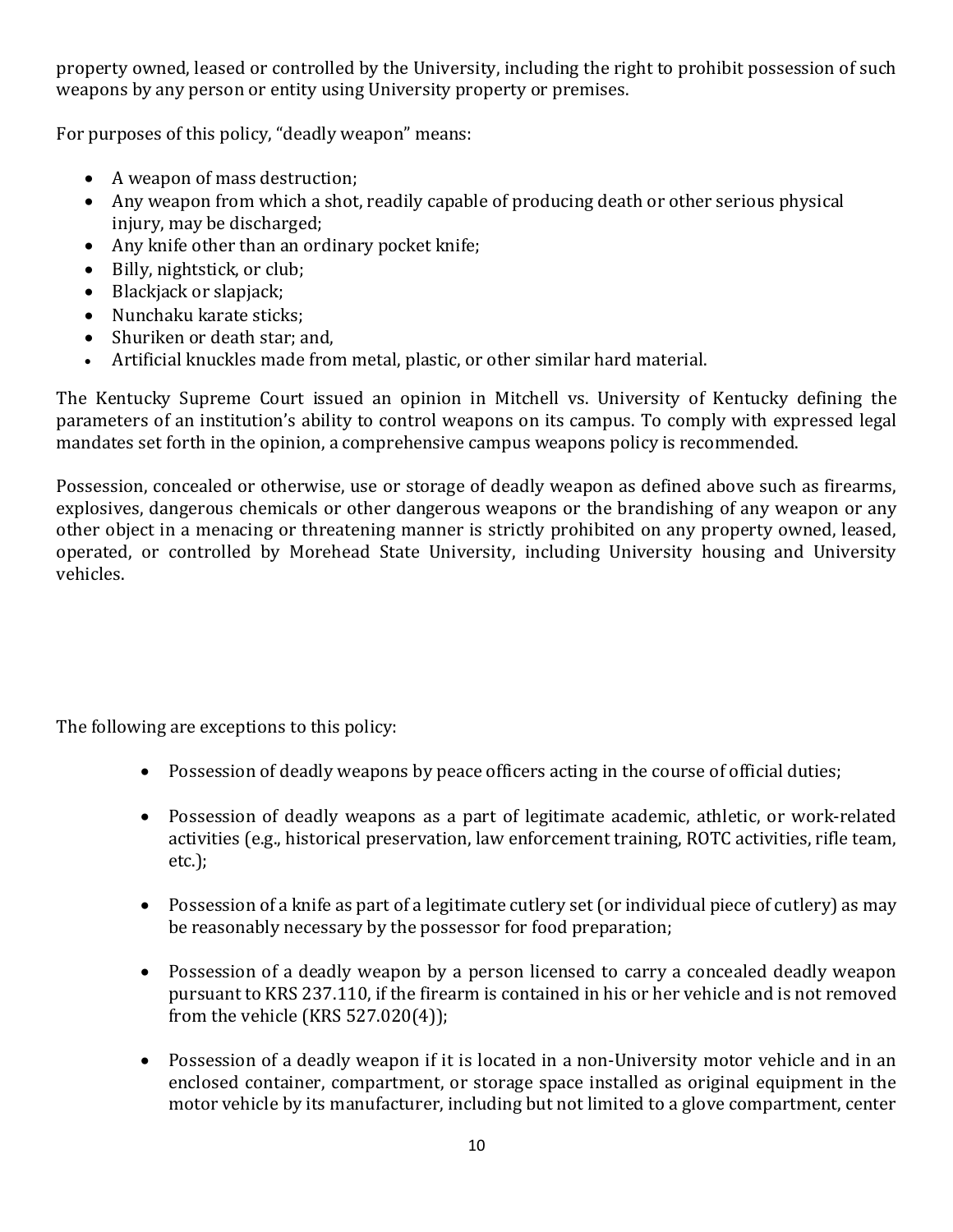property owned, leased or controlled by the University, including the right to prohibit possession of such weapons by any person or entity using University property or premises.

For purposes of this policy, "deadly weapon" means:

- A weapon of mass destruction;
- Any weapon from which a shot, readily capable of producing death or other serious physical injury, may be discharged;
- Any knife other than an ordinary pocket knife;
- Billy, nightstick, or club;
- Blackjack or slapjack;
- Nunchaku karate sticks;
- Shuriken or death star; and,
- Artificial knuckles made from metal, plastic, or other similar hard material.

The Kentucky Supreme Court issued an opinion in Mitchell vs. University of Kentucky defining the parameters of an institution's ability to control weapons on its campus. To comply with expressed legal mandates set forth in the opinion, a comprehensive campus weapons policy is recommended.

Possession, concealed or otherwise, use or storage of deadly weapon as defined above such as firearms, explosives, dangerous chemicals or other dangerous weapons or the brandishing of any weapon or any other object in a menacing or threatening manner is strictly prohibited on any property owned, leased, operated, or controlled by Morehead State University, including University housing and University vehicles.

The following are exceptions to this policy:

- Possession of deadly weapons by peace officers acting in the course of official duties;
- Possession of deadly weapons as a part of legitimate academic, athletic, or work-related activities (e.g., historical preservation, law enforcement training, ROTC activities, rifle team, etc.);
- Possession of a knife as part of a legitimate cutlery set (or individual piece of cutlery) as may be reasonably necessary by the possessor for food preparation;
- Possession of a deadly weapon by a person licensed to carry a concealed deadly weapon pursuant to KRS 237.110, if the firearm is contained in his or her vehicle and is not removed from the vehicle (KRS 527.020(4));
- Possession of a deadly weapon if it is located in a non-University motor vehicle and in an enclosed container, compartment, or storage space installed as original equipment in the motor vehicle by its manufacturer, including but not limited to a glove compartment, center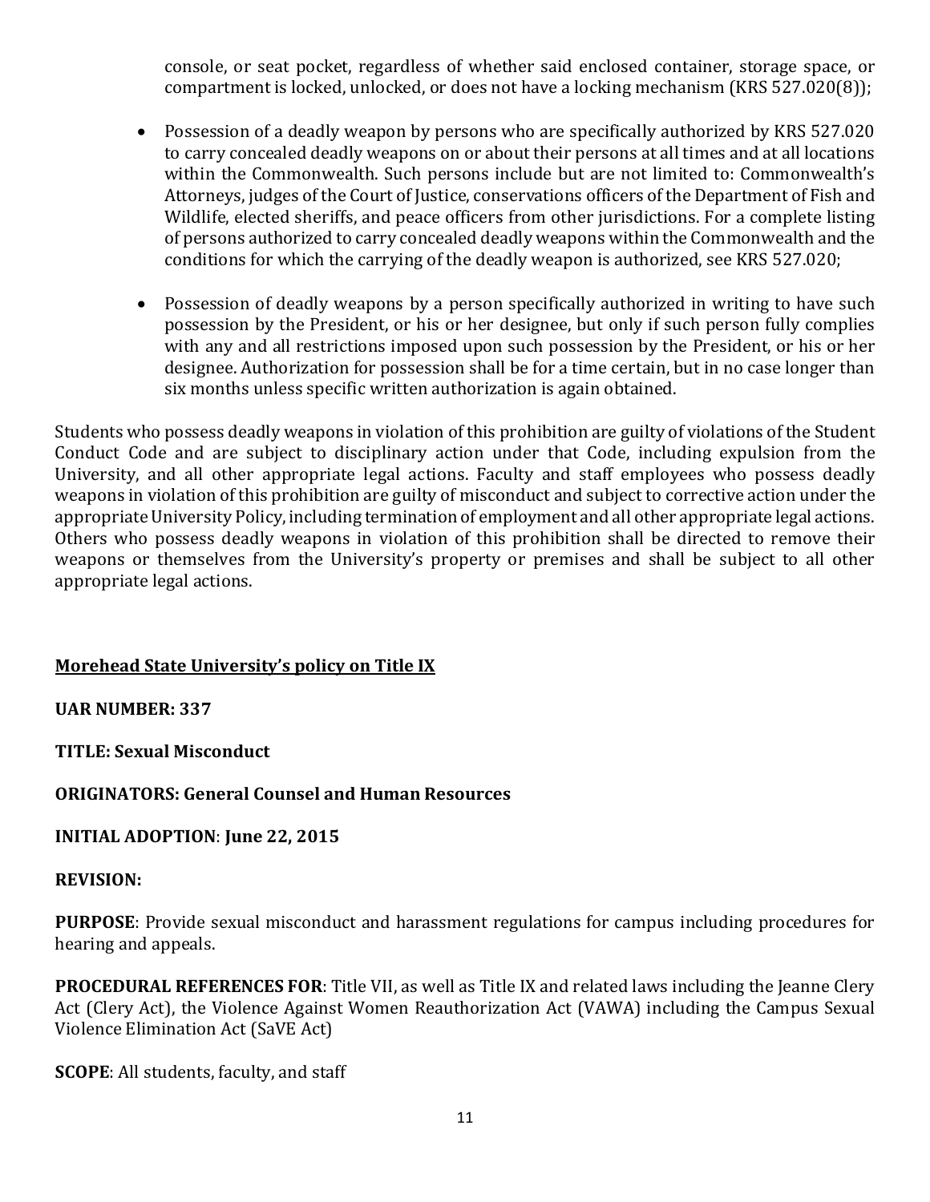console, or seat pocket, regardless of whether said enclosed container, storage space, or compartment is locked, unlocked, or does not have a locking mechanism (KRS 527.020(8));

- Possession of a deadly weapon by persons who are specifically authorized by KRS 527.020 to carry concealed deadly weapons on or about their persons at all times and at all locations within the Commonwealth. Such persons include but are not limited to: Commonwealth's Attorneys, judges of the Court of Justice, conservations officers of the Department of Fish and Wildlife, elected sheriffs, and peace officers from other jurisdictions. For a complete listing of persons authorized to carry concealed deadly weapons within the Commonwealth and the conditions for which the carrying of the deadly weapon is authorized, see KRS 527.020;

- Possession of deadly weapons by a person specifically authorized in writing to have such possession by the President, or his or her designee, but only if such person fully complies with any and all restrictions imposed upon such possession by the President, or his or her designee. Authorization for possession shall be for a time certain, but in no case longer than six months unless specific written authorization is again obtained.

Students who possess deadly weapons in violation of this prohibition are guilty of violations of the Student Conduct Code and are subject to disciplinary action under that Code, including expulsion from the University, and all other appropriate legal actions. Faculty and staff employees who possess deadly weapons in violation of this prohibition are guilty of misconduct and subject to corrective action under the appropriate University Policy, including termination of employment and all other appropriate legal actions. Others who possess deadly weapons in violation of this prohibition shall be directed to remove their weapons or themselves from the University's property or premises and shall be subject to all other appropriate legal actions.

## Morehead State University's policy on Title IX

**UAR NUMBER: 337**

**TITLE: Sexual Misconduct**

**ORIGINATORS: General Counsel and Human Resources**

**INITIAL ADOPTION**: **June 22, 2015**

**REVISION:**

**PURPOSE**: Provide sexual misconduct and harassment regulations for campus including procedures for hearing and appeals.

**PROCEDURAL REFERENCES FOR**: Title VII, as well as Title IX and related laws including the Jeanne Clery Act (Clery Act), the Violence Against Women Reauthorization Act (VAWA) including the Campus Sexual Violence Elimination Act (SaVE Act)

**SCOPE**: All students, faculty, and staff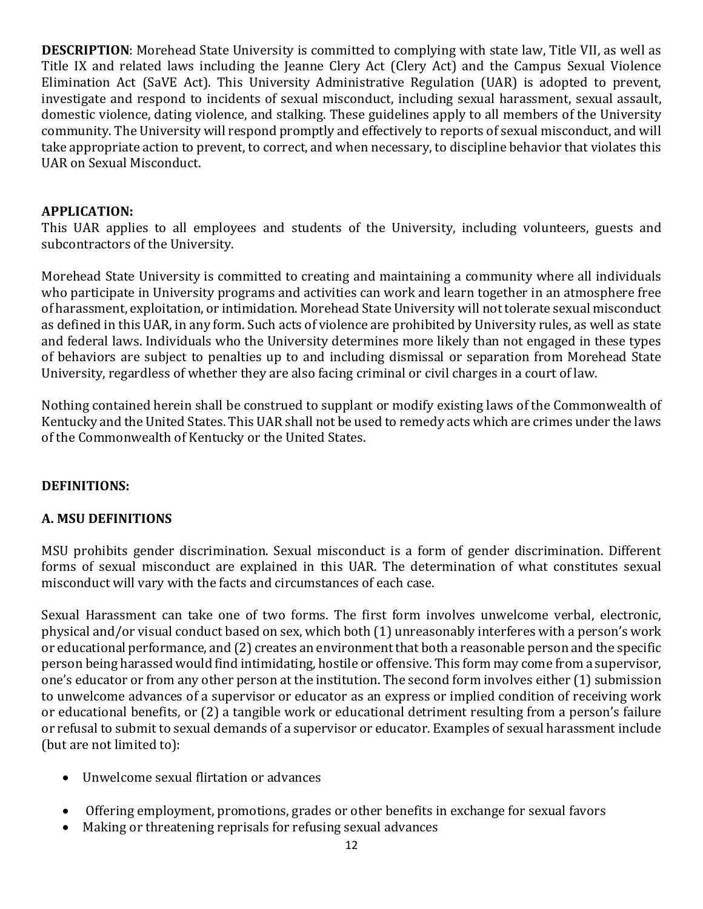**DESCRIPTION**: Morehead State University is committed to complying with state law, Title VII, as well as Title IX and related laws including the Jeanne Clery Act (Clery Act) and the Campus Sexual Violence Elimination Act (SaVE Act). This University Administrative Regulation (UAR) is adopted to prevent, investigate and respond to incidents of sexual misconduct, including sexual harassment, sexual assault, domestic violence, dating violence, and stalking. These guidelines apply to all members of the University community. The University will respond promptly and effectively to reports of sexual misconduct, and will take appropriate action to prevent, to correct, and when necessary, to discipline behavior that violates this UAR on Sexual Misconduct.

**APPLICATION:**
This UAR applies to all employees and students of the University, including volunteers, guests and subcontractors of the University.

Morehead State University is committed to creating and maintaining a community where all individuals who participate in University programs and activities can work and learn together in an atmosphere free of harassment, exploitation, or intimidation. Morehead State University will not tolerate sexual misconduct as defined in this UAR, in any form. Such acts of violence are prohibited by University rules, as well as state and federal laws. Individuals who the University determines more likely than not engaged in these types of behaviors are subject to penalties up to and including dismissal or separation from Morehead State University, regardless of whether they are also facing criminal or civil charges in a court of law.

Nothing contained herein shall be construed to supplant or modify existing laws of the Commonwealth of Kentucky and the United States. This UAR shall not be used to remedy acts which are crimes under the laws of the Commonwealth of Kentucky or the United States.

**DEFINITIONS:**

**A. MSU DEFINITIONS**

MSU prohibits gender discrimination. Sexual misconduct is a form of gender discrimination. Different forms of sexual misconduct are explained in this UAR. The determination of what constitutes sexual misconduct will vary with the facts and circumstances of each case.

Sexual Harassment can take one of two forms. The first form involves unwelcome verbal, electronic, physical and/or visual conduct based on sex, which both (1) unreasonably interferes with a person's work or educational performance, and (2) creates an environment that both a reasonable person and the specific person being harassed would find intimidating, hostile or offensive. This form may come from a supervisor, one's educator or from any other person at the institution. The second form involves either (1) submission to unwelcome advances of a supervisor or educator as an express or implied condition of receiving work or educational benefits, or (2) a tangible work or educational detriment resulting from a person's failure or refusal to submit to sexual demands of a supervisor or educator. Examples of sexual harassment include (but are not limited to):

- Unwelcome sexual flirtation or advances
- Offering employment, promotions, grades or other benefits in exchange for sexual favors
- Making or threatening reprisals for refusing sexual advances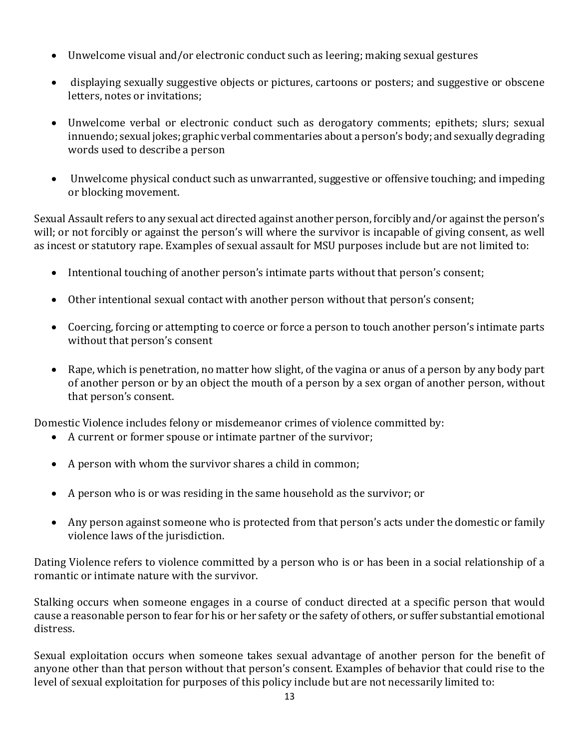- Unwelcome visual and/or electronic conduct such as leering; making sexual gestures
- displaying sexually suggestive objects or pictures, cartoons or posters; and suggestive or obscene letters, notes or invitations;
- Unwelcome verbal or electronic conduct such as derogatory comments; epithets; slurs; sexual innuendo; sexual jokes; graphic verbal commentaries about a person's body; and sexually degrading words used to describe a person
- Unwelcome physical conduct such as unwarranted, suggestive or offensive touching; and impeding or blocking movement.

Sexual Assault refers to any sexual act directed against another person, forcibly and/or against the person's will; or not forcibly or against the person's will where the survivor is incapable of giving consent, as well as incest or statutory rape. Examples of sexual assault for MSU purposes include but are not limited to:

- Intentional touching of another person's intimate parts without that person's consent;
- Other intentional sexual contact with another person without that person's consent;
- Coercing, forcing or attempting to coerce or force a person to touch another person's intimate parts without that person's consent
- Rape, which is penetration, no matter how slight, of the vagina or anus of a person by any body part of another person or by an object the mouth of a person by a sex organ of another person, without that person's consent.

Domestic Violence includes felony or misdemeanor crimes of violence committed by:

- A current or former spouse or intimate partner of the survivor;
- A person with whom the survivor shares a child in common;
- A person who is or was residing in the same household as the survivor; or
- Any person against someone who is protected from that person's acts under the domestic or family violence laws of the jurisdiction.

Dating Violence refers to violence committed by a person who is or has been in a social relationship of a romantic or intimate nature with the survivor.

Stalking occurs when someone engages in a course of conduct directed at a specific person that would cause a reasonable person to fear for his or her safety or the safety of others, or suffer substantial emotional distress.

Sexual exploitation occurs when someone takes sexual advantage of another person for the benefit of anyone other than that person without that person's consent. Examples of behavior that could rise to the level of sexual exploitation for purposes of this policy include but are not necessarily limited to: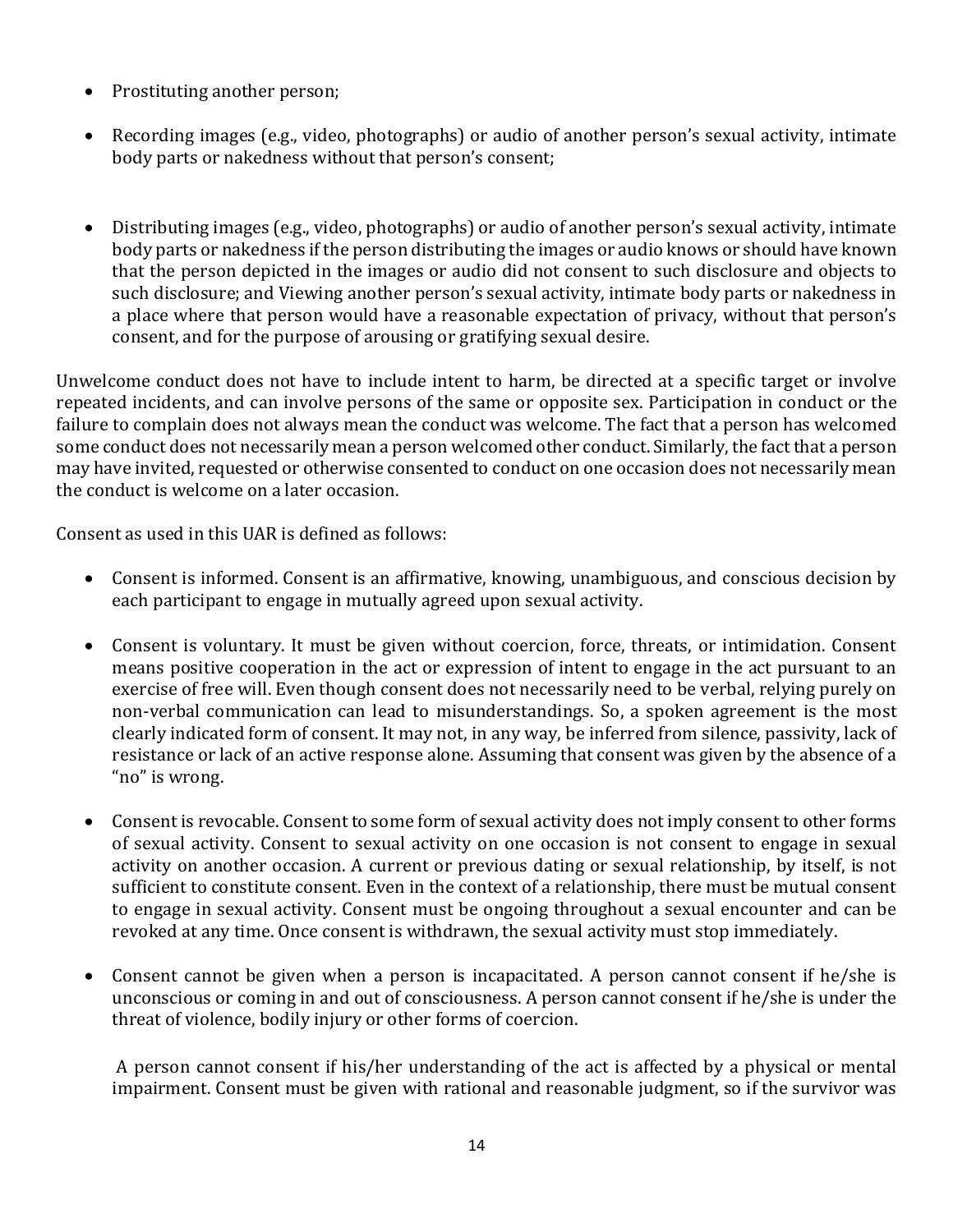- Prostituting another person;
- Recording images (e.g., video, photographs) or audio of another person's sexual activity, intimate body parts or nakedness without that person's consent;
- Distributing images (e.g., video, photographs) or audio of another person's sexual activity, intimate body parts or nakedness if the person distributing the images or audio knows or should have known that the person depicted in the images or audio did not consent to such disclosure and objects to such disclosure; and Viewing another person's sexual activity, intimate body parts or nakedness in a place where that person would have a reasonable expectation of privacy, without that person's consent, and for the purpose of arousing or gratifying sexual desire.

Unwelcome conduct does not have to include intent to harm, be directed at a specific target or involve repeated incidents, and can involve persons of the same or opposite sex. Participation in conduct or the failure to complain does not always mean the conduct was welcome. The fact that a person has welcomed some conduct does not necessarily mean a person welcomed other conduct. Similarly, the fact that a person may have invited, requested or otherwise consented to conduct on one occasion does not necessarily mean the conduct is welcome on a later occasion.

Consent as used in this UAR is defined as follows:

- Consent is informed. Consent is an affirmative, knowing, unambiguous, and conscious decision by each participant to engage in mutually agreed upon sexual activity.
- Consent is voluntary. It must be given without coercion, force, threats, or intimidation. Consent means positive cooperation in the act or expression of intent to engage in the act pursuant to an exercise of free will. Even though consent does not necessarily need to be verbal, relying purely on non-verbal communication can lead to misunderstandings. So, a spoken agreement is the most clearly indicated form of consent. It may not, in any way, be inferred from silence, passivity, lack of resistance or lack of an active response alone. Assuming that consent was given by the absence of a "no" is wrong.
- Consent is revocable. Consent to some form of sexual activity does not imply consent to other forms of sexual activity. Consent to sexual activity on one occasion is not consent to engage in sexual activity on another occasion. A current or previous dating or sexual relationship, by itself, is not sufficient to constitute consent. Even in the context of a relationship, there must be mutual consent to engage in sexual activity. Consent must be ongoing throughout a sexual encounter and can be revoked at any time. Once consent is withdrawn, the sexual activity must stop immediately.
- Consent cannot be given when a person is incapacitated. A person cannot consent if he/she is unconscious or coming in and out of consciousness. A person cannot consent if he/she is under the threat of violence, bodily injury or other forms of coercion.

  A person cannot consent if his/her understanding of the act is affected by a physical or mental impairment. Consent must be given with rational and reasonable judgment, so if the survivor was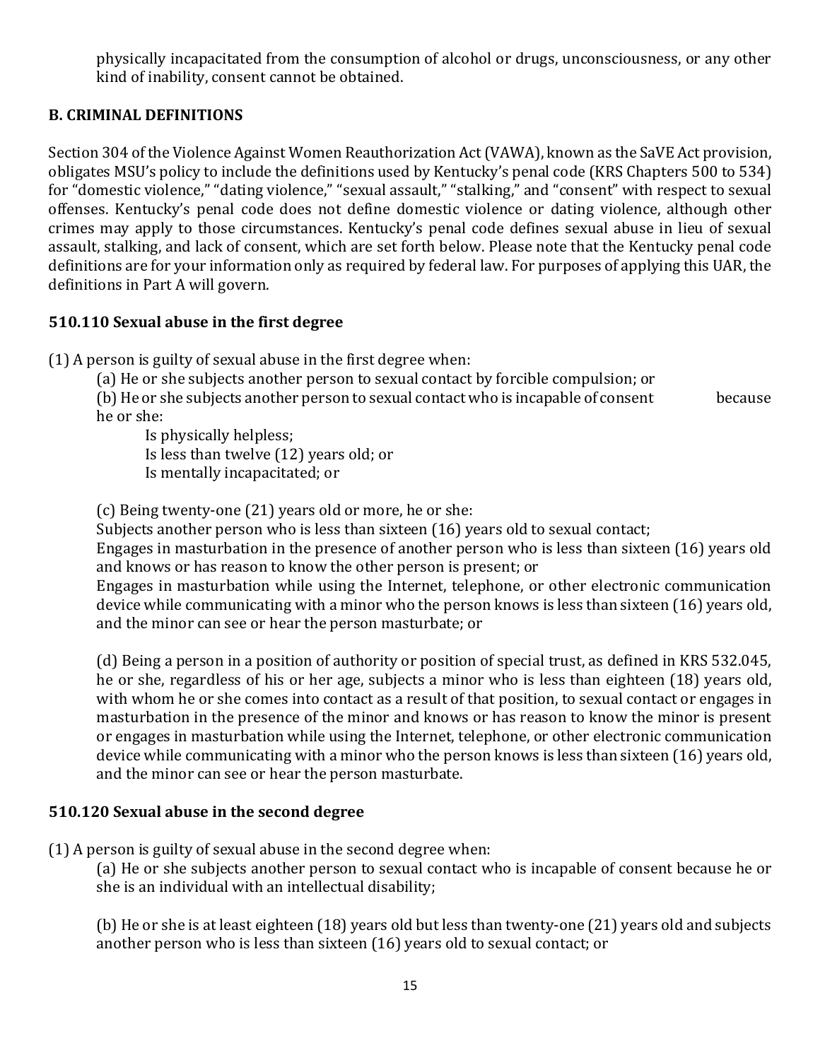physically incapacitated from the consumption of alcohol or drugs, unconsciousness, or any other kind of inability, consent cannot be obtained.

## B. CRIMINAL DEFINITIONS

Section 304 of the Violence Against Women Reauthorization Act (VAWA), known as the SaVE Act provision, obligates MSU's policy to include the definitions used by Kentucky's penal code (KRS Chapters 500 to 534) for "domestic violence," "dating violence," "sexual assault," "stalking," and "consent" with respect to sexual offenses. Kentucky's penal code does not define domestic violence or dating violence, although other crimes may apply to those circumstances. Kentucky's penal code defines sexual abuse in lieu of sexual assault, stalking, and lack of consent, which are set forth below. Please note that the Kentucky penal code definitions are for your information only as required by federal law. For purposes of applying this UAR, the definitions in Part A will govern.

### 510.110 Sexual abuse in the first degree

(1) A person is guilty of sexual abuse in the first degree when:

(a) He or she subjects another person to sexual contact by forcible compulsion; or

(b) He or she subjects another person to sexual contact who is incapable of consent because he or she:

Is physically helpless;
Is less than twelve (12) years old; or
Is mentally incapacitated; or

(c) Being twenty-one (21) years old or more, he or she:
Subjects another person who is less than sixteen (16) years old to sexual contact;
Engages in masturbation in the presence of another person who is less than sixteen (16) years old and knows or has reason to know the other person is present; or
Engages in masturbation while using the Internet, telephone, or other electronic communication device while communicating with a minor who the person knows is less than sixteen (16) years old, and the minor can see or hear the person masturbate; or

(d) Being a person in a position of authority or position of special trust, as defined in KRS 532.045, he or she, regardless of his or her age, subjects a minor who is less than eighteen (18) years old, with whom he or she comes into contact as a result of that position, to sexual contact or engages in masturbation in the presence of the minor and knows or has reason to know the minor is present or engages in masturbation while using the Internet, telephone, or other electronic communication device while communicating with a minor who the person knows is less than sixteen (16) years old, and the minor can see or hear the person masturbate.

### 510.120 Sexual abuse in the second degree

(1) A person is guilty of sexual abuse in the second degree when:

(a) He or she subjects another person to sexual contact who is incapable of consent because he or she is an individual with an intellectual disability;

(b) He or she is at least eighteen (18) years old but less than twenty-one (21) years old and subjects another person who is less than sixteen (16) years old to sexual contact; or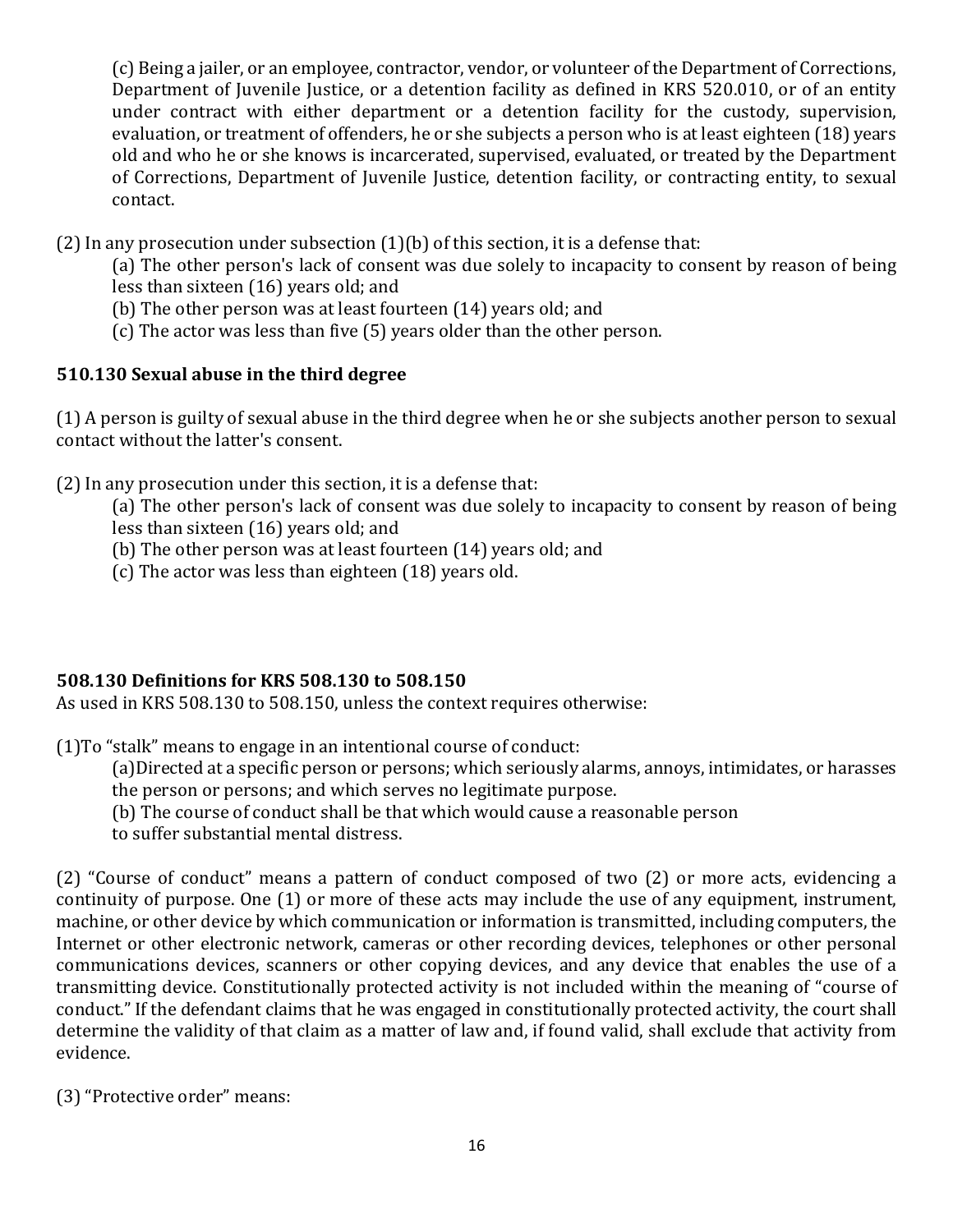(c) Being a jailer, or an employee, contractor, vendor, or volunteer of the Department of Corrections, Department of Juvenile Justice, or a detention facility as defined in KRS 520.010, or of an entity under contract with either department or a detention facility for the custody, supervision, evaluation, or treatment of offenders, he or she subjects a person who is at least eighteen (18) years old and who he or she knows is incarcerated, supervised, evaluated, or treated by the Department of Corrections, Department of Juvenile Justice, detention facility, or contracting entity, to sexual contact.

(2) In any prosecution under subsection (1)(b) of this section, it is a defense that:

(a) The other person's lack of consent was due solely to incapacity to consent by reason of being less than sixteen (16) years old; and

(b) The other person was at least fourteen (14) years old; and

(c) The actor was less than five (5) years older than the other person.

**510.130 Sexual abuse in the third degree**

(1) A person is guilty of sexual abuse in the third degree when he or she subjects another person to sexual contact without the latter's consent.

(2) In any prosecution under this section, it is a defense that:

(a) The other person's lack of consent was due solely to incapacity to consent by reason of being less than sixteen (16) years old; and

(b) The other person was at least fourteen (14) years old; and

(c) The actor was less than eighteen (18) years old.

**508.130 Definitions for KRS 508.130 to 508.150**

As used in KRS 508.130 to 508.150, unless the context requires otherwise:

(1)To "stalk" means to engage in an intentional course of conduct:

(a)Directed at a specific person or persons; which seriously alarms, annoys, intimidates, or harasses the person or persons; and which serves no legitimate purpose.

(b) The course of conduct shall be that which would cause a reasonable person to suffer substantial mental distress.

(2) "Course of conduct" means a pattern of conduct composed of two (2) or more acts, evidencing a continuity of purpose. One (1) or more of these acts may include the use of any equipment, instrument, machine, or other device by which communication or information is transmitted, including computers, the Internet or other electronic network, cameras or other recording devices, telephones or other personal communications devices, scanners or other copying devices, and any device that enables the use of a transmitting device. Constitutionally protected activity is not included within the meaning of "course of conduct." If the defendant claims that he was engaged in constitutionally protected activity, the court shall determine the validity of that claim as a matter of law and, if found valid, shall exclude that activity from evidence.

(3) "Protective order" means: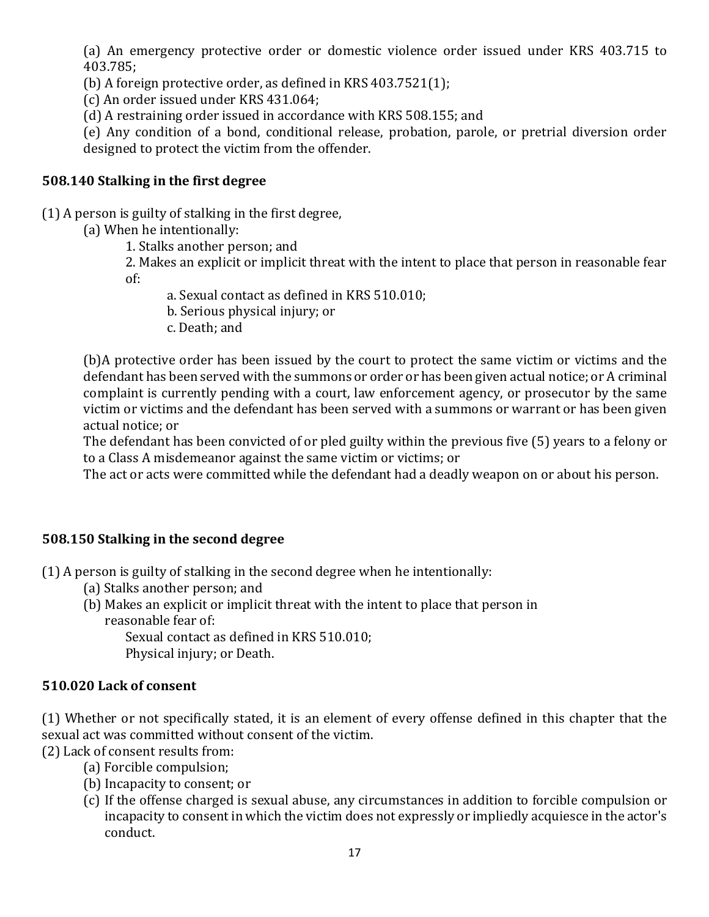(a) An emergency protective order or domestic violence order issued under KRS 403.715 to 403.785;
(b) A foreign protective order, as defined in KRS 403.7521(1);
(c) An order issued under KRS 431.064;
(d) A restraining order issued in accordance with KRS 508.155; and
(e) Any condition of a bond, conditional release, probation, parole, or pretrial diversion order designed to protect the victim from the offender.

### 508.140 Stalking in the first degree

(1) A person is guilty of stalking in the first degree,

(a) When he intentionally:

1. Stalks another person; and
2. Makes an explicit or implicit threat with the intent to place that person in reasonable fear of:
   a. Sexual contact as defined in KRS 510.010;
   b. Serious physical injury; or
   c. Death; and

(b)A protective order has been issued by the court to protect the same victim or victims and the defendant has been served with the summons or order or has been given actual notice; or A criminal complaint is currently pending with a court, law enforcement agency, or prosecutor by the same victim or victims and the defendant has been served with a summons or warrant or has been given actual notice; or

The defendant has been convicted of or pled guilty within the previous five (5) years to a felony or to a Class A misdemeanor against the same victim or victims; or

The act or acts were committed while the defendant had a deadly weapon on or about his person.

### 508.150 Stalking in the second degree

(1) A person is guilty of stalking in the second degree when he intentionally:

(a) Stalks another person; and
(b) Makes an explicit or implicit threat with the intent to place that person in reasonable fear of:
Sexual contact as defined in KRS 510.010;
Physical injury; or Death.

### 510.020 Lack of consent

(1) Whether or not specifically stated, it is an element of every offense defined in this chapter that the sexual act was committed without consent of the victim.

(2) Lack of consent results from:

(a) Forcible compulsion;
(b) Incapacity to consent; or
(c) If the offense charged is sexual abuse, any circumstances in addition to forcible compulsion or incapacity to consent in which the victim does not expressly or impliedly acquiesce in the actor's conduct.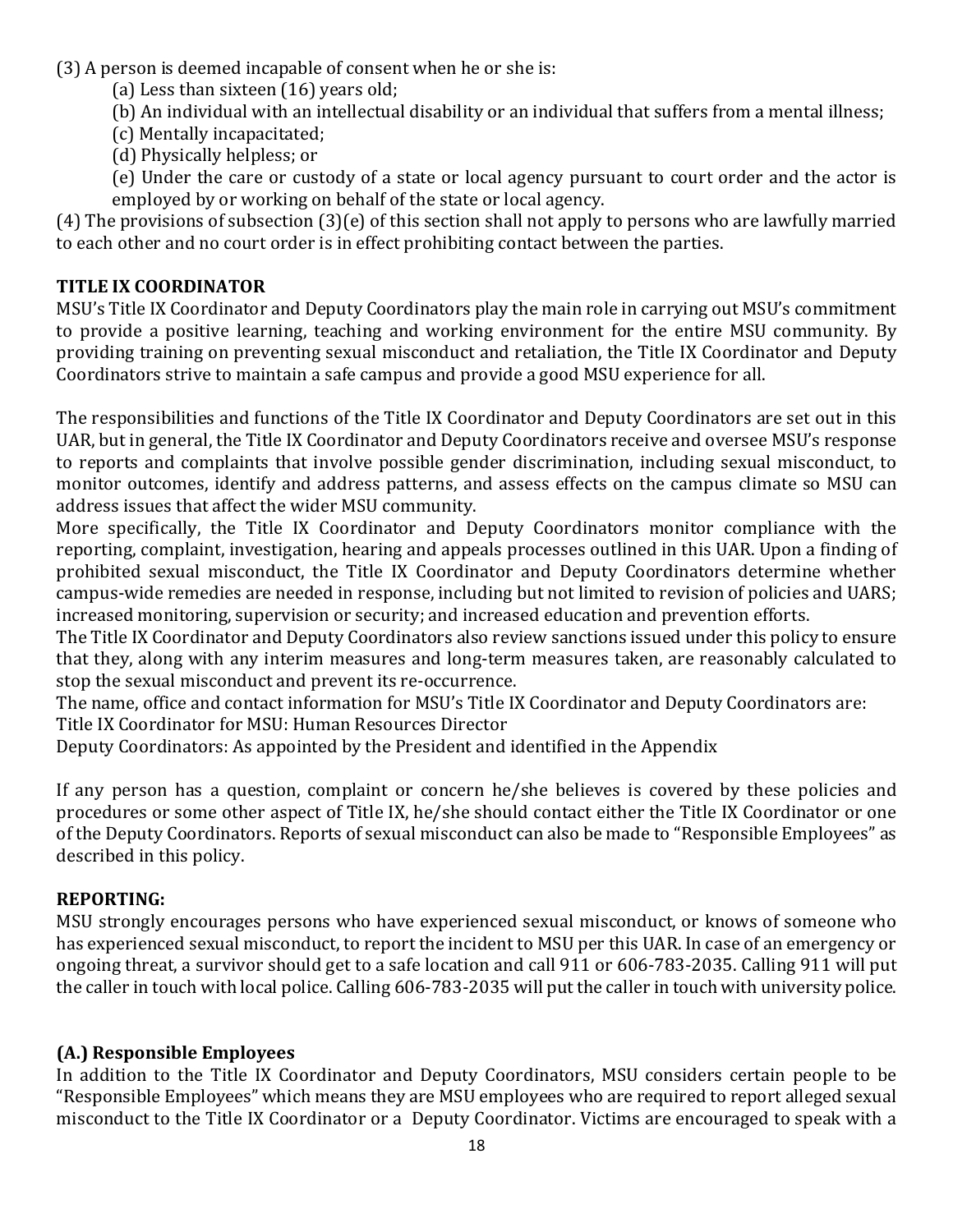(3) A person is deemed incapable of consent when he or she is:

(a) Less than sixteen (16) years old;

(b) An individual with an intellectual disability or an individual that suffers from a mental illness;

(c) Mentally incapacitated;

(d) Physically helpless; or

(e) Under the care or custody of a state or local agency pursuant to court order and the actor is employed by or working on behalf of the state or local agency.

(4) The provisions of subsection (3)(e) of this section shall not apply to persons who are lawfully married to each other and no court order is in effect prohibiting contact between the parties.

**TITLE IX COORDINATOR**

MSU's Title IX Coordinator and Deputy Coordinators play the main role in carrying out MSU's commitment to provide a positive learning, teaching and working environment for the entire MSU community. By providing training on preventing sexual misconduct and retaliation, the Title IX Coordinator and Deputy Coordinators strive to maintain a safe campus and provide a good MSU experience for all.

The responsibilities and functions of the Title IX Coordinator and Deputy Coordinators are set out in this UAR, but in general, the Title IX Coordinator and Deputy Coordinators receive and oversee MSU's response to reports and complaints that involve possible gender discrimination, including sexual misconduct, to monitor outcomes, identify and address patterns, and assess effects on the campus climate so MSU can address issues that affect the wider MSU community.

More specifically, the Title IX Coordinator and Deputy Coordinators monitor compliance with the reporting, complaint, investigation, hearing and appeals processes outlined in this UAR. Upon a finding of prohibited sexual misconduct, the Title IX Coordinator and Deputy Coordinators determine whether campus-wide remedies are needed in response, including but not limited to revision of policies and UARS; increased monitoring, supervision or security; and increased education and prevention efforts.

The Title IX Coordinator and Deputy Coordinators also review sanctions issued under this policy to ensure that they, along with any interim measures and long-term measures taken, are reasonably calculated to stop the sexual misconduct and prevent its re-occurrence.

The name, office and contact information for MSU's Title IX Coordinator and Deputy Coordinators are:

Title IX Coordinator for MSU: Human Resources Director

Deputy Coordinators: As appointed by the President and identified in the Appendix

If any person has a question, complaint or concern he/she believes is covered by these policies and procedures or some other aspect of Title IX, he/she should contact either the Title IX Coordinator or one of the Deputy Coordinators. Reports of sexual misconduct can also be made to "Responsible Employees" as described in this policy.

**REPORTING:**

MSU strongly encourages persons who have experienced sexual misconduct, or knows of someone who has experienced sexual misconduct, to report the incident to MSU per this UAR. In case of an emergency or ongoing threat, a survivor should get to a safe location and call 911 or 606-783-2035. Calling 911 will put the caller in touch with local police. Calling 606-783-2035 will put the caller in touch with university police.

**(A.) Responsible Employees**

In addition to the Title IX Coordinator and Deputy Coordinators, MSU considers certain people to be "Responsible Employees" which means they are MSU employees who are required to report alleged sexual misconduct to the Title IX Coordinator or a Deputy Coordinator. Victims are encouraged to speak with a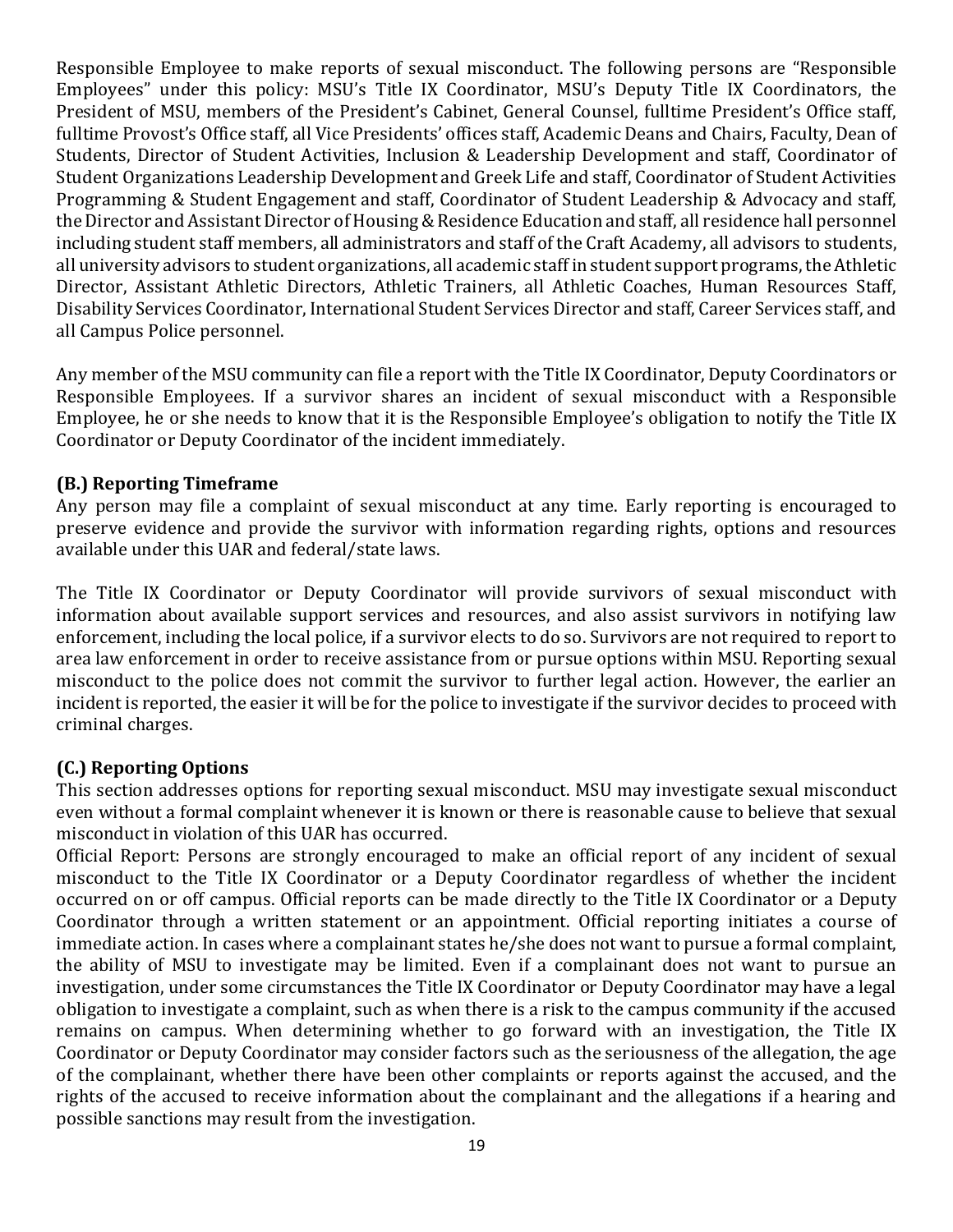Responsible Employee to make reports of sexual misconduct. The following persons are "Responsible Employees" under this policy: MSU's Title IX Coordinator, MSU's Deputy Title IX Coordinators, the President of MSU, members of the President's Cabinet, General Counsel, fulltime President's Office staff, fulltime Provost's Office staff, all Vice Presidents' offices staff, Academic Deans and Chairs, Faculty, Dean of Students, Director of Student Activities, Inclusion & Leadership Development and staff, Coordinator of Student Organizations Leadership Development and Greek Life and staff, Coordinator of Student Activities Programming & Student Engagement and staff, Coordinator of Student Leadership & Advocacy and staff, the Director and Assistant Director of Housing & Residence Education and staff, all residence hall personnel including student staff members, all administrators and staff of the Craft Academy, all advisors to students, all university advisors to student organizations, all academic staff in student support programs, the Athletic Director, Assistant Athletic Directors, Athletic Trainers, all Athletic Coaches, Human Resources Staff, Disability Services Coordinator, International Student Services Director and staff, Career Services staff, and all Campus Police personnel.

Any member of the MSU community can file a report with the Title IX Coordinator, Deputy Coordinators or Responsible Employees. If a survivor shares an incident of sexual misconduct with a Responsible Employee, he or she needs to know that it is the Responsible Employee's obligation to notify the Title IX Coordinator or Deputy Coordinator of the incident immediately.

### (B.) Reporting Timeframe

Any person may file a complaint of sexual misconduct at any time. Early reporting is encouraged to preserve evidence and provide the survivor with information regarding rights, options and resources available under this UAR and federal/state laws.

The Title IX Coordinator or Deputy Coordinator will provide survivors of sexual misconduct with information about available support services and resources, and also assist survivors in notifying law enforcement, including the local police, if a survivor elects to do so. Survivors are not required to report to area law enforcement in order to receive assistance from or pursue options within MSU. Reporting sexual misconduct to the police does not commit the survivor to further legal action. However, the earlier an incident is reported, the easier it will be for the police to investigate if the survivor decides to proceed with criminal charges.

### (C.) Reporting Options

This section addresses options for reporting sexual misconduct. MSU may investigate sexual misconduct even without a formal complaint whenever it is known or there is reasonable cause to believe that sexual misconduct in violation of this UAR has occurred.

Official Report: Persons are strongly encouraged to make an official report of any incident of sexual misconduct to the Title IX Coordinator or a Deputy Coordinator regardless of whether the incident occurred on or off campus. Official reports can be made directly to the Title IX Coordinator or a Deputy Coordinator through a written statement or an appointment. Official reporting initiates a course of immediate action. In cases where a complainant states he/she does not want to pursue a formal complaint, the ability of MSU to investigate may be limited. Even if a complainant does not want to pursue an investigation, under some circumstances the Title IX Coordinator or Deputy Coordinator may have a legal obligation to investigate a complaint, such as when there is a risk to the campus community if the accused remains on campus. When determining whether to go forward with an investigation, the Title IX Coordinator or Deputy Coordinator may consider factors such as the seriousness of the allegation, the age of the complainant, whether there have been other complaints or reports against the accused, and the rights of the accused to receive information about the complainant and the allegations if a hearing and possible sanctions may result from the investigation.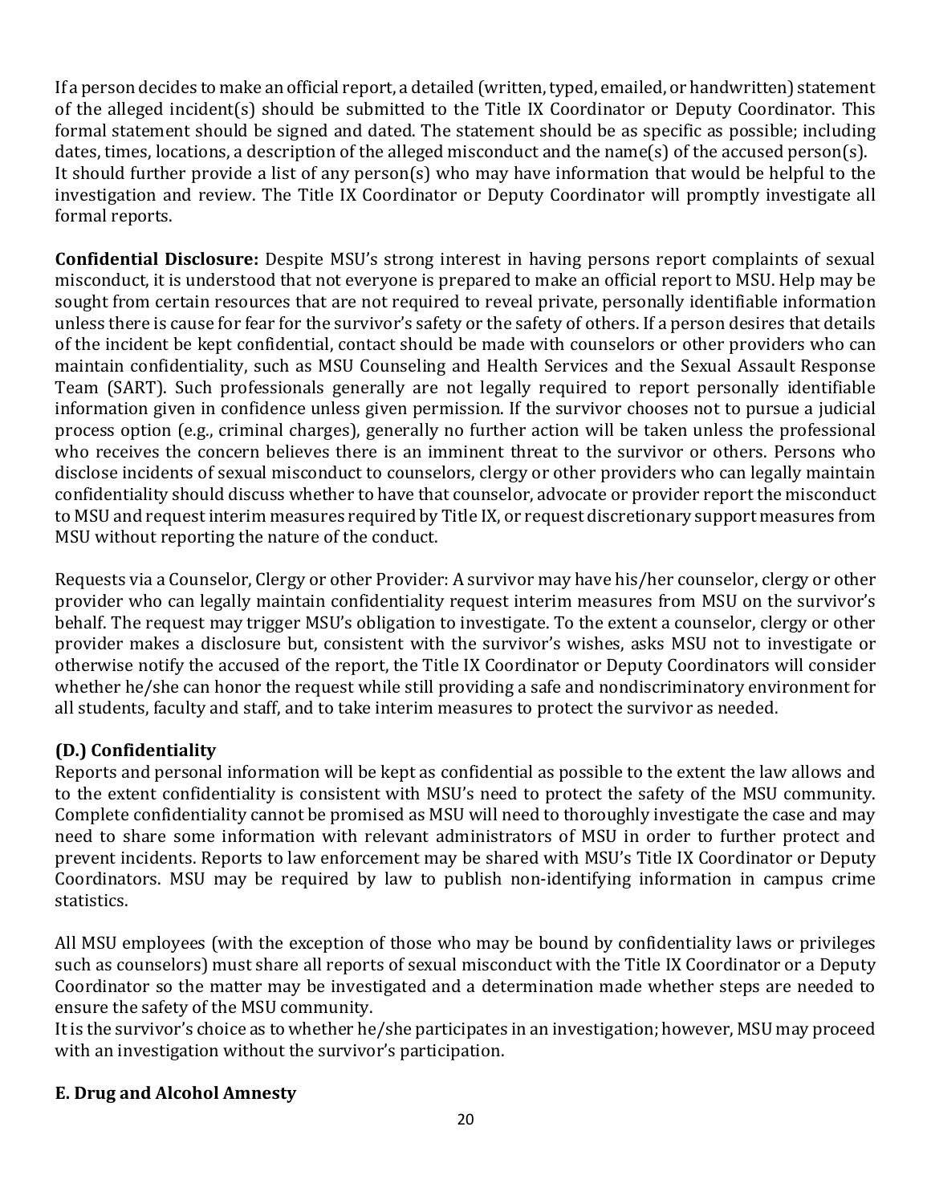If a person decides to make an official report, a detailed (written, typed, emailed, or handwritten) statement of the alleged incident(s) should be submitted to the Title IX Coordinator or Deputy Coordinator. This formal statement should be signed and dated. The statement should be as specific as possible; including dates, times, locations, a description of the alleged misconduct and the name(s) of the accused person(s). It should further provide a list of any person(s) who may have information that would be helpful to the investigation and review. The Title IX Coordinator or Deputy Coordinator will promptly investigate all formal reports.

**Confidential Disclosure:** Despite MSU's strong interest in having persons report complaints of sexual misconduct, it is understood that not everyone is prepared to make an official report to MSU. Help may be sought from certain resources that are not required to reveal private, personally identifiable information unless there is cause for fear for the survivor's safety or the safety of others. If a person desires that details of the incident be kept confidential, contact should be made with counselors or other providers who can maintain confidentiality, such as MSU Counseling and Health Services and the Sexual Assault Response Team (SART). Such professionals generally are not legally required to report personally identifiable information given in confidence unless given permission. If the survivor chooses not to pursue a judicial process option (e.g., criminal charges), generally no further action will be taken unless the professional who receives the concern believes there is an imminent threat to the survivor or others. Persons who disclose incidents of sexual misconduct to counselors, clergy or other providers who can legally maintain confidentiality should discuss whether to have that counselor, advocate or provider report the misconduct to MSU and request interim measures required by Title IX, or request discretionary support measures from MSU without reporting the nature of the conduct.

Requests via a Counselor, Clergy or other Provider: A survivor may have his/her counselor, clergy or other provider who can legally maintain confidentiality request interim measures from MSU on the survivor's behalf. The request may trigger MSU's obligation to investigate. To the extent a counselor, clergy or other provider makes a disclosure but, consistent with the survivor's wishes, asks MSU not to investigate or otherwise notify the accused of the report, the Title IX Coordinator or Deputy Coordinators will consider whether he/she can honor the request while still providing a safe and nondiscriminatory environment for all students, faculty and staff, and to take interim measures to protect the survivor as needed.

### (D.) Confidentiality

Reports and personal information will be kept as confidential as possible to the extent the law allows and to the extent confidentiality is consistent with MSU's need to protect the safety of the MSU community. Complete confidentiality cannot be promised as MSU will need to thoroughly investigate the case and may need to share some information with relevant administrators of MSU in order to further protect and prevent incidents. Reports to law enforcement may be shared with MSU's Title IX Coordinator or Deputy Coordinators. MSU may be required by law to publish non-identifying information in campus crime statistics.

All MSU employees (with the exception of those who may be bound by confidentiality laws or privileges such as counselors) must share all reports of sexual misconduct with the Title IX Coordinator or a Deputy Coordinator so the matter may be investigated and a determination made whether steps are needed to ensure the safety of the MSU community.
It is the survivor's choice as to whether he/she participates in an investigation; however, MSU may proceed with an investigation without the survivor's participation.

### E. Drug and Alcohol Amnesty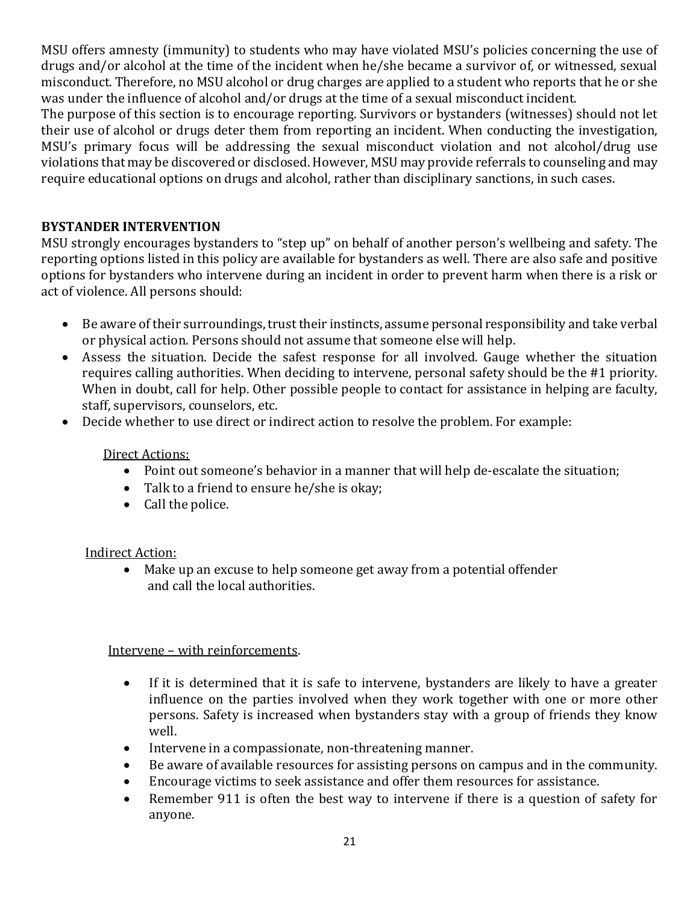MSU offers amnesty (immunity) to students who may have violated MSU's policies concerning the use of drugs and/or alcohol at the time of the incident when he/she became a survivor of, or witnessed, sexual misconduct. Therefore, no MSU alcohol or drug charges are applied to a student who reports that he or she was under the influence of alcohol and/or drugs at the time of a sexual misconduct incident.
The purpose of this section is to encourage reporting. Survivors or bystanders (witnesses) should not let their use of alcohol or drugs deter them from reporting an incident. When conducting the investigation, MSU's primary focus will be addressing the sexual misconduct violation and not alcohol/drug use violations that may be discovered or disclosed. However, MSU may provide referrals to counseling and may require educational options on drugs and alcohol, rather than disciplinary sanctions, in such cases.

## BYSTANDER INTERVENTION

MSU strongly encourages bystanders to "step up" on behalf of another person's wellbeing and safety. The reporting options listed in this policy are available for bystanders as well. There are also safe and positive options for bystanders who intervene during an incident in order to prevent harm when there is a risk or act of violence. All persons should:

- Be aware of their surroundings, trust their instincts, assume personal responsibility and take verbal or physical action. Persons should not assume that someone else will help.
- Assess the situation. Decide the safest response for all involved. Gauge whether the situation requires calling authorities. When deciding to intervene, personal safety should be the #1 priority. When in doubt, call for help. Other possible people to contact for assistance in helping are faculty, staff, supervisors, counselors, etc.
- Decide whether to use direct or indirect action to resolve the problem. For example:

<u>Direct Actions:</u>

- Point out someone's behavior in a manner that will help de-escalate the situation;
- Talk to a friend to ensure he/she is okay;
- Call the police.

<u>Indirect Action:</u>

- Make up an excuse to help someone get away from a potential offender and call the local authorities.

<u>Intervene – with reinforcements</u>.

- If it is determined that it is safe to intervene, bystanders are likely to have a greater influence on the parties involved when they work together with one or more other persons. Safety is increased when bystanders stay with a group of friends they know well.
- Intervene in a compassionate, non-threatening manner.
- Be aware of available resources for assisting persons on campus and in the community.
- Encourage victims to seek assistance and offer them resources for assistance.
- Remember 911 is often the best way to intervene if there is a question of safety for anyone.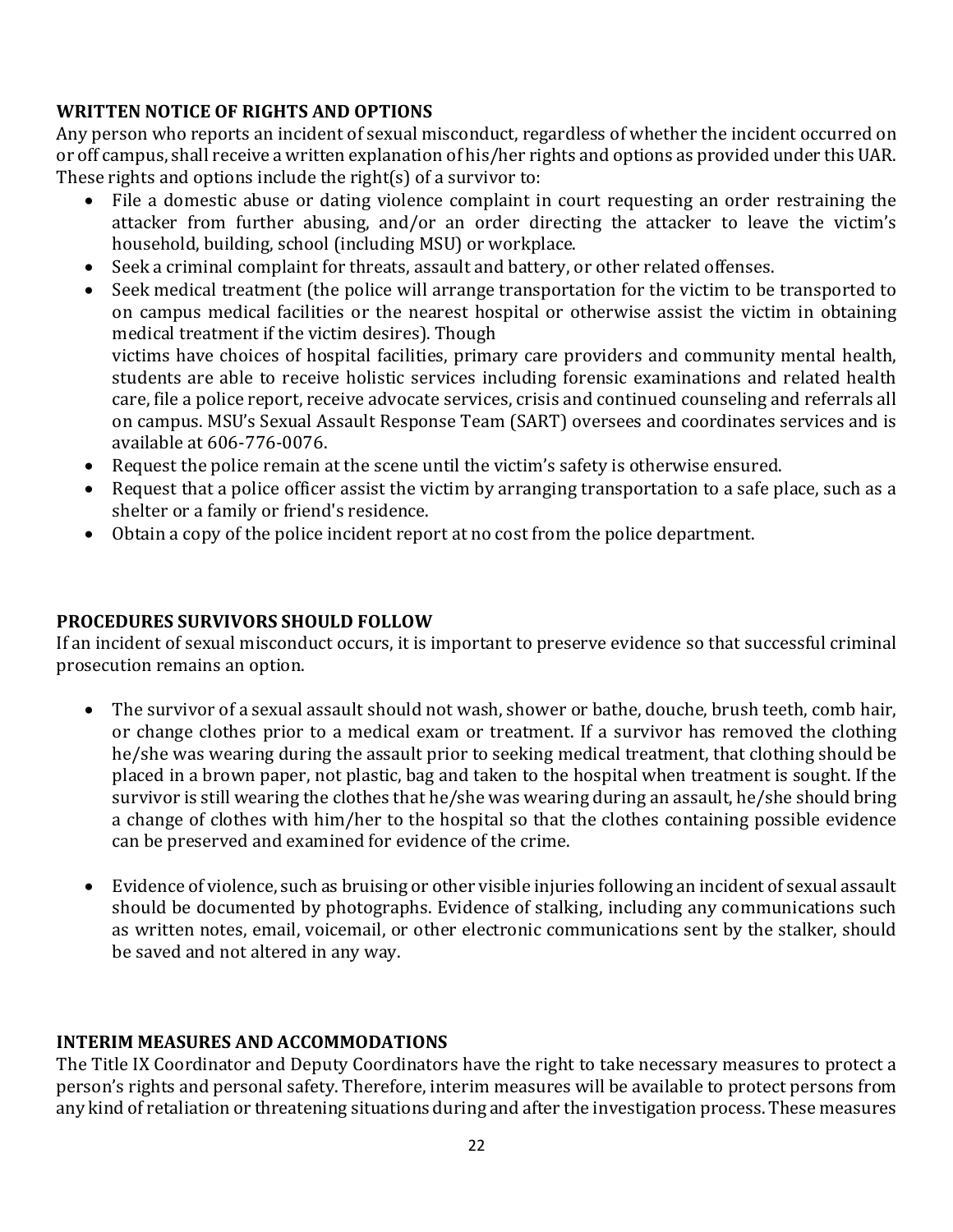### WRITTEN NOTICE OF RIGHTS AND OPTIONS

Any person who reports an incident of sexual misconduct, regardless of whether the incident occurred on or off campus, shall receive a written explanation of his/her rights and options as provided under this UAR. These rights and options include the right(s) of a survivor to:

- File a domestic abuse or dating violence complaint in court requesting an order restraining the attacker from further abusing, and/or an order directing the attacker to leave the victim's household, building, school (including MSU) or workplace.
- Seek a criminal complaint for threats, assault and battery, or other related offenses.
- Seek medical treatment (the police will arrange transportation for the victim to be transported to on campus medical facilities or the nearest hospital or otherwise assist the victim in obtaining medical treatment if the victim desires). Though victims have choices of hospital facilities, primary care providers and community mental health, students are able to receive holistic services including forensic examinations and related health care, file a police report, receive advocate services, crisis and continued counseling and referrals all on campus. MSU's Sexual Assault Response Team (SART) oversees and coordinates services and is available at 606-776-0076.
- Request the police remain at the scene until the victim's safety is otherwise ensured.
- Request that a police officer assist the victim by arranging transportation to a safe place, such as a shelter or a family or friend's residence.
- Obtain a copy of the police incident report at no cost from the police department.

### PROCEDURES SURVIVORS SHOULD FOLLOW

If an incident of sexual misconduct occurs, it is important to preserve evidence so that successful criminal prosecution remains an option.

- The survivor of a sexual assault should not wash, shower or bathe, douche, brush teeth, comb hair, or change clothes prior to a medical exam or treatment. If a survivor has removed the clothing he/she was wearing during the assault prior to seeking medical treatment, that clothing should be placed in a brown paper, not plastic, bag and taken to the hospital when treatment is sought. If the survivor is still wearing the clothes that he/she was wearing during an assault, he/she should bring a change of clothes with him/her to the hospital so that the clothes containing possible evidence can be preserved and examined for evidence of the crime.

- Evidence of violence, such as bruising or other visible injuries following an incident of sexual assault should be documented by photographs. Evidence of stalking, including any communications such as written notes, email, voicemail, or other electronic communications sent by the stalker, should be saved and not altered in any way.

### INTERIM MEASURES AND ACCOMMODATIONS

The Title IX Coordinator and Deputy Coordinators have the right to take necessary measures to protect a person's rights and personal safety. Therefore, interim measures will be available to protect persons from any kind of retaliation or threatening situations during and after the investigation process. These measures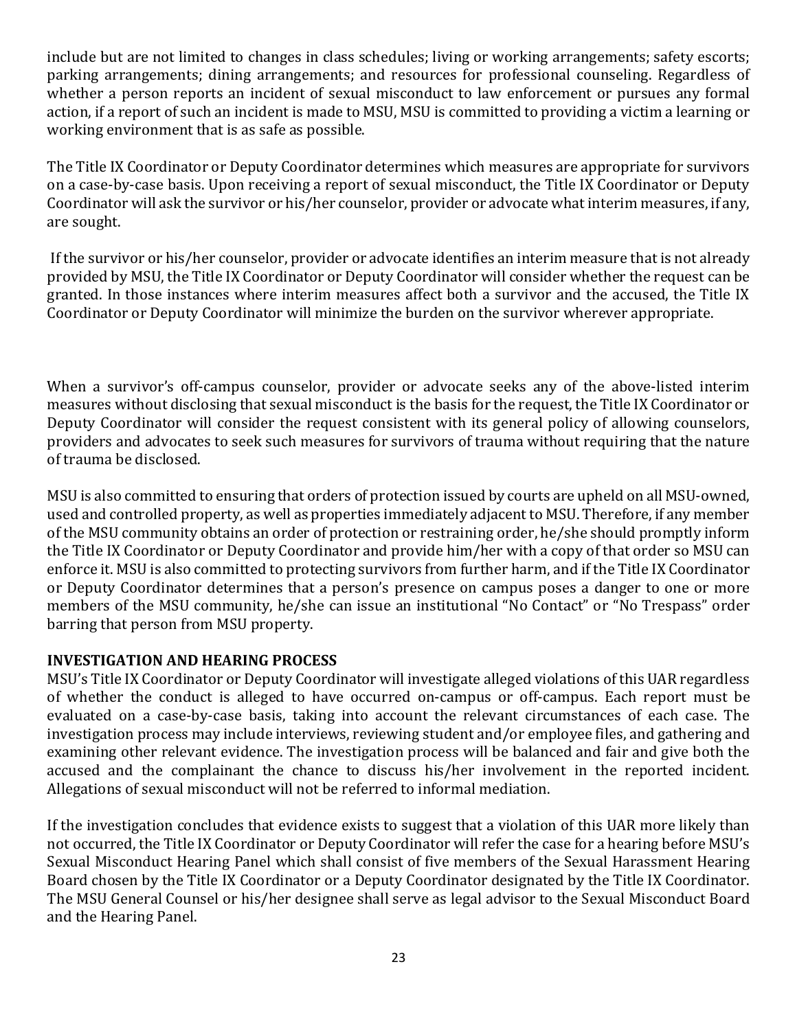include but are not limited to changes in class schedules; living or working arrangements; safety escorts; parking arrangements; dining arrangements; and resources for professional counseling. Regardless of whether a person reports an incident of sexual misconduct to law enforcement or pursues any formal action, if a report of such an incident is made to MSU, MSU is committed to providing a victim a learning or working environment that is as safe as possible.

The Title IX Coordinator or Deputy Coordinator determines which measures are appropriate for survivors on a case-by-case basis. Upon receiving a report of sexual misconduct, the Title IX Coordinator or Deputy Coordinator will ask the survivor or his/her counselor, provider or advocate what interim measures, if any, are sought.

If the survivor or his/her counselor, provider or advocate identifies an interim measure that is not already provided by MSU, the Title IX Coordinator or Deputy Coordinator will consider whether the request can be granted. In those instances where interim measures affect both a survivor and the accused, the Title IX Coordinator or Deputy Coordinator will minimize the burden on the survivor wherever appropriate.

When a survivor's off-campus counselor, provider or advocate seeks any of the above-listed interim measures without disclosing that sexual misconduct is the basis for the request, the Title IX Coordinator or Deputy Coordinator will consider the request consistent with its general policy of allowing counselors, providers and advocates to seek such measures for survivors of trauma without requiring that the nature of trauma be disclosed.

MSU is also committed to ensuring that orders of protection issued by courts are upheld on all MSU-owned, used and controlled property, as well as properties immediately adjacent to MSU. Therefore, if any member of the MSU community obtains an order of protection or restraining order, he/she should promptly inform the Title IX Coordinator or Deputy Coordinator and provide him/her with a copy of that order so MSU can enforce it. MSU is also committed to protecting survivors from further harm, and if the Title IX Coordinator or Deputy Coordinator determines that a person's presence on campus poses a danger to one or more members of the MSU community, he/she can issue an institutional "No Contact" or "No Trespass" order barring that person from MSU property.

**INVESTIGATION AND HEARING PROCESS**

MSU's Title IX Coordinator or Deputy Coordinator will investigate alleged violations of this UAR regardless of whether the conduct is alleged to have occurred on-campus or off-campus. Each report must be evaluated on a case-by-case basis, taking into account the relevant circumstances of each case. The investigation process may include interviews, reviewing student and/or employee files, and gathering and examining other relevant evidence. The investigation process will be balanced and fair and give both the accused and the complainant the chance to discuss his/her involvement in the reported incident. Allegations of sexual misconduct will not be referred to informal mediation.

If the investigation concludes that evidence exists to suggest that a violation of this UAR more likely than not occurred, the Title IX Coordinator or Deputy Coordinator will refer the case for a hearing before MSU's Sexual Misconduct Hearing Panel which shall consist of five members of the Sexual Harassment Hearing Board chosen by the Title IX Coordinator or a Deputy Coordinator designated by the Title IX Coordinator. The MSU General Counsel or his/her designee shall serve as legal advisor to the Sexual Misconduct Board and the Hearing Panel.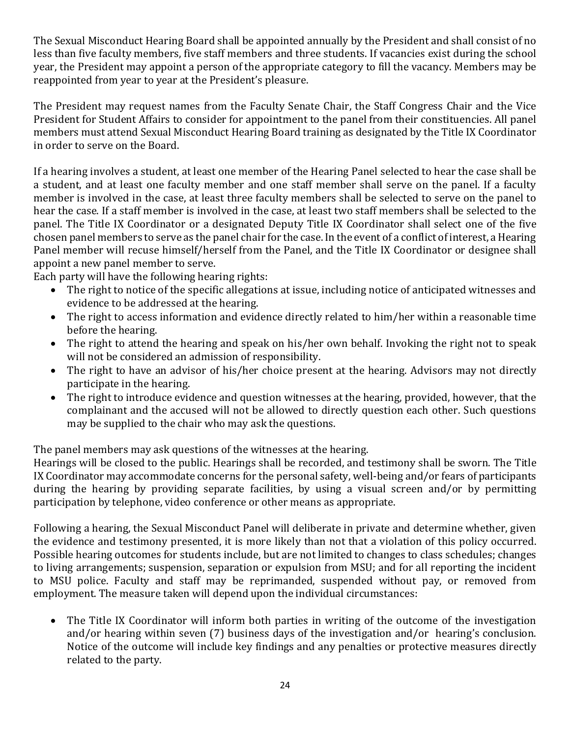The Sexual Misconduct Hearing Board shall be appointed annually by the President and shall consist of no less than five faculty members, five staff members and three students. If vacancies exist during the school year, the President may appoint a person of the appropriate category to fill the vacancy. Members may be reappointed from year to year at the President's pleasure.

The President may request names from the Faculty Senate Chair, the Staff Congress Chair and the Vice President for Student Affairs to consider for appointment to the panel from their constituencies. All panel members must attend Sexual Misconduct Hearing Board training as designated by the Title IX Coordinator in order to serve on the Board.

If a hearing involves a student, at least one member of the Hearing Panel selected to hear the case shall be a student, and at least one faculty member and one staff member shall serve on the panel. If a faculty member is involved in the case, at least three faculty members shall be selected to serve on the panel to hear the case. If a staff member is involved in the case, at least two staff members shall be selected to the panel. The Title IX Coordinator or a designated Deputy Title IX Coordinator shall select one of the five chosen panel members to serve as the panel chair for the case. In the event of a conflict of interest, a Hearing Panel member will recuse himself/herself from the Panel, and the Title IX Coordinator or designee shall appoint a new panel member to serve.

Each party will have the following hearing rights:

- The right to notice of the specific allegations at issue, including notice of anticipated witnesses and evidence to be addressed at the hearing.
- The right to access information and evidence directly related to him/her within a reasonable time before the hearing.
- The right to attend the hearing and speak on his/her own behalf. Invoking the right not to speak will not be considered an admission of responsibility.
- The right to have an advisor of his/her choice present at the hearing. Advisors may not directly participate in the hearing.
- The right to introduce evidence and question witnesses at the hearing, provided, however, that the complainant and the accused will not be allowed to directly question each other. Such questions may be supplied to the chair who may ask the questions.

The panel members may ask questions of the witnesses at the hearing.

Hearings will be closed to the public. Hearings shall be recorded, and testimony shall be sworn. The Title IX Coordinator may accommodate concerns for the personal safety, well-being and/or fears of participants during the hearing by providing separate facilities, by using a visual screen and/or by permitting participation by telephone, video conference or other means as appropriate.

Following a hearing, the Sexual Misconduct Panel will deliberate in private and determine whether, given the evidence and testimony presented, it is more likely than not that a violation of this policy occurred. Possible hearing outcomes for students include, but are not limited to changes to class schedules; changes to living arrangements; suspension, separation or expulsion from MSU; and for all reporting the incident to MSU police. Faculty and staff may be reprimanded, suspended without pay, or removed from employment. The measure taken will depend upon the individual circumstances:

- The Title IX Coordinator will inform both parties in writing of the outcome of the investigation and/or hearing within seven (7) business days of the investigation and/or hearing's conclusion. Notice of the outcome will include key findings and any penalties or protective measures directly related to the party.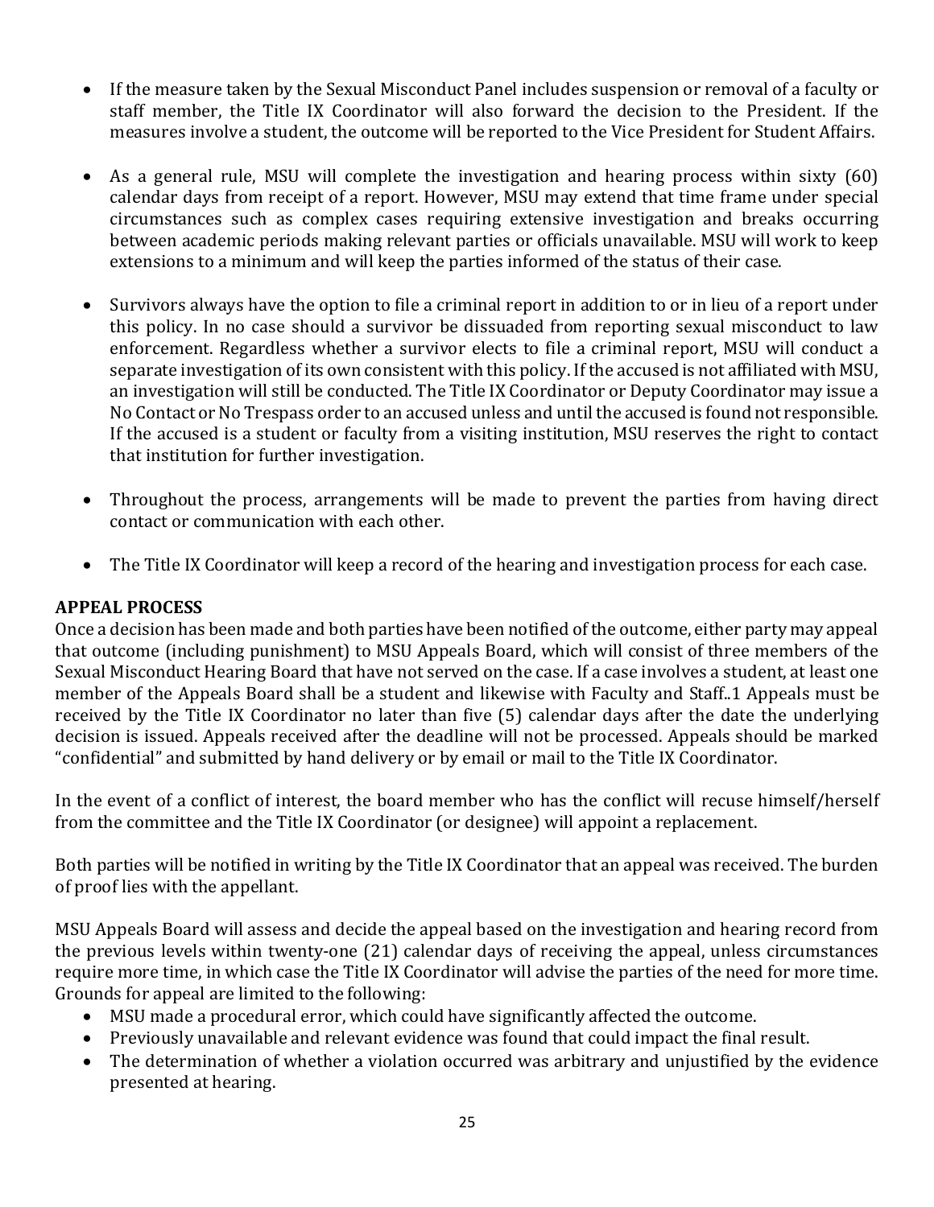- If the measure taken by the Sexual Misconduct Panel includes suspension or removal of a faculty or staff member, the Title IX Coordinator will also forward the decision to the President. If the measures involve a student, the outcome will be reported to the Vice President for Student Affairs.

- As a general rule, MSU will complete the investigation and hearing process within sixty (60) calendar days from receipt of a report. However, MSU may extend that time frame under special circumstances such as complex cases requiring extensive investigation and breaks occurring between academic periods making relevant parties or officials unavailable. MSU will work to keep extensions to a minimum and will keep the parties informed of the status of their case.

- Survivors always have the option to file a criminal report in addition to or in lieu of a report under this policy. In no case should a survivor be dissuaded from reporting sexual misconduct to law enforcement. Regardless whether a survivor elects to file a criminal report, MSU will conduct a separate investigation of its own consistent with this policy. If the accused is not affiliated with MSU, an investigation will still be conducted. The Title IX Coordinator or Deputy Coordinator may issue a No Contact or No Trespass order to an accused unless and until the accused is found not responsible. If the accused is a student or faculty from a visiting institution, MSU reserves the right to contact that institution for further investigation.

- Throughout the process, arrangements will be made to prevent the parties from having direct contact or communication with each other.

- The Title IX Coordinator will keep a record of the hearing and investigation process for each case.

**APPEAL PROCESS**

Once a decision has been made and both parties have been notified of the outcome, either party may appeal that outcome (including punishment) to MSU Appeals Board, which will consist of three members of the Sexual Misconduct Hearing Board that have not served on the case. If a case involves a student, at least one member of the Appeals Board shall be a student and likewise with Faculty and Staff..[1] Appeals must be received by the Title IX Coordinator no later than five (5) calendar days after the date the underlying decision is issued. Appeals received after the deadline will not be processed. Appeals should be marked "confidential" and submitted by hand delivery or by email or mail to the Title IX Coordinator.

In the event of a conflict of interest, the board member who has the conflict will recuse himself/herself from the committee and the Title IX Coordinator (or designee) will appoint a replacement.

Both parties will be notified in writing by the Title IX Coordinator that an appeal was received. The burden of proof lies with the appellant.

MSU Appeals Board will assess and decide the appeal based on the investigation and hearing record from the previous levels within twenty-one (21) calendar days of receiving the appeal, unless circumstances require more time, in which case the Title IX Coordinator will advise the parties of the need for more time. Grounds for appeal are limited to the following:

- MSU made a procedural error, which could have significantly affected the outcome.
- Previously unavailable and relevant evidence was found that could impact the final result.
- The determination of whether a violation occurred was arbitrary and unjustified by the evidence presented at hearing.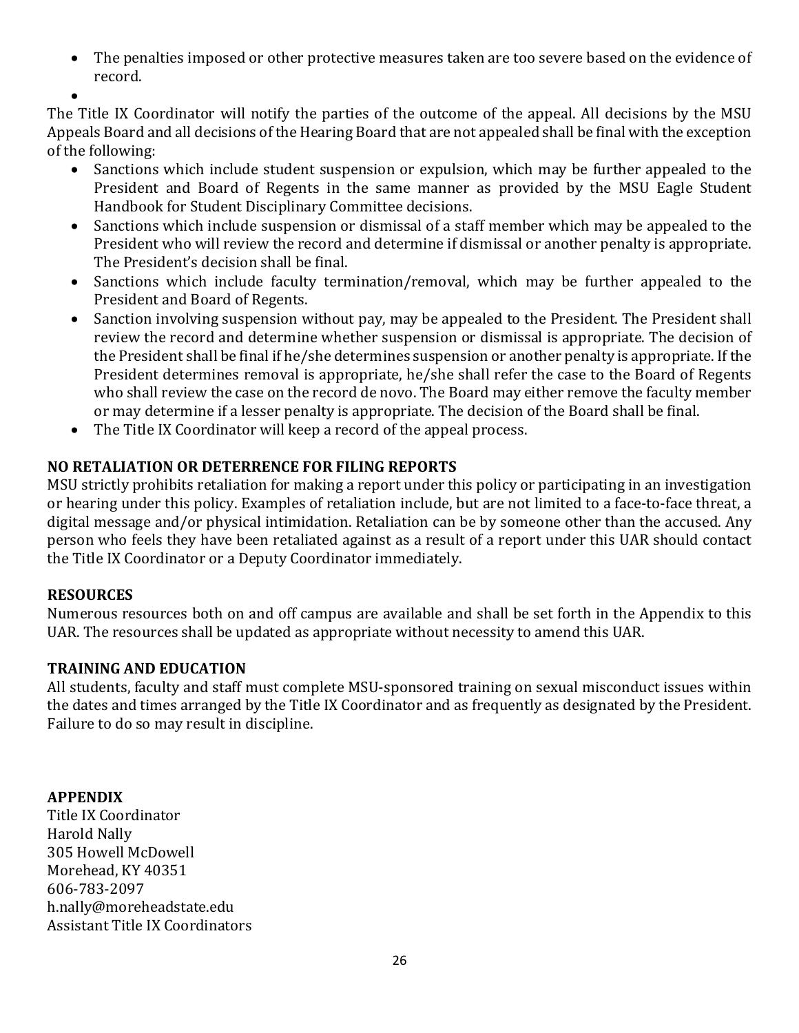- The penalties imposed or other protective measures taken are too severe based on the evidence of record.
- 

The Title IX Coordinator will notify the parties of the outcome of the appeal. All decisions by the MSU Appeals Board and all decisions of the Hearing Board that are not appealed shall be final with the exception of the following:

- Sanctions which include student suspension or expulsion, which may be further appealed to the President and Board of Regents in the same manner as provided by the MSU Eagle Student Handbook for Student Disciplinary Committee decisions.
- Sanctions which include suspension or dismissal of a staff member which may be appealed to the President who will review the record and determine if dismissal or another penalty is appropriate. The President's decision shall be final.
- Sanctions which include faculty termination/removal, which may be further appealed to the President and Board of Regents.
- Sanction involving suspension without pay, may be appealed to the President. The President shall review the record and determine whether suspension or dismissal is appropriate. The decision of the President shall be final if he/she determines suspension or another penalty is appropriate. If the President determines removal is appropriate, he/she shall refer the case to the Board of Regents who shall review the case on the record de novo. The Board may either remove the faculty member or may determine if a lesser penalty is appropriate. The decision of the Board shall be final.
- The Title IX Coordinator will keep a record of the appeal process.

**NO RETALIATION OR DETERRENCE FOR FILING REPORTS**

MSU strictly prohibits retaliation for making a report under this policy or participating in an investigation or hearing under this policy. Examples of retaliation include, but are not limited to a face-to-face threat, a digital message and/or physical intimidation. Retaliation can be by someone other than the accused. Any person who feels they have been retaliated against as a result of a report under this UAR should contact the Title IX Coordinator or a Deputy Coordinator immediately.

**RESOURCES**

Numerous resources both on and off campus are available and shall be set forth in the Appendix to this UAR. The resources shall be updated as appropriate without necessity to amend this UAR.

**TRAINING AND EDUCATION**

All students, faculty and staff must complete MSU-sponsored training on sexual misconduct issues within the dates and times arranged by the Title IX Coordinator and as frequently as designated by the President. Failure to do so may result in discipline.

**APPENDIX**

Title IX Coordinator
Harold Nally
305 Howell McDowell
Morehead, KY 40351
606-783-2097
h.nally@moreheadstate.edu
Assistant Title IX Coordinators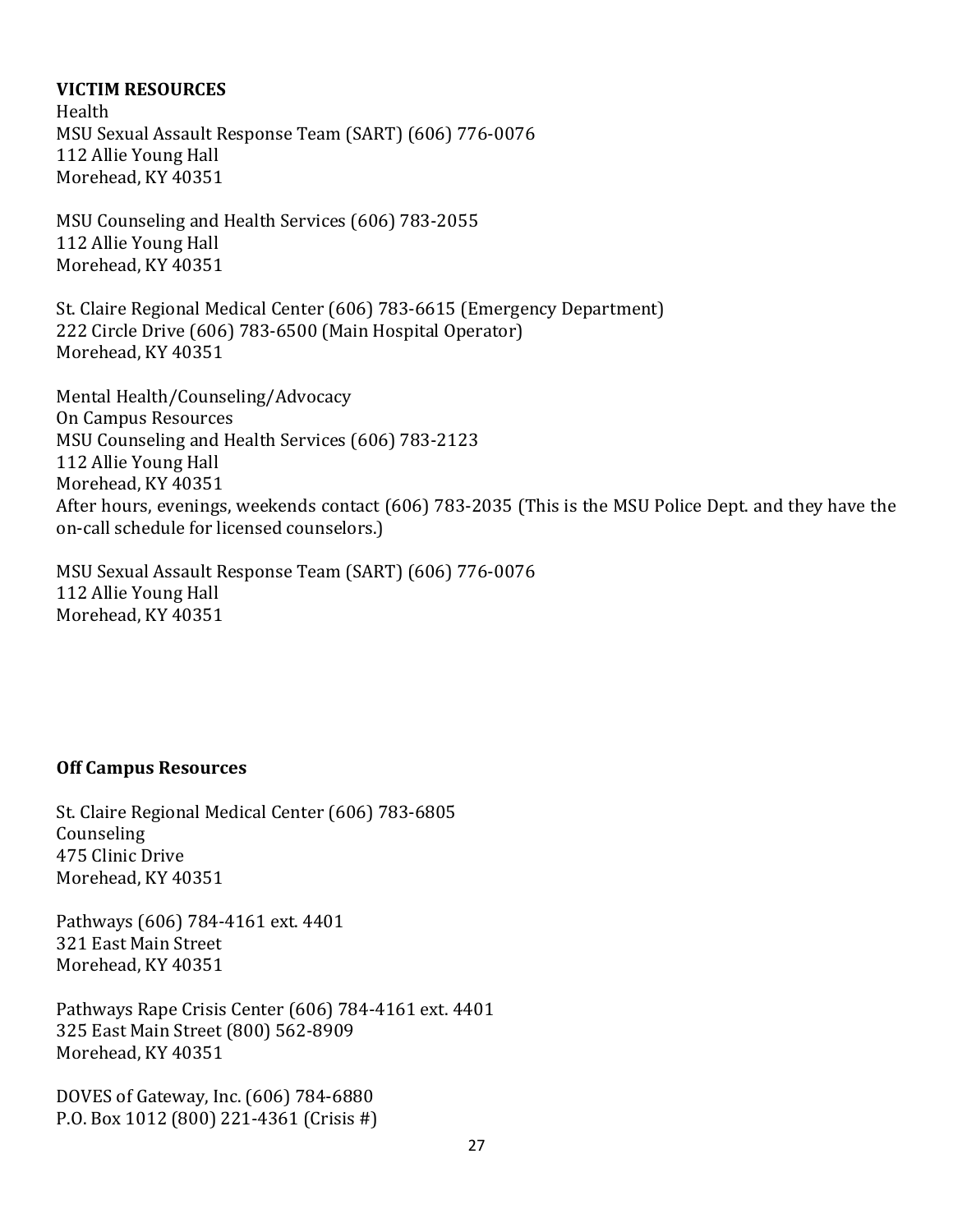**VICTIM RESOURCES**

Health

MSU Sexual Assault Response Team (SART) (606) 776-0076
112 Allie Young Hall
Morehead, KY 40351

MSU Counseling and Health Services (606) 783-2055
112 Allie Young Hall
Morehead, KY 40351

St. Claire Regional Medical Center (606) 783-6615 (Emergency Department)
222 Circle Drive (606) 783-6500 (Main Hospital Operator)
Morehead, KY 40351

Mental Health/Counseling/Advocacy

On Campus Resources

MSU Counseling and Health Services (606) 783-2123
112 Allie Young Hall
Morehead, KY 40351
After hours, evenings, weekends contact (606) 783-2035 (This is the MSU Police Dept. and they have the on-call schedule for licensed counselors.)

MSU Sexual Assault Response Team (SART) (606) 776-0076
112 Allie Young Hall
Morehead, KY 40351

**Off Campus Resources**

St. Claire Regional Medical Center (606) 783-6805
Counseling
475 Clinic Drive
Morehead, KY 40351

Pathways (606) 784-4161 ext. 4401
321 East Main Street
Morehead, KY 40351

Pathways Rape Crisis Center (606) 784-4161 ext. 4401
325 East Main Street (800) 562-8909
Morehead, KY 40351

DOVES of Gateway, Inc. (606) 784-6880
P.O. Box 1012 (800) 221-4361 (Crisis #)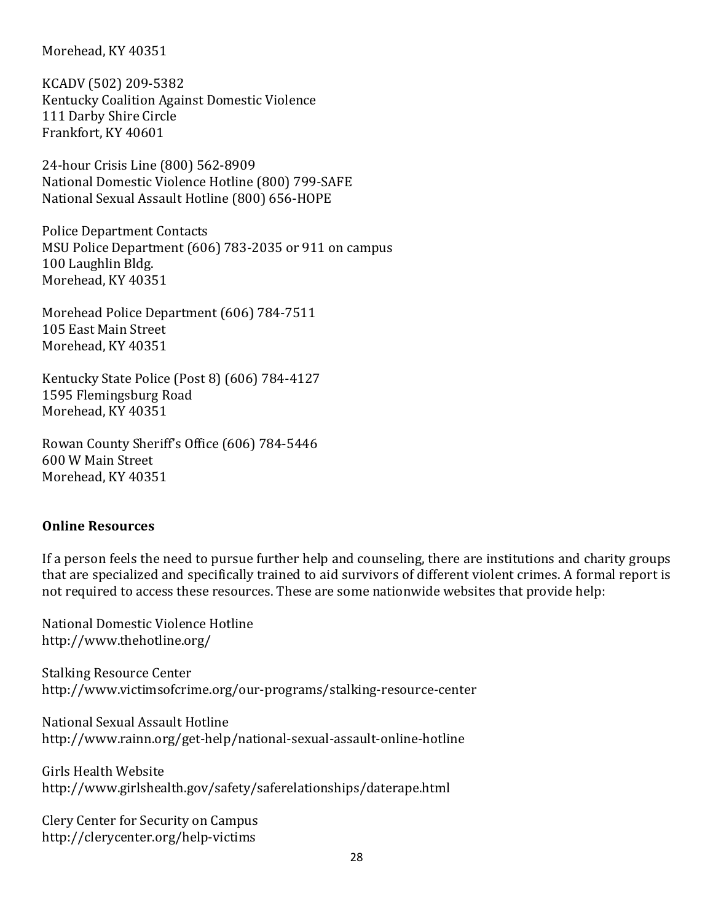Morehead, KY 40351

KCADV (502) 209-5382
Kentucky Coalition Against Domestic Violence
111 Darby Shire Circle
Frankfort, KY 40601

24-hour Crisis Line (800) 562-8909
National Domestic Violence Hotline (800) 799-SAFE
National Sexual Assault Hotline (800) 656-HOPE

Police Department Contacts
MSU Police Department (606) 783-2035 or 911 on campus
100 Laughlin Bldg.
Morehead, KY 40351

Morehead Police Department (606) 784-7511
105 East Main Street
Morehead, KY 40351

Kentucky State Police (Post 8) (606) 784-4127
1595 Flemingsburg Road
Morehead, KY 40351

Rowan County Sheriff's Office (606) 784-5446
600 W Main Street
Morehead, KY 40351

**Online Resources**

If a person feels the need to pursue further help and counseling, there are institutions and charity groups that are specialized and specifically trained to aid survivors of different violent crimes. A formal report is not required to access these resources. These are some nationwide websites that provide help:

National Domestic Violence Hotline
http://www.thehotline.org/

Stalking Resource Center
http://www.victimsofcrime.org/our-programs/stalking-resource-center

National Sexual Assault Hotline
http://www.rainn.org/get-help/national-sexual-assault-online-hotline

Girls Health Website
http://www.girlshealth.gov/safety/saferelationships/daterape.html

Clery Center for Security on Campus
http://clerycenter.org/help-victims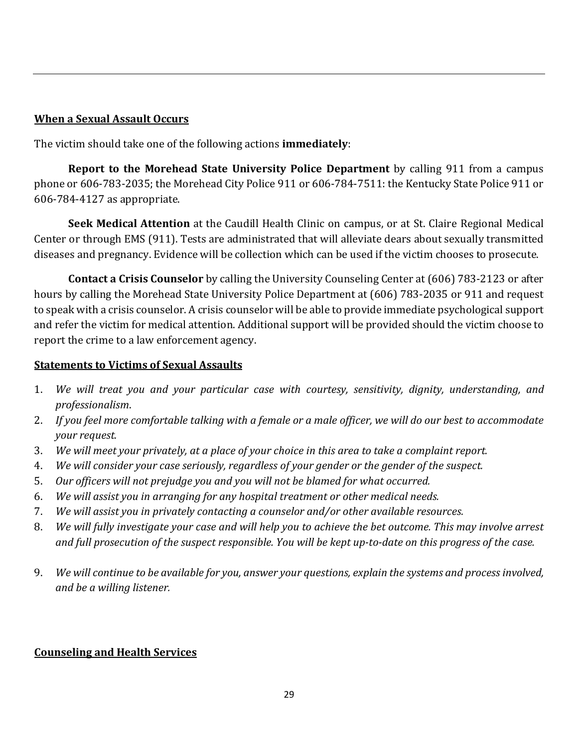**When a Sexual Assault Occurs**

The victim should take one of the following actions **immediately**:

**Report to the Morehead State University Police Department** by calling 911 from a campus phone or 606-783-2035; the Morehead City Police 911 or 606-784-7511: the Kentucky State Police 911 or 606-784-4127 as appropriate.

**Seek Medical Attention** at the Caudill Health Clinic on campus, or at St. Claire Regional Medical Center or through EMS (911). Tests are administrated that will alleviate dears about sexually transmitted diseases and pregnancy. Evidence will be collection which can be used if the victim chooses to prosecute.

**Contact a Crisis Counselor** by calling the University Counseling Center at (606) 783-2123 or after hours by calling the Morehead State University Police Department at (606) 783-2035 or 911 and request to speak with a crisis counselor. A crisis counselor will be able to provide immediate psychological support and refer the victim for medical attention. Additional support will be provided should the victim choose to report the crime to a law enforcement agency.

**Statements to Victims of Sexual Assaults**

1. *We will treat you and your particular case with courtesy, sensitivity, dignity, understanding, and professionalism*.
2. *If you feel more comfortable talking with a female or a male officer, we will do our best to accommodate your request.*
3. *We will meet your privately, at a place of your choice in this area to take a complaint report.*
4. *We will consider your case seriously, regardless of your gender or the gender of the suspect.*
5. *Our officers will not prejudge you and you will not be blamed for what occurred.*
6. *We will assist you in arranging for any hospital treatment or other medical needs.*
7. *We will assist you in privately contacting a counselor and/or other available resources.*
8. *We will fully investigate your case and will help you to achieve the bet outcome. This may involve arrest and full prosecution of the suspect responsible. You will be kept up-to-date on this progress of the case.*
9. *We will continue to be available for you, answer your questions, explain the systems and process involved, and be a willing listener.*

**Counseling and Health Services**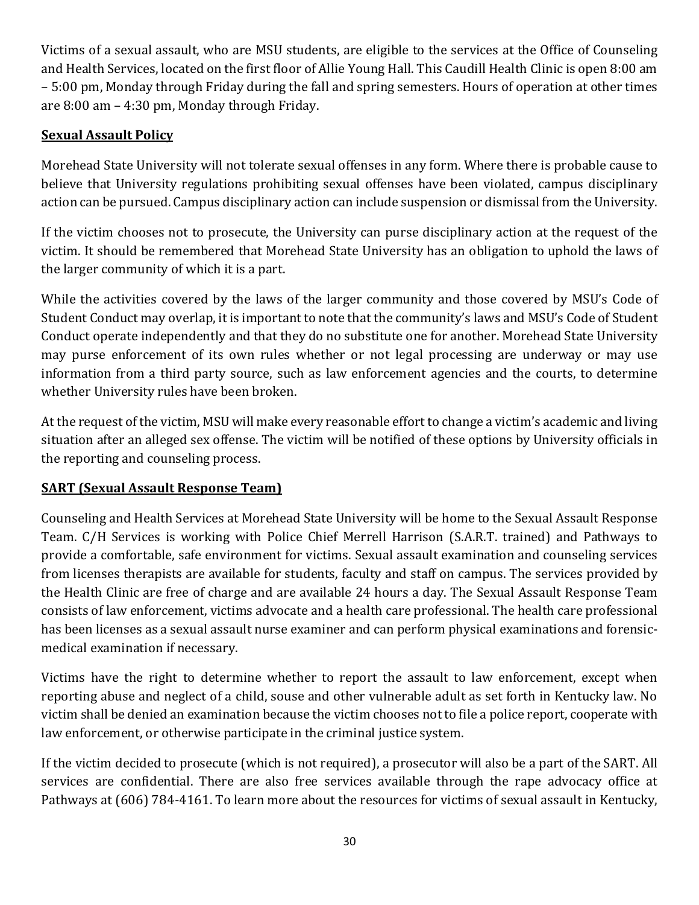Victims of a sexual assault, who are MSU students, are eligible to the services at the Office of Counseling and Health Services, located on the first floor of Allie Young Hall. This Caudill Health Clinic is open 8:00 am – 5:00 pm, Monday through Friday during the fall and spring semesters. Hours of operation at other times are 8:00 am – 4:30 pm, Monday through Friday.

**Sexual Assault Policy**

Morehead State University will not tolerate sexual offenses in any form. Where there is probable cause to believe that University regulations prohibiting sexual offenses have been violated, campus disciplinary action can be pursued. Campus disciplinary action can include suspension or dismissal from the University.

If the victim chooses not to prosecute, the University can purse disciplinary action at the request of the victim. It should be remembered that Morehead State University has an obligation to uphold the laws of the larger community of which it is a part.

While the activities covered by the laws of the larger community and those covered by MSU's Code of Student Conduct may overlap, it is important to note that the community's laws and MSU's Code of Student Conduct operate independently and that they do no substitute one for another. Morehead State University may purse enforcement of its own rules whether or not legal processing are underway or may use information from a third party source, such as law enforcement agencies and the courts, to determine whether University rules have been broken.

At the request of the victim, MSU will make every reasonable effort to change a victim's academic and living situation after an alleged sex offense. The victim will be notified of these options by University officials in the reporting and counseling process.

**SART (Sexual Assault Response Team)**

Counseling and Health Services at Morehead State University will be home to the Sexual Assault Response Team. C/H Services is working with Police Chief Merrell Harrison (S.A.R.T. trained) and Pathways to provide a comfortable, safe environment for victims. Sexual assault examination and counseling services from licenses therapists are available for students, faculty and staff on campus. The services provided by the Health Clinic are free of charge and are available 24 hours a day. The Sexual Assault Response Team consists of law enforcement, victims advocate and a health care professional. The health care professional has been licenses as a sexual assault nurse examiner and can perform physical examinations and forensic-medical examination if necessary.

Victims have the right to determine whether to report the assault to law enforcement, except when reporting abuse and neglect of a child, souse and other vulnerable adult as set forth in Kentucky law. No victim shall be denied an examination because the victim chooses not to file a police report, cooperate with law enforcement, or otherwise participate in the criminal justice system.

If the victim decided to prosecute (which is not required), a prosecutor will also be a part of the SART. All services are confidential. There are also free services available through the rape advocacy office at Pathways at (606) 784-4161. To learn more about the resources for victims of sexual assault in Kentucky,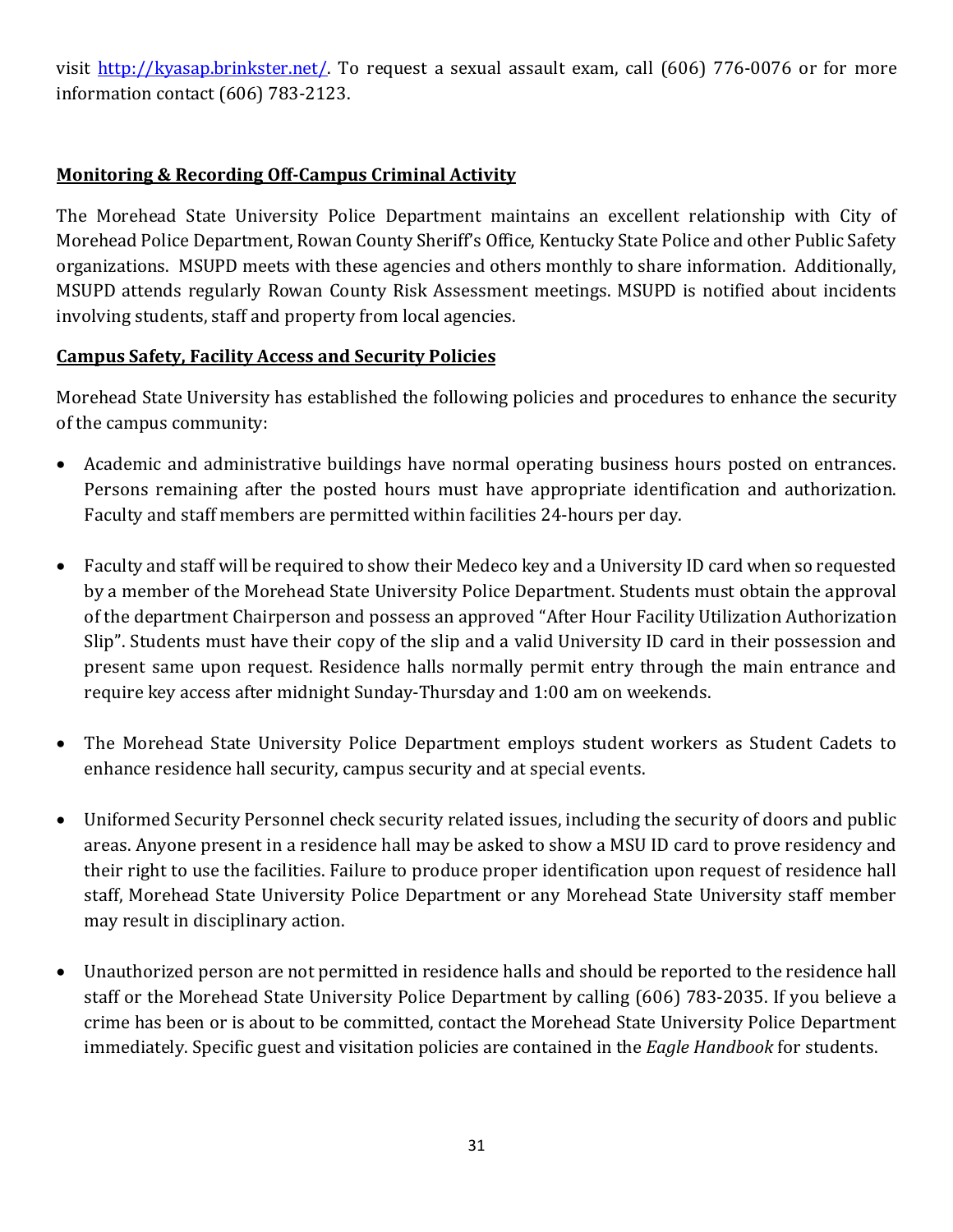visit [http://kyasap.brinkster.net/](http://kyasap.brinkster.net/). To request a sexual assault exam, call (606) 776-0076 or for more information contact (606) 783-2123.

**Monitoring & Recording Off-Campus Criminal Activity**

The Morehead State University Police Department maintains an excellent relationship with City of Morehead Police Department, Rowan County Sheriff's Office, Kentucky State Police and other Public Safety organizations. MSUPD meets with these agencies and others monthly to share information. Additionally, MSUPD attends regularly Rowan County Risk Assessment meetings. MSUPD is notified about incidents involving students, staff and property from local agencies.

**Campus Safety, Facility Access and Security Policies**

Morehead State University has established the following policies and procedures to enhance the security of the campus community:

- Academic and administrative buildings have normal operating business hours posted on entrances. Persons remaining after the posted hours must have appropriate identification and authorization. Faculty and staff members are permitted within facilities 24-hours per day.

- Faculty and staff will be required to show their Medeco key and a University ID card when so requested by a member of the Morehead State University Police Department. Students must obtain the approval of the department Chairperson and possess an approved "After Hour Facility Utilization Authorization Slip". Students must have their copy of the slip and a valid University ID card in their possession and present same upon request. Residence halls normally permit entry through the main entrance and require key access after midnight Sunday-Thursday and 1:00 am on weekends.

- The Morehead State University Police Department employs student workers as Student Cadets to enhance residence hall security, campus security and at special events.

- Uniformed Security Personnel check security related issues, including the security of doors and public areas. Anyone present in a residence hall may be asked to show a MSU ID card to prove residency and their right to use the facilities. Failure to produce proper identification upon request of residence hall staff, Morehead State University Police Department or any Morehead State University staff member may result in disciplinary action.

- Unauthorized person are not permitted in residence halls and should be reported to the residence hall staff or the Morehead State University Police Department by calling (606) 783-2035. If you believe a crime has been or is about to be committed, contact the Morehead State University Police Department immediately. Specific guest and visitation policies are contained in the *Eagle Handbook* for students.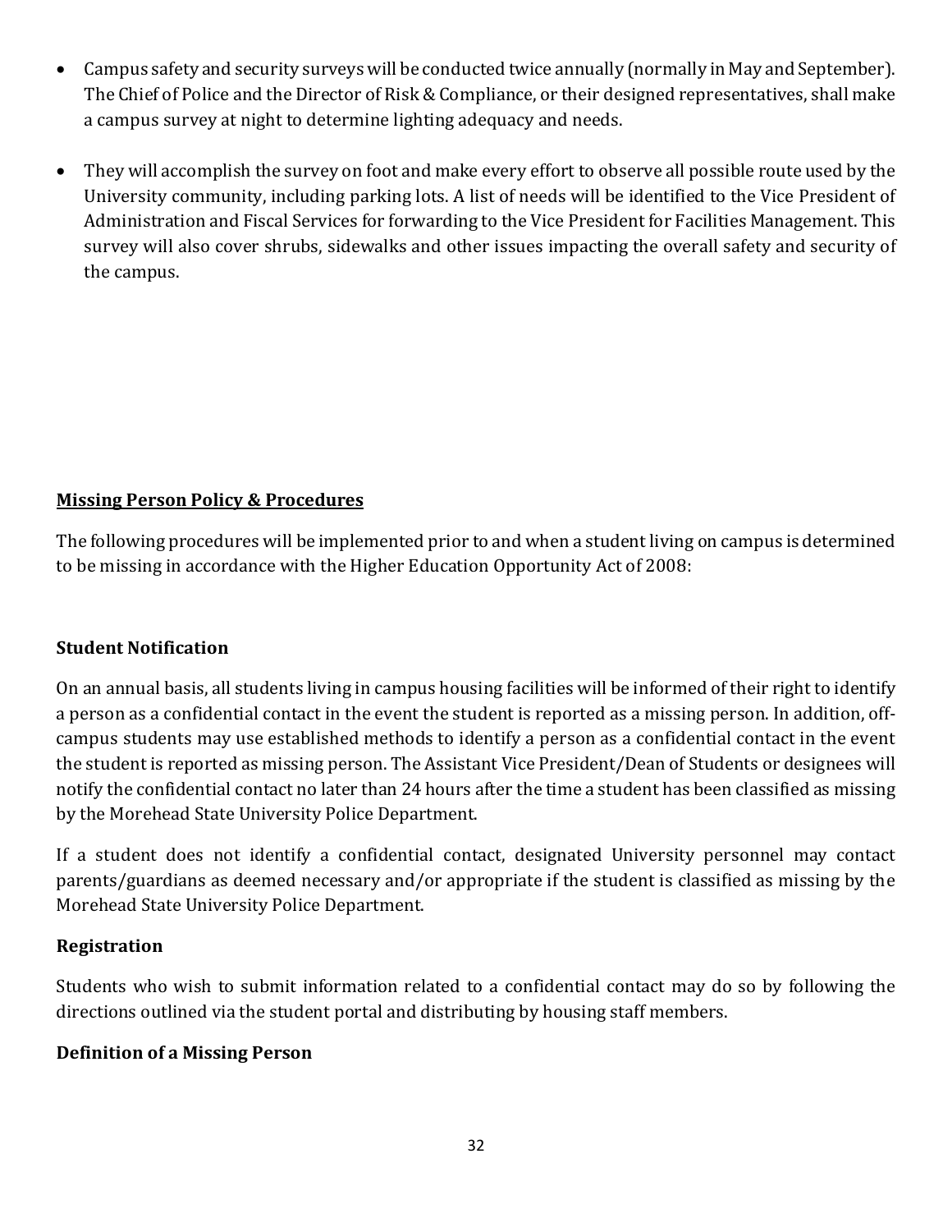- Campus safety and security surveys will be conducted twice annually (normally in May and September). The Chief of Police and the Director of Risk & Compliance, or their designed representatives, shall make a campus survey at night to determine lighting adequacy and needs.

- They will accomplish the survey on foot and make every effort to observe all possible route used by the University community, including parking lots. A list of needs will be identified to the Vice President of Administration and Fiscal Services for forwarding to the Vice President for Facilities Management. This survey will also cover shrubs, sidewalks and other issues impacting the overall safety and security of the campus.

## Missing Person Policy & Procedures

The following procedures will be implemented prior to and when a student living on campus is determined to be missing in accordance with the Higher Education Opportunity Act of 2008:

### Student Notification

On an annual basis, all students living in campus housing facilities will be informed of their right to identify a person as a confidential contact in the event the student is reported as a missing person. In addition, off-campus students may use established methods to identify a person as a confidential contact in the event the student is reported as missing person. The Assistant Vice President/Dean of Students or designees will notify the confidential contact no later than 24 hours after the time a student has been classified as missing by the Morehead State University Police Department.

If a student does not identify a confidential contact, designated University personnel may contact parents/guardians as deemed necessary and/or appropriate if the student is classified as missing by the Morehead State University Police Department.

### Registration

Students who wish to submit information related to a confidential contact may do so by following the directions outlined via the student portal and distributing by housing staff members.

### Definition of a Missing Person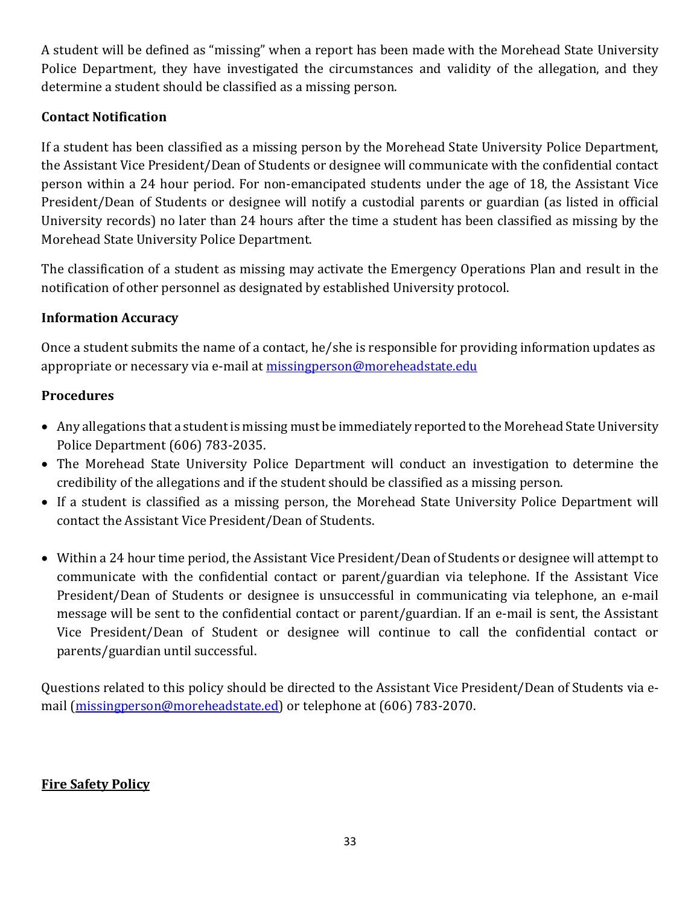A student will be defined as "missing" when a report has been made with the Morehead State University Police Department, they have investigated the circumstances and validity of the allegation, and they determine a student should be classified as a missing person.

**Contact Notification**

If a student has been classified as a missing person by the Morehead State University Police Department, the Assistant Vice President/Dean of Students or designee will communicate with the confidential contact person within a 24 hour period. For non-emancipated students under the age of 18, the Assistant Vice President/Dean of Students or designee will notify a custodial parents or guardian (as listed in official University records) no later than 24 hours after the time a student has been classified as missing by the Morehead State University Police Department.

The classification of a student as missing may activate the Emergency Operations Plan and result in the notification of other personnel as designated by established University protocol.

**Information Accuracy**

Once a student submits the name of a contact, he/she is responsible for providing information updates as appropriate or necessary via e-mail at missingperson@moreheadstate.edu

**Procedures**

- Any allegations that a student is missing must be immediately reported to the Morehead State University Police Department (606) 783-2035.
- The Morehead State University Police Department will conduct an investigation to determine the credibility of the allegations and if the student should be classified as a missing person.
- If a student is classified as a missing person, the Morehead State University Police Department will contact the Assistant Vice President/Dean of Students.
- Within a 24 hour time period, the Assistant Vice President/Dean of Students or designee will attempt to communicate with the confidential contact or parent/guardian via telephone. If the Assistant Vice President/Dean of Students or designee is unsuccessful in communicating via telephone, an e-mail message will be sent to the confidential contact or parent/guardian. If an e-mail is sent, the Assistant Vice President/Dean of Student or designee will continue to call the confidential contact or parents/guardian until successful.

Questions related to this policy should be directed to the Assistant Vice President/Dean of Students via e-mail (missingperson@moreheadstate.ed) or telephone at (606) 783-2070.

**<u>Fire Safety Policy</u>**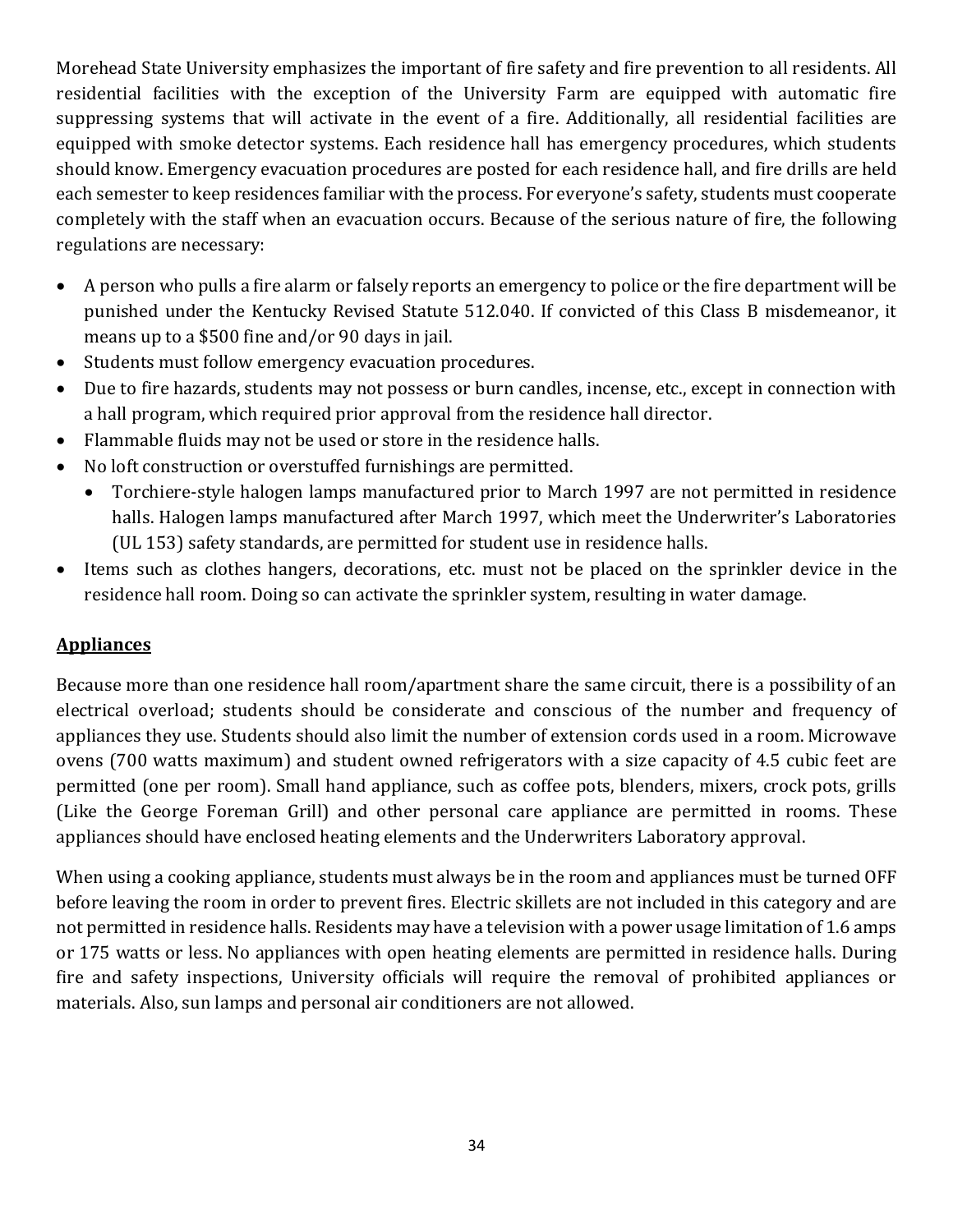Morehead State University emphasizes the important of fire safety and fire prevention to all residents. All residential facilities with the exception of the University Farm are equipped with automatic fire suppressing systems that will activate in the event of a fire. Additionally, all residential facilities are equipped with smoke detector systems. Each residence hall has emergency procedures, which students should know. Emergency evacuation procedures are posted for each residence hall, and fire drills are held each semester to keep residences familiar with the process. For everyone's safety, students must cooperate completely with the staff when an evacuation occurs. Because of the serious nature of fire, the following regulations are necessary:

- A person who pulls a fire alarm or falsely reports an emergency to police or the fire department will be punished under the Kentucky Revised Statute 512.040. If convicted of this Class B misdemeanor, it means up to a $500 fine and/or 90 days in jail.
- Students must follow emergency evacuation procedures.
- Due to fire hazards, students may not possess or burn candles, incense, etc., except in connection with a hall program, which required prior approval from the residence hall director.
- Flammable fluids may not be used or store in the residence halls.
- No loft construction or overstuffed furnishings are permitted.
  - Torchiere-style halogen lamps manufactured prior to March 1997 are not permitted in residence halls. Halogen lamps manufactured after March 1997, which meet the Underwriter's Laboratories (UL 153) safety standards, are permitted for student use in residence halls.
- Items such as clothes hangers, decorations, etc. must not be placed on the sprinkler device in the residence hall room. Doing so can activate the sprinkler system, resulting in water damage.

## Appliances

Because more than one residence hall room/apartment share the same circuit, there is a possibility of an electrical overload; students should be considerate and conscious of the number and frequency of appliances they use. Students should also limit the number of extension cords used in a room. Microwave ovens (700 watts maximum) and student owned refrigerators with a size capacity of 4.5 cubic feet are permitted (one per room). Small hand appliance, such as coffee pots, blenders, mixers, crock pots, grills (Like the George Foreman Grill) and other personal care appliance are permitted in rooms. These appliances should have enclosed heating elements and the Underwriters Laboratory approval.

When using a cooking appliance, students must always be in the room and appliances must be turned OFF before leaving the room in order to prevent fires. Electric skillets are not included in this category and are not permitted in residence halls. Residents may have a television with a power usage limitation of 1.6 amps or 175 watts or less. No appliances with open heating elements are permitted in residence halls. During fire and safety inspections, University officials will require the removal of prohibited appliances or materials. Also, sun lamps and personal air conditioners are not allowed.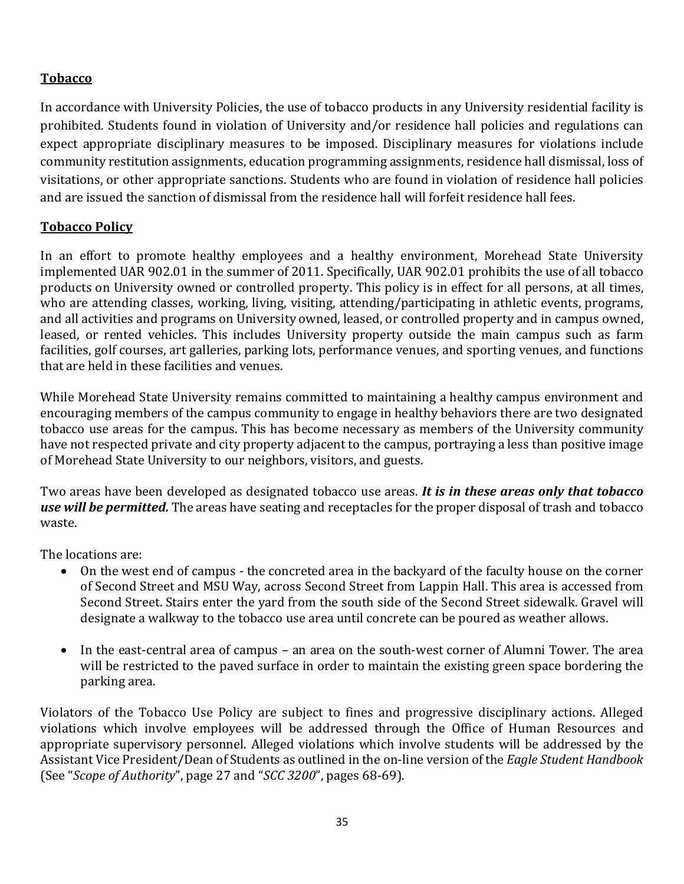**Tobacco**

In accordance with University Policies, the use of tobacco products in any University residential facility is prohibited. Students found in violation of University and/or residence hall policies and regulations can expect appropriate disciplinary measures to be imposed. Disciplinary measures for violations include community restitution assignments, education programming assignments, residence hall dismissal, loss of visitations, or other appropriate sanctions. Students who are found in violation of residence hall policies and are issued the sanction of dismissal from the residence hall will forfeit residence hall fees.

**Tobacco Policy**

In an effort to promote healthy employees and a healthy environment, Morehead State University implemented UAR 902.01 in the summer of 2011. Specifically, UAR 902.01 prohibits the use of all tobacco products on University owned or controlled property. This policy is in effect for all persons, at all times, who are attending classes, working, living, visiting, attending/participating in athletic events, programs, and all activities and programs on University owned, leased, or controlled property and in campus owned, leased, or rented vehicles. This includes University property outside the main campus such as farm facilities, golf courses, art galleries, parking lots, performance venues, and sporting venues, and functions that are held in these facilities and venues.

While Morehead State University remains committed to maintaining a healthy campus environment and encouraging members of the campus community to engage in healthy behaviors there are two designated tobacco use areas for the campus. This has become necessary as members of the University community have not respected private and city property adjacent to the campus, portraying a less than positive image of Morehead State University to our neighbors, visitors, and guests.

Two areas have been developed as designated tobacco use areas. ***It is in these areas only that tobacco use will be permitted.*** The areas have seating and receptacles for the proper disposal of trash and tobacco waste.

The locations are:

- On the west end of campus - the concreted area in the backyard of the faculty house on the corner of Second Street and MSU Way, across Second Street from Lappin Hall. This area is accessed from Second Street. Stairs enter the yard from the south side of the Second Street sidewalk. Gravel will designate a walkway to the tobacco use area until concrete can be poured as weather allows.

- In the east-central area of campus – an area on the south-west corner of Alumni Tower. The area will be restricted to the paved surface in order to maintain the existing green space bordering the parking area.

Violators of the Tobacco Use Policy are subject to fines and progressive disciplinary actions. Alleged violations which involve employees will be addressed through the Office of Human Resources and appropriate supervisory personnel. Alleged violations which involve students will be addressed by the Assistant Vice President/Dean of Students as outlined in the on-line version of the *Eagle Student Handbook* (See "*Scope of Authority*", page 27 and "*SCC 3200*", pages 68-69).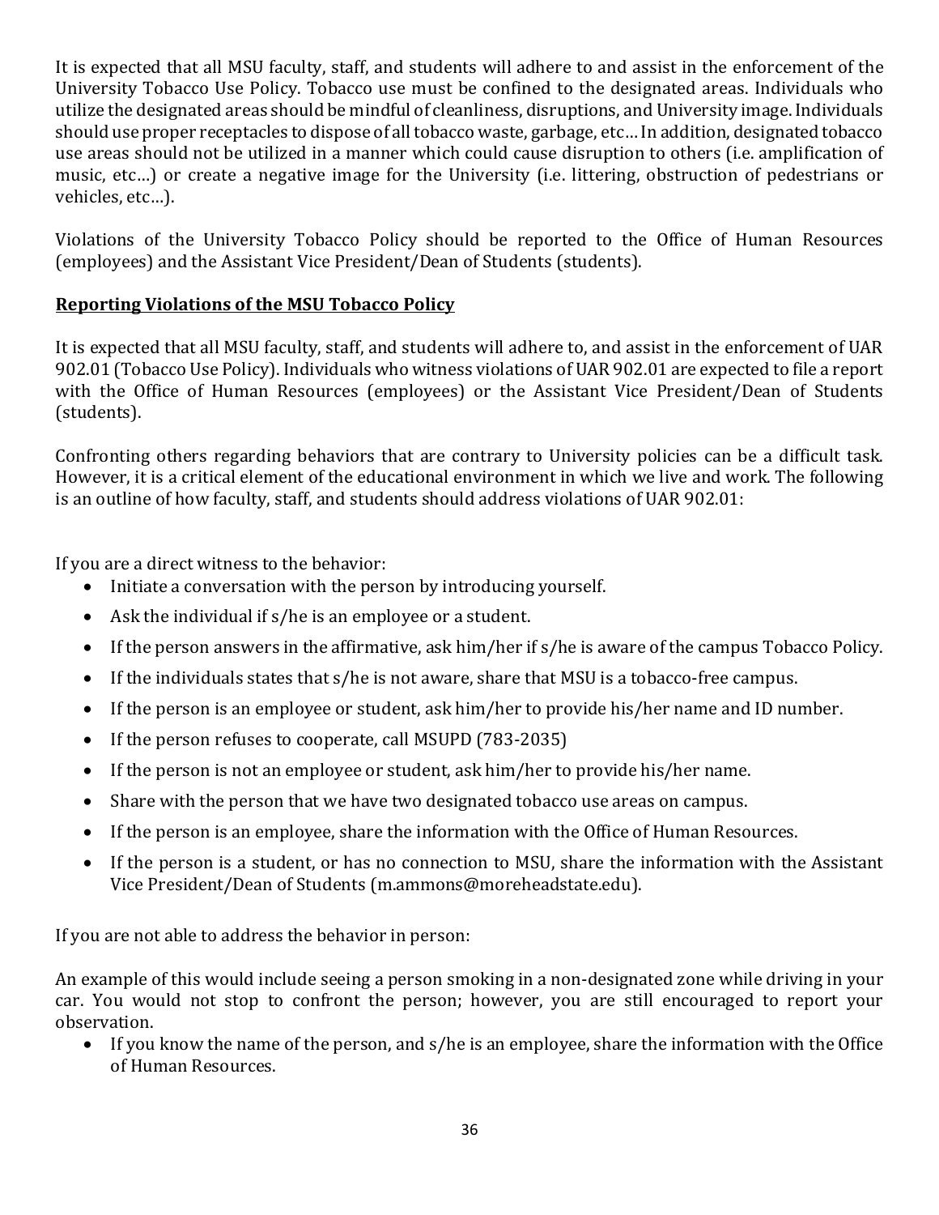It is expected that all MSU faculty, staff, and students will adhere to and assist in the enforcement of the University Tobacco Use Policy. Tobacco use must be confined to the designated areas. Individuals who utilize the designated areas should be mindful of cleanliness, disruptions, and University image. Individuals should use proper receptacles to dispose of all tobacco waste, garbage, etc… In addition, designated tobacco use areas should not be utilized in a manner which could cause disruption to others (i.e. amplification of music, etc…) or create a negative image for the University (i.e. littering, obstruction of pedestrians or vehicles, etc…).

Violations of the University Tobacco Policy should be reported to the Office of Human Resources (employees) and the Assistant Vice President/Dean of Students (students).

**Reporting Violations of the MSU Tobacco Policy**

It is expected that all MSU faculty, staff, and students will adhere to, and assist in the enforcement of UAR 902.01 (Tobacco Use Policy). Individuals who witness violations of UAR 902.01 are expected to file a report with the Office of Human Resources (employees) or the Assistant Vice President/Dean of Students (students).

Confronting others regarding behaviors that are contrary to University policies can be a difficult task. However, it is a critical element of the educational environment in which we live and work. The following is an outline of how faculty, staff, and students should address violations of UAR 902.01:

If you are a direct witness to the behavior:

- Initiate a conversation with the person by introducing yourself.
- Ask the individual if s/he is an employee or a student.
- If the person answers in the affirmative, ask him/her if s/he is aware of the campus Tobacco Policy.
- If the individuals states that s/he is not aware, share that MSU is a tobacco-free campus.
- If the person is an employee or student, ask him/her to provide his/her name and ID number.
- If the person refuses to cooperate, call MSUPD (783-2035)
- If the person is not an employee or student, ask him/her to provide his/her name.
- Share with the person that we have two designated tobacco use areas on campus.
- If the person is an employee, share the information with the Office of Human Resources.
- If the person is a student, or has no connection to MSU, share the information with the Assistant Vice President/Dean of Students (m.ammons@moreheadstate.edu).

If you are not able to address the behavior in person:

An example of this would include seeing a person smoking in a non-designated zone while driving in your car. You would not stop to confront the person; however, you are still encouraged to report your observation.

- If you know the name of the person, and s/he is an employee, share the information with the Office of Human Resources.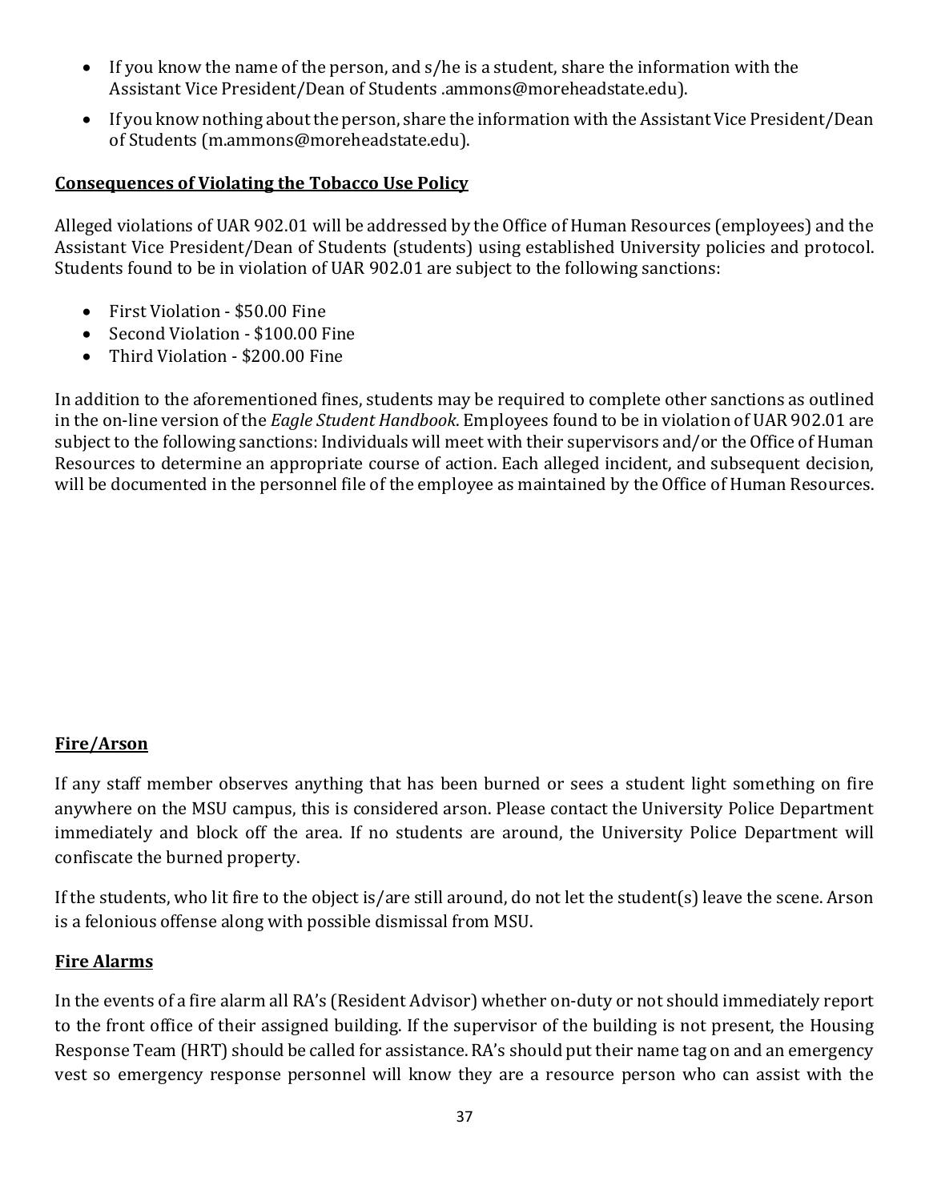- If you know the name of the person, and s/he is a student, share the information with the Assistant Vice President/Dean of Students .ammons@moreheadstate.edu).
- If you know nothing about the person, share the information with the Assistant Vice President/Dean of Students (m.ammons@moreheadstate.edu).

**Consequences of Violating the Tobacco Use Policy**

Alleged violations of UAR 902.01 will be addressed by the Office of Human Resources (employees) and the Assistant Vice President/Dean of Students (students) using established University policies and protocol. Students found to be in violation of UAR 902.01 are subject to the following sanctions:

- First Violation - $50.00 Fine
- Second Violation - $100.00 Fine
- Third Violation - $200.00 Fine

In addition to the aforementioned fines, students may be required to complete other sanctions as outlined in the on-line version of the *Eagle Student Handbook*. Employees found to be in violation of UAR 902.01 are subject to the following sanctions: Individuals will meet with their supervisors and/or the Office of Human Resources to determine an appropriate course of action. Each alleged incident, and subsequent decision, will be documented in the personnel file of the employee as maintained by the Office of Human Resources.

**Fire/Arson**

If any staff member observes anything that has been burned or sees a student light something on fire anywhere on the MSU campus, this is considered arson. Please contact the University Police Department immediately and block off the area. If no students are around, the University Police Department will confiscate the burned property.

If the students, who lit fire to the object is/are still around, do not let the student(s) leave the scene. Arson is a felonious offense along with possible dismissal from MSU.

**Fire Alarms**

In the events of a fire alarm all RA's (Resident Advisor) whether on-duty or not should immediately report to the front office of their assigned building. If the supervisor of the building is not present, the Housing Response Team (HRT) should be called for assistance. RA's should put their name tag on and an emergency vest so emergency response personnel will know they are a resource person who can assist with the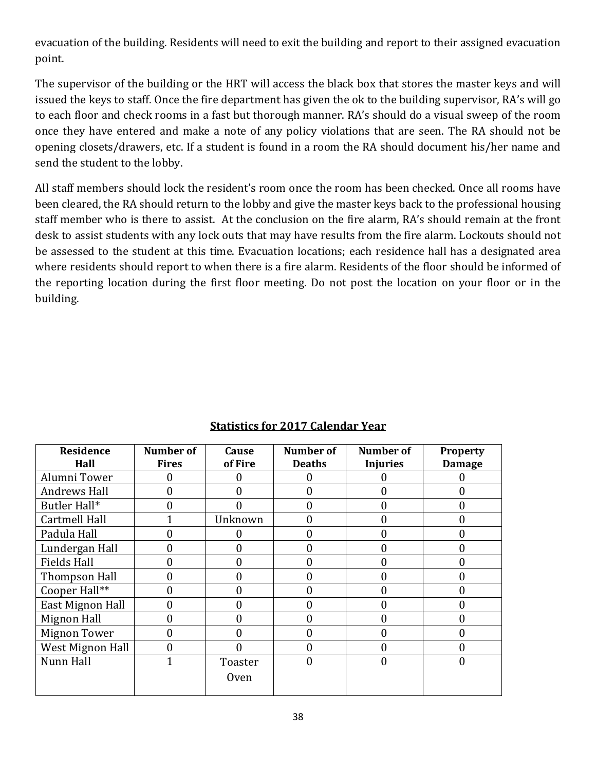evacuation of the building. Residents will need to exit the building and report to their assigned evacuation point.

The supervisor of the building or the HRT will access the black box that stores the master keys and will issued the keys to staff. Once the fire department has given the ok to the building supervisor, RA's will go to each floor and check rooms in a fast but thorough manner. RA's should do a visual sweep of the room once they have entered and make a note of any policy violations that are seen. The RA should not be opening closets/drawers, etc. If a student is found in a room the RA should document his/her name and send the student to the lobby.

All staff members should lock the resident's room once the room has been checked. Once all rooms have been cleared, the RA should return to the lobby and give the master keys back to the professional housing staff member who is there to assist. At the conclusion on the fire alarm, RA's should remain at the front desk to assist students with any lock outs that may have results from the fire alarm. Lockouts should not be assessed to the student at this time. Evacuation locations; each residence hall has a designated area where residents should report to when there is a fire alarm. Residents of the floor should be informed of the reporting location during the first floor meeting. Do not post the location on your floor or in the building.

**Statistics for 2017 Calendar Year**

| Residence Hall | Number of Fires | Cause of Fire | Number of Deaths | Number of Injuries | Property Damage |
|---|---|---|---|---|---|
| Alumni Tower | 0 | 0 | 0 | 0 | 0 |
| Andrews Hall | 0 | 0 | 0 | 0 | 0 |
| Butler Hall* | 0 | 0 | 0 | 0 | 0 |
| Cartmell Hall | 1 | Unknown | 0 | 0 | 0 |
| Padula Hall | 0 | 0 | 0 | 0 | 0 |
| Lundergan Hall | 0 | 0 | 0 | 0 | 0 |
| Fields Hall | 0 | 0 | 0 | 0 | 0 |
| Thompson Hall | 0 | 0 | 0 | 0 | 0 |
| Cooper Hall** | 0 | 0 | 0 | 0 | 0 |
| East Mignon Hall | 0 | 0 | 0 | 0 | 0 |
| Mignon Hall | 0 | 0 | 0 | 0 | 0 |
| Mignon Tower | 0 | 0 | 0 | 0 | 0 |
| West Mignon Hall | 0 | 0 | 0 | 0 | 0 |
| Nunn Hall | 1 | Toaster Oven | 0 | 0 | 0 |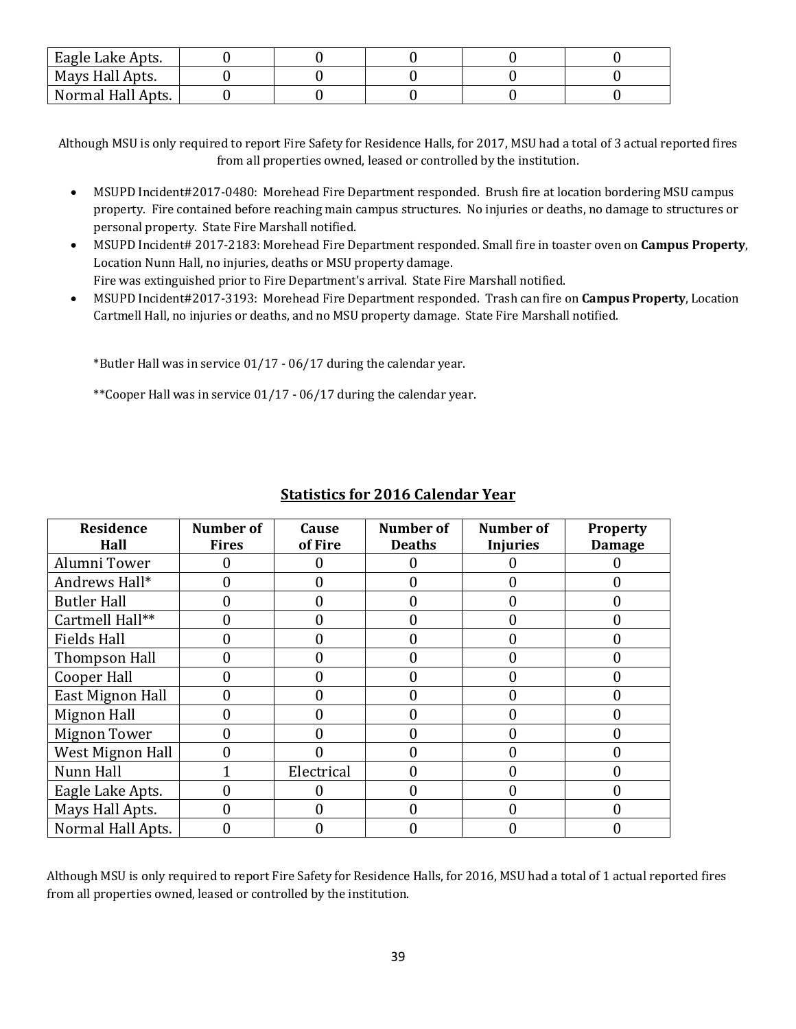| Eagle Lake Apts. | 0 | 0 | 0 | 0 | 0 |
|---|---|---|---|---|---|
| Mays Hall Apts. | 0 | 0 | 0 | 0 | 0 |
| Normal Hall Apts. | 0 | 0 | 0 | 0 | 0 |

Although MSU is only required to report Fire Safety for Residence Halls, for 2017, MSU had a total of 3 actual reported fires from all properties owned, leased or controlled by the institution.

- MSUPD Incident#2017-0480: Morehead Fire Department responded. Brush fire at location bordering MSU campus property. Fire contained before reaching main campus structures. No injuries or deaths, no damage to structures or personal property. State Fire Marshall notified.
- MSUPD Incident# 2017-2183: Morehead Fire Department responded. Small fire in toaster oven on **Campus Property**, Location Nunn Hall, no injuries, deaths or MSU property damage.
  Fire was extinguished prior to Fire Department's arrival. State Fire Marshall notified.
- MSUPD Incident#2017-3193: Morehead Fire Department responded. Trash can fire on **Campus Property**, Location Cartmell Hall, no injuries or deaths, and no MSU property damage. State Fire Marshall notified.

*Butler Hall was in service 01/17 - 06/17 during the calendar year.

**Cooper Hall was in service 01/17 - 06/17 during the calendar year.

## Statistics for 2016 Calendar Year

| Residence Hall | Number of Fires | Cause of Fire | Number of Deaths | Number of Injuries | Property Damage |
|---|---|---|---|---|---|
| Alumni Tower | 0 | 0 | 0 | 0 | 0 |
| Andrews Hall* | 0 | 0 | 0 | 0 | 0 |
| Butler Hall | 0 | 0 | 0 | 0 | 0 |
| Cartmell Hall** | 0 | 0 | 0 | 0 | 0 |
| Fields Hall | 0 | 0 | 0 | 0 | 0 |
| Thompson Hall | 0 | 0 | 0 | 0 | 0 |
| Cooper Hall | 0 | 0 | 0 | 0 | 0 |
| East Mignon Hall | 0 | 0 | 0 | 0 | 0 |
| Mignon Hall | 0 | 0 | 0 | 0 | 0 |
| Mignon Tower | 0 | 0 | 0 | 0 | 0 |
| West Mignon Hall | 0 | 0 | 0 | 0 | 0 |
| Nunn Hall | 1 | Electrical | 0 | 0 | 0 |
| Eagle Lake Apts. | 0 | 0 | 0 | 0 | 0 |
| Mays Hall Apts. | 0 | 0 | 0 | 0 | 0 |
| Normal Hall Apts. | 0 | 0 | 0 | 0 | 0 |

Although MSU is only required to report Fire Safety for Residence Halls, for 2016, MSU had a total of 1 actual reported fires from all properties owned, leased or controlled by the institution.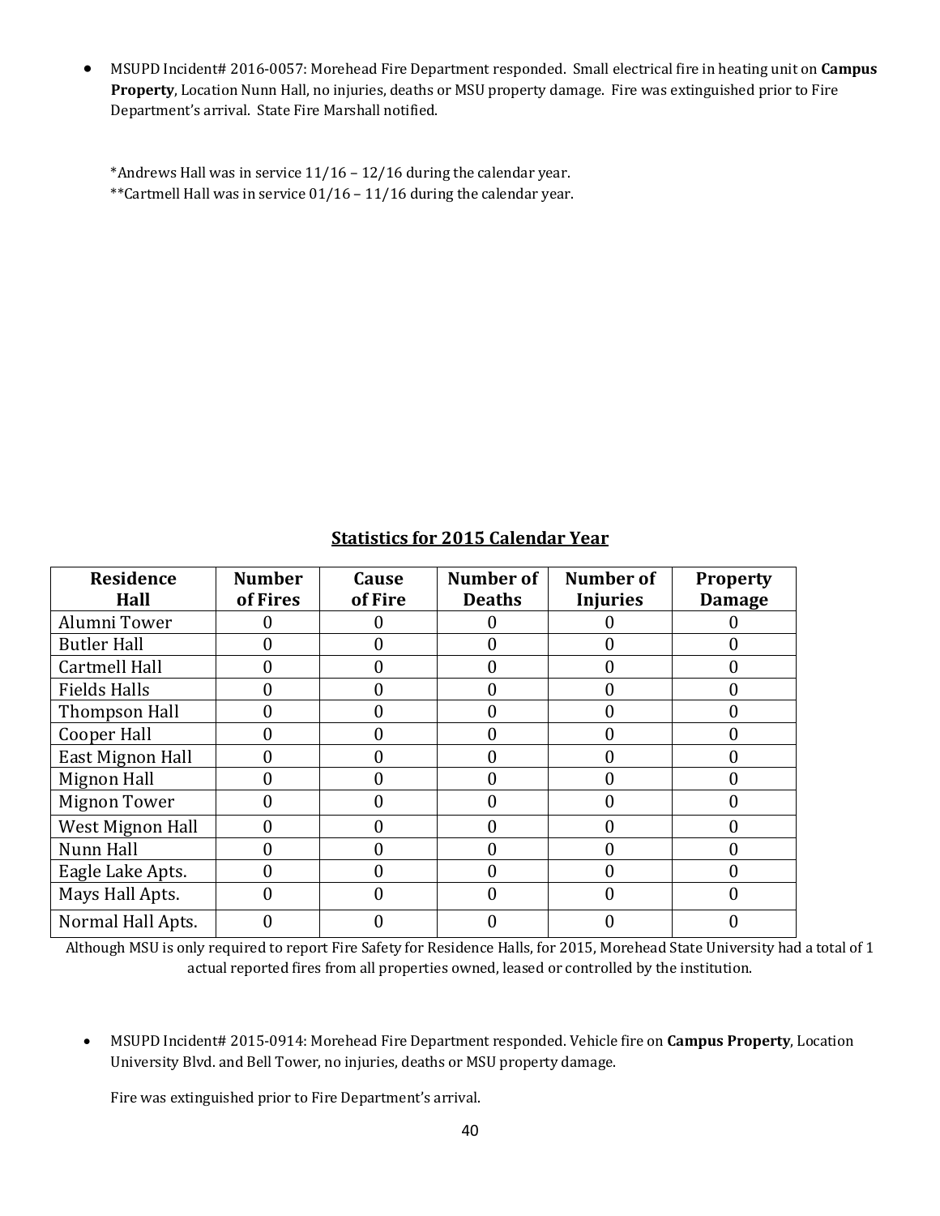- MSUPD Incident# 2016-0057: Morehead Fire Department responded. Small electrical fire in heating unit on **Campus Property**, Location Nunn Hall, no injuries, deaths or MSU property damage. Fire was extinguished prior to Fire Department's arrival. State Fire Marshall notified.

*Andrews Hall was in service 11/16 – 12/16 during the calendar year.
**Cartmell Hall was in service 01/16 – 11/16 during the calendar year.

## Statistics for 2015 Calendar Year

| Residence Hall | Number of Fires | Cause of Fire | Number of Deaths | Number of Injuries | Property Damage |
|---|---|---|---|---|---|
| Alumni Tower | 0 | 0 | 0 | 0 | 0 |
| Butler Hall | 0 | 0 | 0 | 0 | 0 |
| Cartmell Hall | 0 | 0 | 0 | 0 | 0 |
| Fields Halls | 0 | 0 | 0 | 0 | 0 |
| Thompson Hall | 0 | 0 | 0 | 0 | 0 |
| Cooper Hall | 0 | 0 | 0 | 0 | 0 |
| East Mignon Hall | 0 | 0 | 0 | 0 | 0 |
| Mignon Hall | 0 | 0 | 0 | 0 | 0 |
| Mignon Tower | 0 | 0 | 0 | 0 | 0 |
| West Mignon Hall | 0 | 0 | 0 | 0 | 0 |
| Nunn Hall | 0 | 0 | 0 | 0 | 0 |
| Eagle Lake Apts. | 0 | 0 | 0 | 0 | 0 |
| Mays Hall Apts. | 0 | 0 | 0 | 0 | 0 |
| Normal Hall Apts. | 0 | 0 | 0 | 0 | 0 |

Although MSU is only required to report Fire Safety for Residence Halls, for 2015, Morehead State University had a total of 1 actual reported fires from all properties owned, leased or controlled by the institution.

- MSUPD Incident# 2015-0914: Morehead Fire Department responded. Vehicle fire on **Campus Property**, Location University Blvd. and Bell Tower, no injuries, deaths or MSU property damage.

  Fire was extinguished prior to Fire Department's arrival.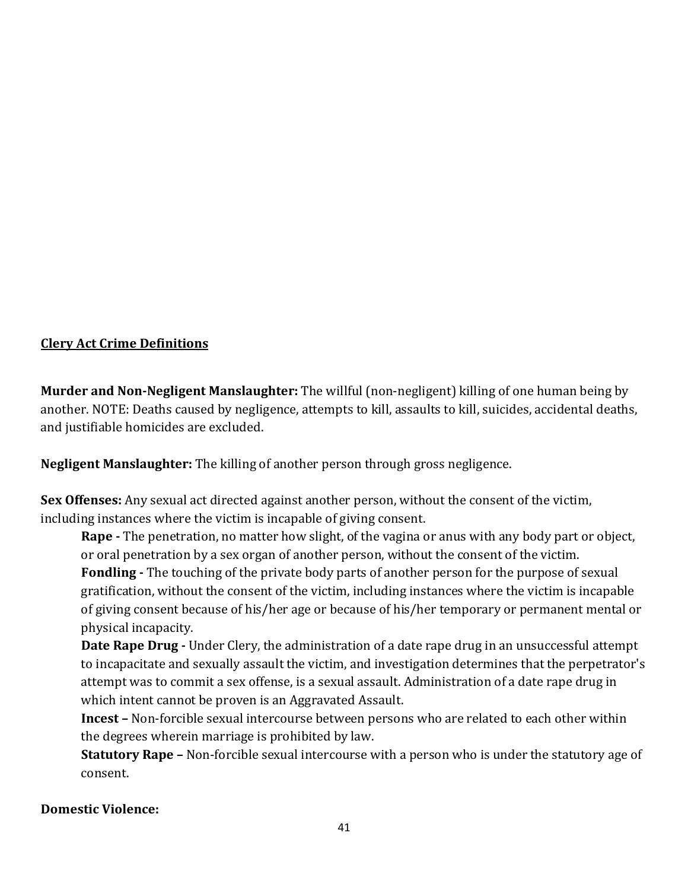**Clery Act Crime Definitions**

**Murder and Non-Negligent Manslaughter:** The willful (non-negligent) killing of one human being by another. NOTE: Deaths caused by negligence, attempts to kill, assaults to kill, suicides, accidental deaths, and justifiable homicides are excluded.

**Negligent Manslaughter:** The killing of another person through gross negligence.

**Sex Offenses:** Any sexual act directed against another person, without the consent of the victim, including instances where the victim is incapable of giving consent.

> **Rape -** The penetration, no matter how slight, of the vagina or anus with any body part or object, or oral penetration by a sex organ of another person, without the consent of the victim.
>
> **Fondling -** The touching of the private body parts of another person for the purpose of sexual gratification, without the consent of the victim, including instances where the victim is incapable of giving consent because of his/her age or because of his/her temporary or permanent mental or physical incapacity.
>
> **Date Rape Drug -** Under Clery, the administration of a date rape drug in an unsuccessful attempt to incapacitate and sexually assault the victim, and investigation determines that the perpetrator's attempt was to commit a sex offense, is a sexual assault. Administration of a date rape drug in which intent cannot be proven is an Aggravated Assault.
>
> **Incest –** Non-forcible sexual intercourse between persons who are related to each other within the degrees wherein marriage is prohibited by law.
>
> **Statutory Rape –** Non-forcible sexual intercourse with a person who is under the statutory age of consent.

**Domestic Violence:**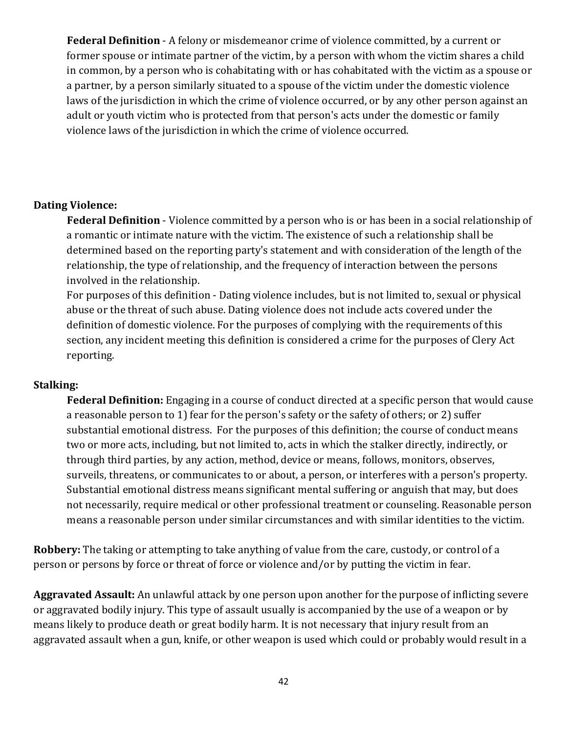**Federal Definition** - A felony or misdemeanor crime of violence committed, by a current or former spouse or intimate partner of the victim, by a person with whom the victim shares a child in common, by a person who is cohabitating with or has cohabitated with the victim as a spouse or a partner, by a person similarly situated to a spouse of the victim under the domestic violence laws of the jurisdiction in which the crime of violence occurred, or by any other person against an adult or youth victim who is protected from that person's acts under the domestic or family violence laws of the jurisdiction in which the crime of violence occurred.

**Dating Violence:**

**Federal Definition** - Violence committed by a person who is or has been in a social relationship of a romantic or intimate nature with the victim. The existence of such a relationship shall be determined based on the reporting party's statement and with consideration of the length of the relationship, the type of relationship, and the frequency of interaction between the persons involved in the relationship.

For purposes of this definition - Dating violence includes, but is not limited to, sexual or physical abuse or the threat of such abuse. Dating violence does not include acts covered under the definition of domestic violence. For the purposes of complying with the requirements of this section, any incident meeting this definition is considered a crime for the purposes of Clery Act reporting.

**Stalking:**

**Federal Definition:** Engaging in a course of conduct directed at a specific person that would cause a reasonable person to 1) fear for the person's safety or the safety of others; or 2) suffer substantial emotional distress. For the purposes of this definition; the course of conduct means two or more acts, including, but not limited to, acts in which the stalker directly, indirectly, or through third parties, by any action, method, device or means, follows, monitors, observes, surveils, threatens, or communicates to or about, a person, or interferes with a person's property. Substantial emotional distress means significant mental suffering or anguish that may, but does not necessarily, require medical or other professional treatment or counseling. Reasonable person means a reasonable person under similar circumstances and with similar identities to the victim.

**Robbery:** The taking or attempting to take anything of value from the care, custody, or control of a person or persons by force or threat of force or violence and/or by putting the victim in fear.

**Aggravated Assault:** An unlawful attack by one person upon another for the purpose of inflicting severe or aggravated bodily injury. This type of assault usually is accompanied by the use of a weapon or by means likely to produce death or great bodily harm. It is not necessary that injury result from an aggravated assault when a gun, knife, or other weapon is used which could or probably would result in a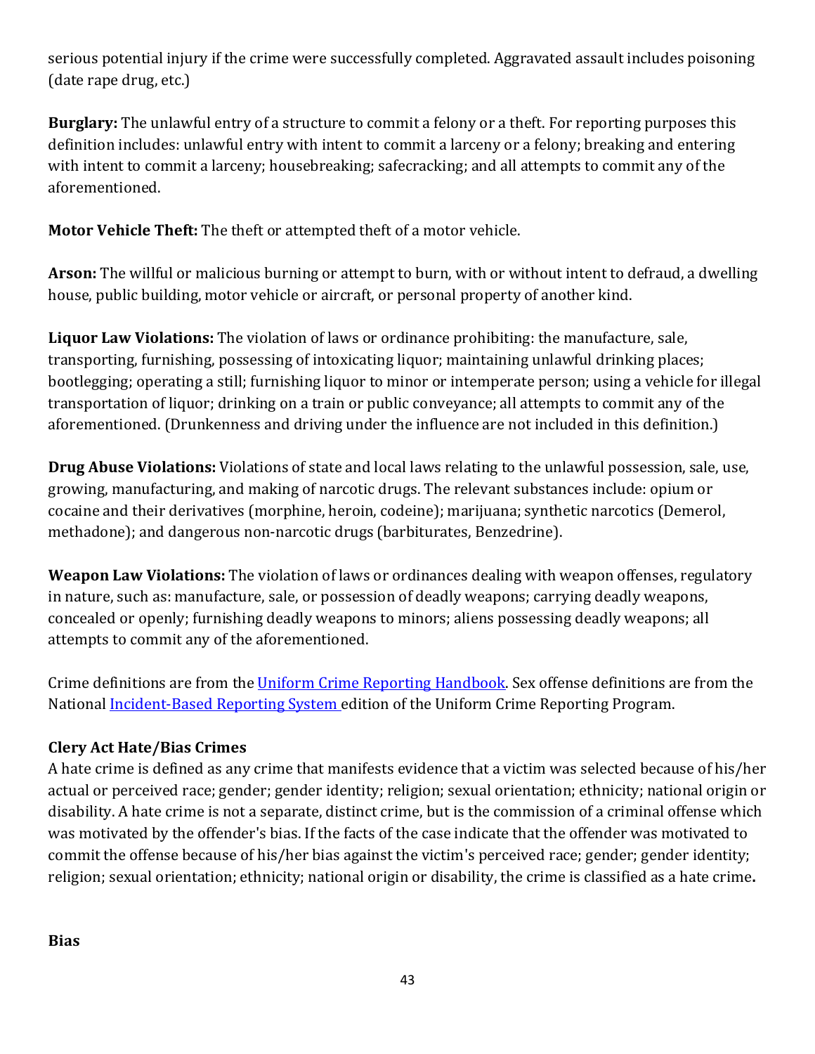serious potential injury if the crime were successfully completed. Aggravated assault includes poisoning (date rape drug, etc.)

**Burglary:** The unlawful entry of a structure to commit a felony or a theft. For reporting purposes this definition includes: unlawful entry with intent to commit a larceny or a felony; breaking and entering with intent to commit a larceny; housebreaking; safecracking; and all attempts to commit any of the aforementioned.

**Motor Vehicle Theft:** The theft or attempted theft of a motor vehicle.

**Arson:** The willful or malicious burning or attempt to burn, with or without intent to defraud, a dwelling house, public building, motor vehicle or aircraft, or personal property of another kind.

**Liquor Law Violations:** The violation of laws or ordinance prohibiting: the manufacture, sale, transporting, furnishing, possessing of intoxicating liquor; maintaining unlawful drinking places; bootlegging; operating a still; furnishing liquor to minor or intemperate person; using a vehicle for illegal transportation of liquor; drinking on a train or public conveyance; all attempts to commit any of the aforementioned. (Drunkenness and driving under the influence are not included in this definition.)

**Drug Abuse Violations:** Violations of state and local laws relating to the unlawful possession, sale, use, growing, manufacturing, and making of narcotic drugs. The relevant substances include: opium or cocaine and their derivatives (morphine, heroin, codeine); marijuana; synthetic narcotics (Demerol, methadone); and dangerous non-narcotic drugs (barbiturates, Benzedrine).

**Weapon Law Violations:** The violation of laws or ordinances dealing with weapon offenses, regulatory in nature, such as: manufacture, sale, or possession of deadly weapons; carrying deadly weapons, concealed or openly; furnishing deadly weapons to minors; aliens possessing deadly weapons; all attempts to commit any of the aforementioned.

Crime definitions are from the Uniform Crime Reporting Handbook. Sex offense definitions are from the National Incident-Based Reporting System edition of the Uniform Crime Reporting Program.

**Clery Act Hate/Bias Crimes**

A hate crime is defined as any crime that manifests evidence that a victim was selected because of his/her actual or perceived race; gender; gender identity; religion; sexual orientation; ethnicity; national origin or disability. A hate crime is not a separate, distinct crime, but is the commission of a criminal offense which was motivated by the offender's bias. If the facts of the case indicate that the offender was motivated to commit the offense because of his/her bias against the victim's perceived race; gender; gender identity; religion; sexual orientation; ethnicity; national origin or disability, the crime is classified as a hate crime**.**

**Bias**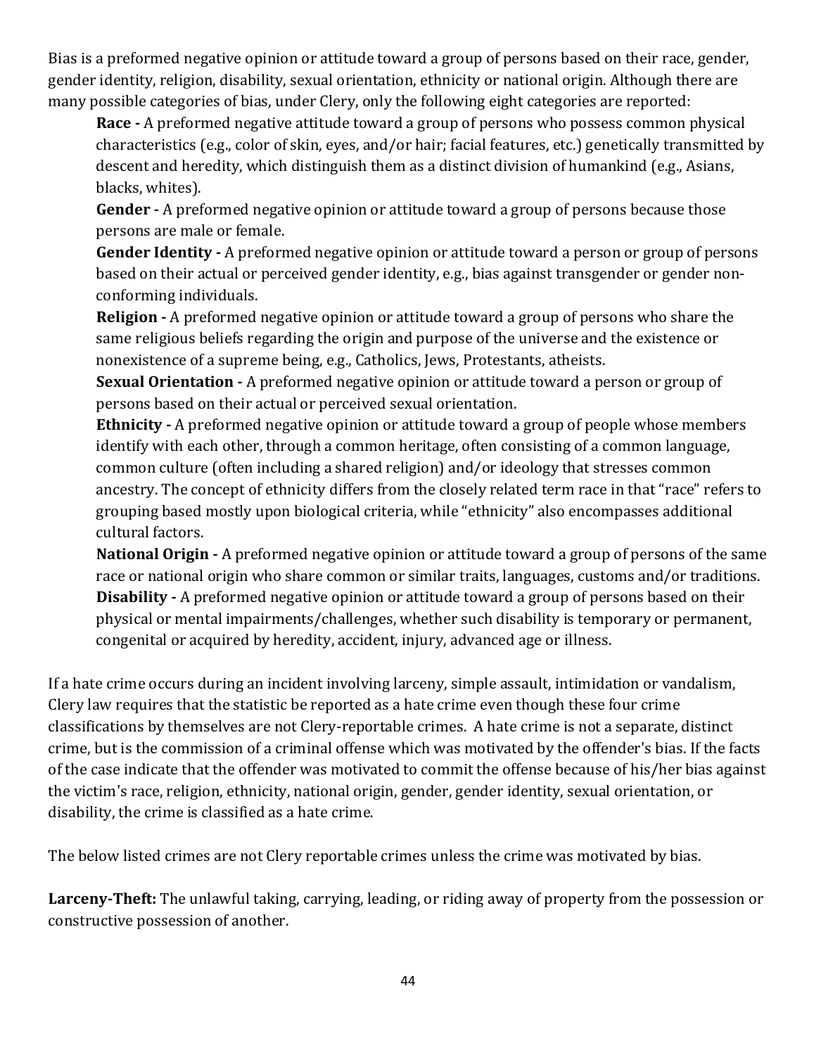Bias is a preformed negative opinion or attitude toward a group of persons based on their race, gender, gender identity, religion, disability, sexual orientation, ethnicity or national origin. Although there are many possible categories of bias, under Clery, only the following eight categories are reported:

> **Race -** A preformed negative attitude toward a group of persons who possess common physical characteristics (e.g., color of skin, eyes, and/or hair; facial features, etc.) genetically transmitted by descent and heredity, which distinguish them as a distinct division of humankind (e.g., Asians, blacks, whites).
>
> **Gender -** A preformed negative opinion or attitude toward a group of persons because those persons are male or female.
>
> **Gender Identity -** A preformed negative opinion or attitude toward a person or group of persons based on their actual or perceived gender identity, e.g., bias against transgender or gender non-conforming individuals.
>
> **Religion -** A preformed negative opinion or attitude toward a group of persons who share the same religious beliefs regarding the origin and purpose of the universe and the existence or nonexistence of a supreme being, e.g., Catholics, Jews, Protestants, atheists.
>
> **Sexual Orientation -** A preformed negative opinion or attitude toward a person or group of persons based on their actual or perceived sexual orientation.
>
> **Ethnicity -** A preformed negative opinion or attitude toward a group of people whose members identify with each other, through a common heritage, often consisting of a common language, common culture (often including a shared religion) and/or ideology that stresses common ancestry. The concept of ethnicity differs from the closely related term race in that "race" refers to grouping based mostly upon biological criteria, while "ethnicity" also encompasses additional cultural factors.
>
> **National Origin -** A preformed negative opinion or attitude toward a group of persons of the same race or national origin who share common or similar traits, languages, customs and/or traditions.
>
> **Disability -** A preformed negative opinion or attitude toward a group of persons based on their physical or mental impairments/challenges, whether such disability is temporary or permanent, congenital or acquired by heredity, accident, injury, advanced age or illness.

If a hate crime occurs during an incident involving larceny, simple assault, intimidation or vandalism, Clery law requires that the statistic be reported as a hate crime even though these four crime classifications by themselves are not Clery-reportable crimes. A hate crime is not a separate, distinct crime, but is the commission of a criminal offense which was motivated by the offender's bias. If the facts of the case indicate that the offender was motivated to commit the offense because of his/her bias against the victim's race, religion, ethnicity, national origin, gender, gender identity, sexual orientation, or disability, the crime is classified as a hate crime.

The below listed crimes are not Clery reportable crimes unless the crime was motivated by bias.

**Larceny-Theft:** The unlawful taking, carrying, leading, or riding away of property from the possession or constructive possession of another.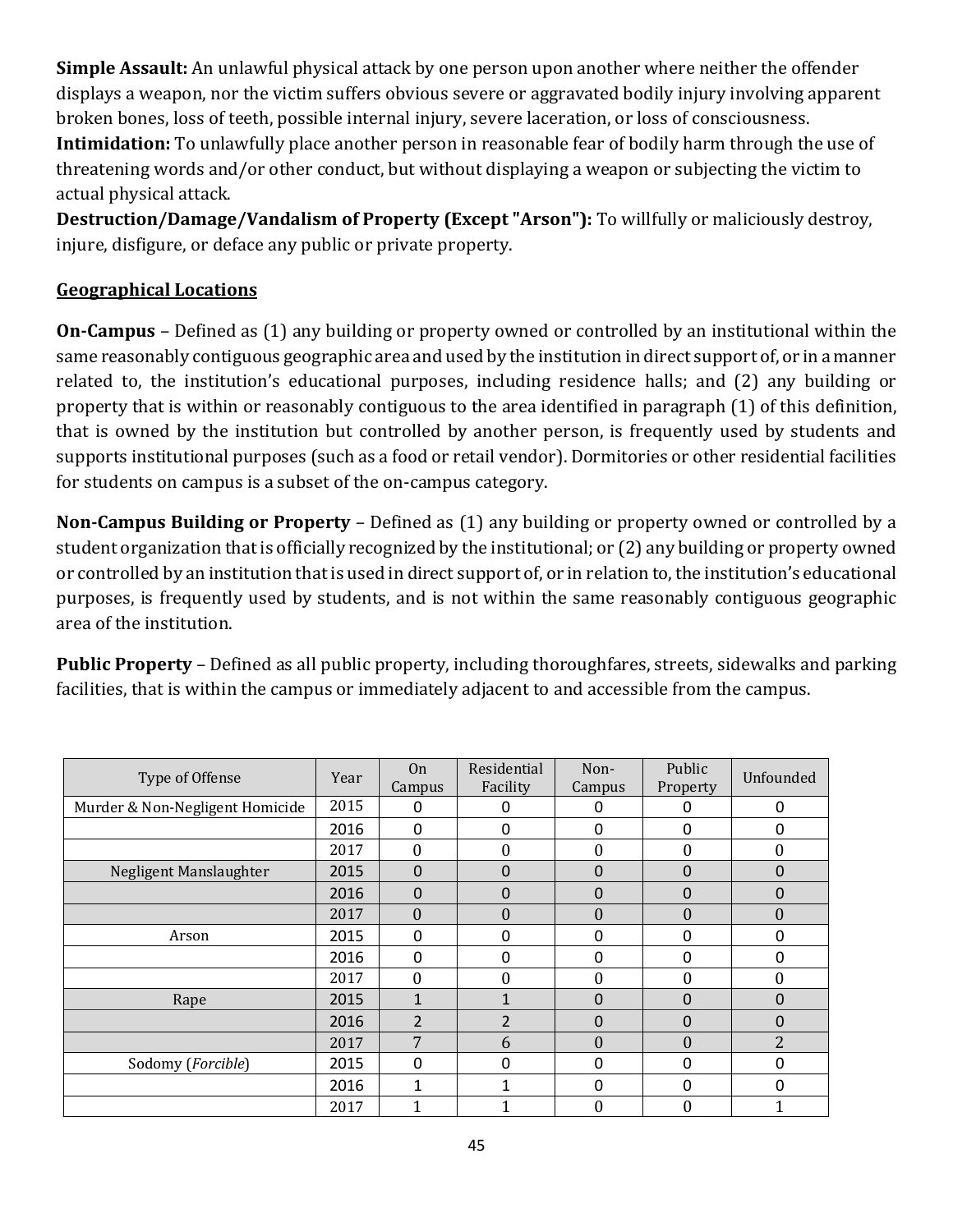**Simple Assault:** An unlawful physical attack by one person upon another where neither the offender displays a weapon, nor the victim suffers obvious severe or aggravated bodily injury involving apparent broken bones, loss of teeth, possible internal injury, severe laceration, or loss of consciousness.
**Intimidation:** To unlawfully place another person in reasonable fear of bodily harm through the use of threatening words and/or other conduct, but without displaying a weapon or subjecting the victim to actual physical attack.
**Destruction/Damage/Vandalism of Property (Except "Arson"):** To willfully or maliciously destroy, injure, disfigure, or deface any public or private property.

## Geographical Locations

**On-Campus** – Defined as (1) any building or property owned or controlled by an institutional within the same reasonably contiguous geographic area and used by the institution in direct support of, or in a manner related to, the institution's educational purposes, including residence halls; and (2) any building or property that is within or reasonably contiguous to the area identified in paragraph (1) of this definition, that is owned by the institution but controlled by another person, is frequently used by students and supports institutional purposes (such as a food or retail vendor). Dormitories or other residential facilities for students on campus is a subset of the on-campus category.

**Non-Campus Building or Property** – Defined as (1) any building or property owned or controlled by a student organization that is officially recognized by the institutional; or (2) any building or property owned or controlled by an institution that is used in direct support of, or in relation to, the institution's educational purposes, is frequently used by students, and is not within the same reasonably contiguous geographic area of the institution.

**Public Property** – Defined as all public property, including thoroughfares, streets, sidewalks and parking facilities, that is within the campus or immediately adjacent to and accessible from the campus.

| Type of Offense | Year | On Campus | Residential Facility | Non-Campus | Public Property | Unfounded |
|---|---|---|---|---|---|---|
| Murder & Non-Negligent Homicide | 2015 | 0 | 0 | 0 | 0 | 0 |
| | 2016 | 0 | 0 | 0 | 0 | 0 |
| | 2017 | 0 | 0 | 0 | 0 | 0 |
| Negligent Manslaughter | 2015 | 0 | 0 | 0 | 0 | 0 |
| | 2016 | 0 | 0 | 0 | 0 | 0 |
| | 2017 | 0 | 0 | 0 | 0 | 0 |
| Arson | 2015 | 0 | 0 | 0 | 0 | 0 |
| | 2016 | 0 | 0 | 0 | 0 | 0 |
| | 2017 | 0 | 0 | 0 | 0 | 0 |
| Rape | 2015 | 1 | 1 | 0 | 0 | 0 |
| | 2016 | 2 | 2 | 0 | 0 | 0 |
| | 2017 | 7 | 6 | 0 | 0 | 2 |
| Sodomy (*Forcible*) | 2015 | 0 | 0 | 0 | 0 | 0 |
| | 2016 | 1 | 1 | 0 | 0 | 0 |
| | 2017 | 1 | 1 | 0 | 0 | 1 |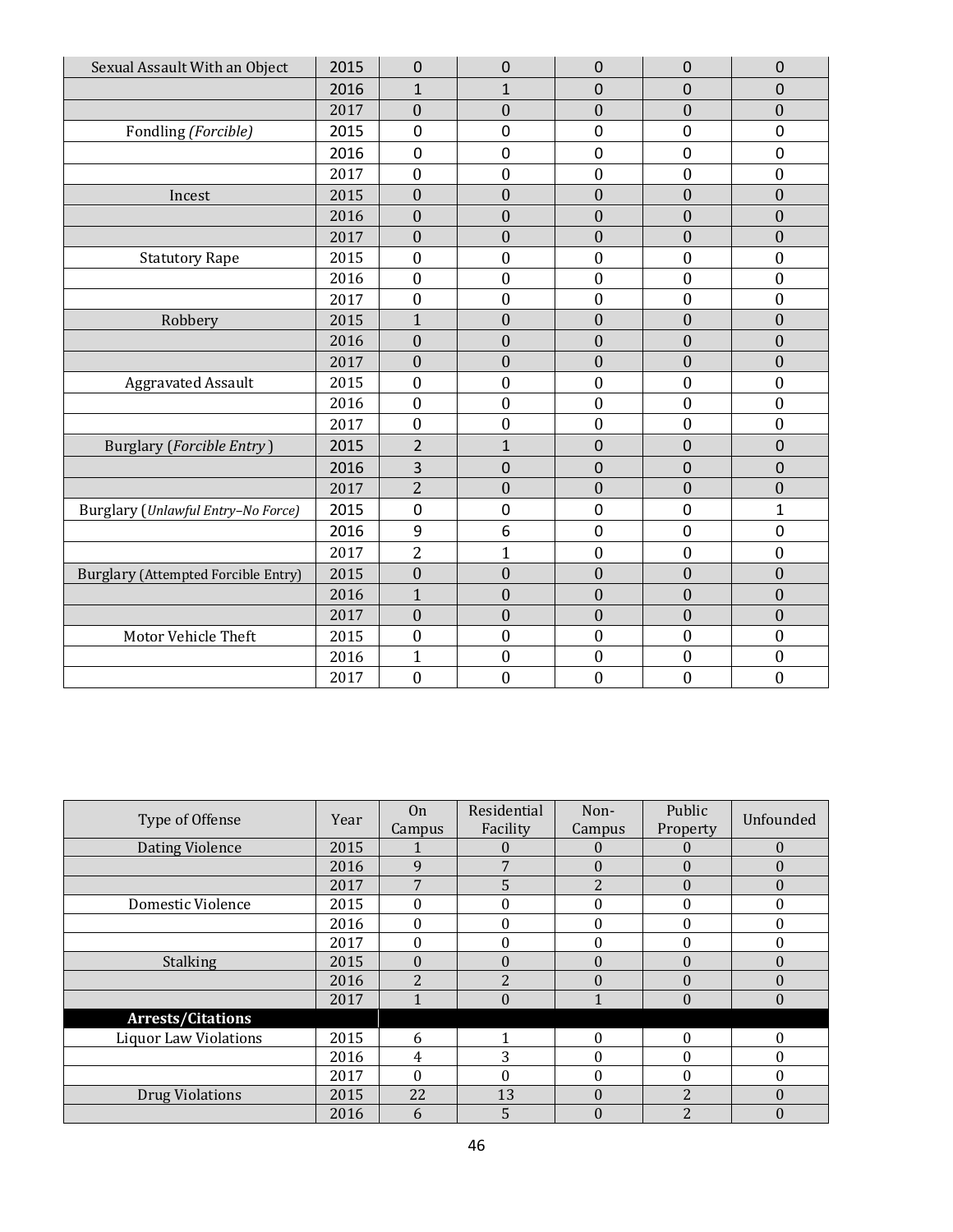| | | | | | | |
|---|---|---|---|---|---|---|
| Sexual Assault With an Object | 2015 | 0 | 0 | 0 | 0 | 0 |
| | 2016 | 1 | 1 | 0 | 0 | 0 |
| | 2017 | 0 | 0 | 0 | 0 | 0 |
| Fondling *(Forcible)* | 2015 | 0 | 0 | 0 | 0 | 0 |
| | 2016 | 0 | 0 | 0 | 0 | 0 |
| | 2017 | 0 | 0 | 0 | 0 | 0 |
| Incest | 2015 | 0 | 0 | 0 | 0 | 0 |
| | 2016 | 0 | 0 | 0 | 0 | 0 |
| | 2017 | 0 | 0 | 0 | 0 | 0 |
| Statutory Rape | 2015 | 0 | 0 | 0 | 0 | 0 |
| | 2016 | 0 | 0 | 0 | 0 | 0 |
| | 2017 | 0 | 0 | 0 | 0 | 0 |
| Robbery | 2015 | 1 | 0 | 0 | 0 | 0 |
| | 2016 | 0 | 0 | 0 | 0 | 0 |
| | 2017 | 0 | 0 | 0 | 0 | 0 |
| Aggravated Assault | 2015 | 0 | 0 | 0 | 0 | 0 |
| | 2016 | 0 | 0 | 0 | 0 | 0 |
| | 2017 | 0 | 0 | 0 | 0 | 0 |
| Burglary (*Forcible Entry*) | 2015 | 2 | 1 | 0 | 0 | 0 |
| | 2016 | 3 | 0 | 0 | 0 | 0 |
| | 2017 | 2 | 0 | 0 | 0 | 0 |
| Burglary (*Unlawful Entry–No Force)* | 2015 | 0 | 0 | 0 | 0 | 1 |
| | 2016 | 9 | 6 | 0 | 0 | 0 |
| | 2017 | 2 | 1 | 0 | 0 | 0 |
| Burglary (Attempted Forcible Entry) | 2015 | 0 | 0 | 0 | 0 | 0 |
| | 2016 | 1 | 0 | 0 | 0 | 0 |
| | 2017 | 0 | 0 | 0 | 0 | 0 |
| Motor Vehicle Theft | 2015 | 0 | 0 | 0 | 0 | 0 |
| | 2016 | 1 | 0 | 0 | 0 | 0 |
| | 2017 | 0 | 0 | 0 | 0 | 0 |

| Type of Offense | Year | On Campus | Residential Facility | Non-Campus | Public Property | Unfounded |
|---|---|---|---|---|---|---|
| Dating Violence | 2015 | 1 | 0 | 0 | 0 | 0 |
| | 2016 | 9 | 7 | 0 | 0 | 0 |
| | 2017 | 7 | 5 | 2 | 0 | 0 |
| Domestic Violence | 2015 | 0 | 0 | 0 | 0 | 0 |
| | 2016 | 0 | 0 | 0 | 0 | 0 |
| | 2017 | 0 | 0 | 0 | 0 | 0 |
| Stalking | 2015 | 0 | 0 | 0 | 0 | 0 |
| | 2016 | 2 | 2 | 0 | 0 | 0 |
| | 2017 | 1 | 0 | 1 | 0 | 0 |
| **Arrests/Citations** | | | | | | |
| Liquor Law Violations | 2015 | 6 | 1 | 0 | 0 | 0 |
| | 2016 | 4 | 3 | 0 | 0 | 0 |
| | 2017 | 0 | 0 | 0 | 0 | 0 |
| Drug Violations | 2015 | 22 | 13 | 0 | 2 | 0 |
| | 2016 | 6 | 5 | 0 | 2 | 0 |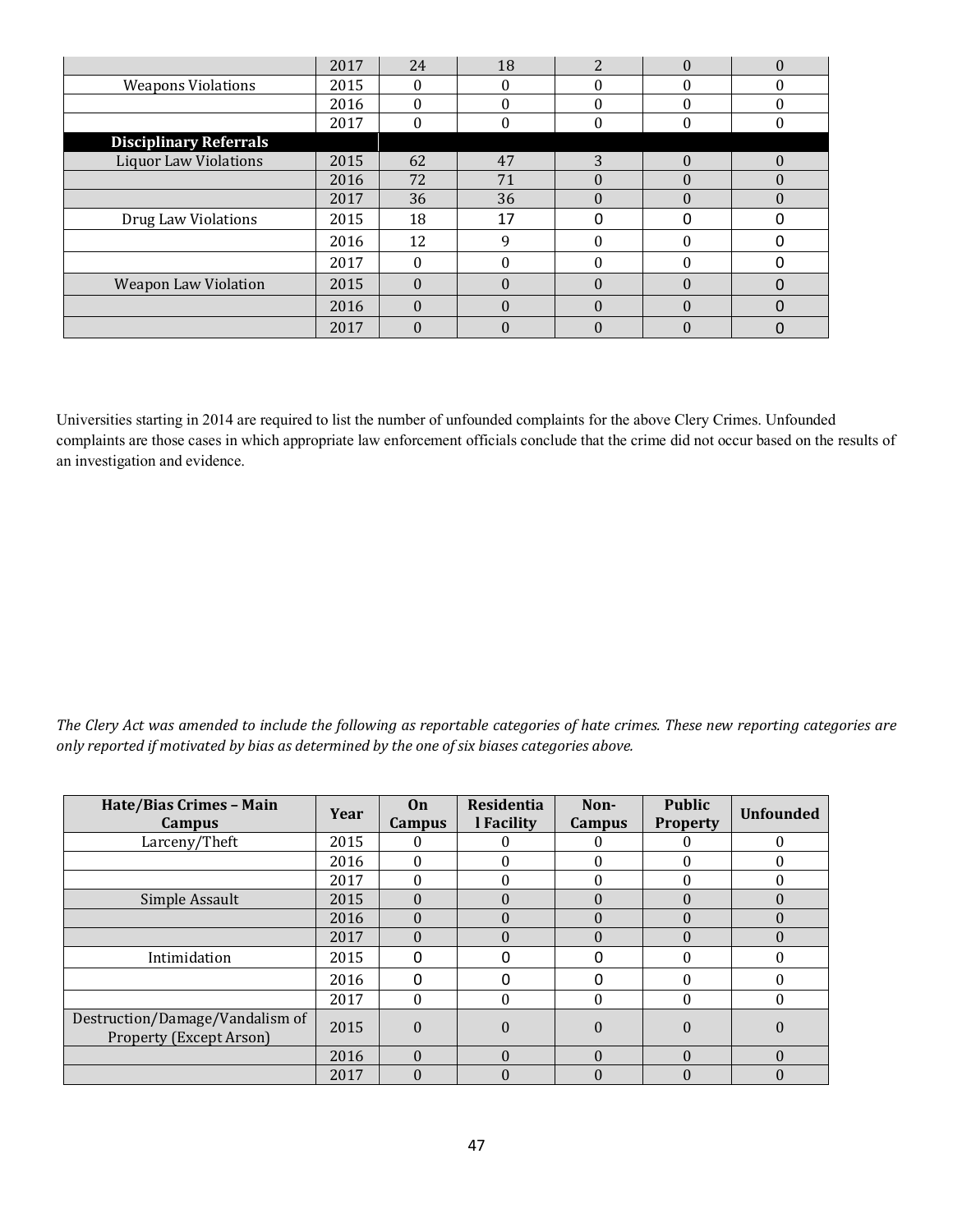| | | | | | | |
|---|---|---|---|---|---|---|
| | 2017 | 24 | 18 | 2 | 0 | 0 |
| Weapons Violations | 2015 | 0 | 0 | 0 | 0 | 0 |
| | 2016 | 0 | 0 | 0 | 0 | 0 |
| | 2017 | 0 | 0 | 0 | 0 | 0 |
| **Disciplinary Referrals** | | | | | | |
| Liquor Law Violations | 2015 | 62 | 47 | 3 | 0 | 0 |
| | 2016 | 72 | 71 | 0 | 0 | 0 |
| | 2017 | 36 | 36 | 0 | 0 | 0 |
| Drug Law Violations | 2015 | 18 | 17 | 0 | 0 | 0 |
| | 2016 | 12 | 9 | 0 | 0 | 0 |
| | 2017 | 0 | 0 | 0 | 0 | 0 |
| Weapon Law Violation | 2015 | 0 | 0 | 0 | 0 | 0 |
| | 2016 | 0 | 0 | 0 | 0 | 0 |
| | 2017 | 0 | 0 | 0 | 0 | 0 |

Universities starting in 2014 are required to list the number of unfounded complaints for the above Clery Crimes. Unfounded complaints are those cases in which appropriate law enforcement officials conclude that the crime did not occur based on the results of an investigation and evidence.

*The Clery Act was amended to include the following as reportable categories of hate crimes. These new reporting categories are only reported if motivated by bias as determined by the one of six biases categories above.*

| Hate/Bias Crimes – Main Campus | Year | On Campus | Residential Facility | Non-Campus | Public Property | Unfounded |
|---|---|---|---|---|---|---|
| Larceny/Theft | 2015 | 0 | 0 | 0 | 0 | 0 |
| | 2016 | 0 | 0 | 0 | 0 | 0 |
| | 2017 | 0 | 0 | 0 | 0 | 0 |
| Simple Assault | 2015 | 0 | 0 | 0 | 0 | 0 |
| | 2016 | 0 | 0 | 0 | 0 | 0 |
| | 2017 | 0 | 0 | 0 | 0 | 0 |
| Intimidation | 2015 | 0 | 0 | 0 | 0 | 0 |
| | 2016 | 0 | 0 | 0 | 0 | 0 |
| | 2017 | 0 | 0 | 0 | 0 | 0 |
| Destruction/Damage/Vandalism of Property (Except Arson) | 2015 | 0 | 0 | 0 | 0 | 0 |
| | 2016 | 0 | 0 | 0 | 0 | 0 |
| | 2017 | 0 | 0 | 0 | 0 | 0 |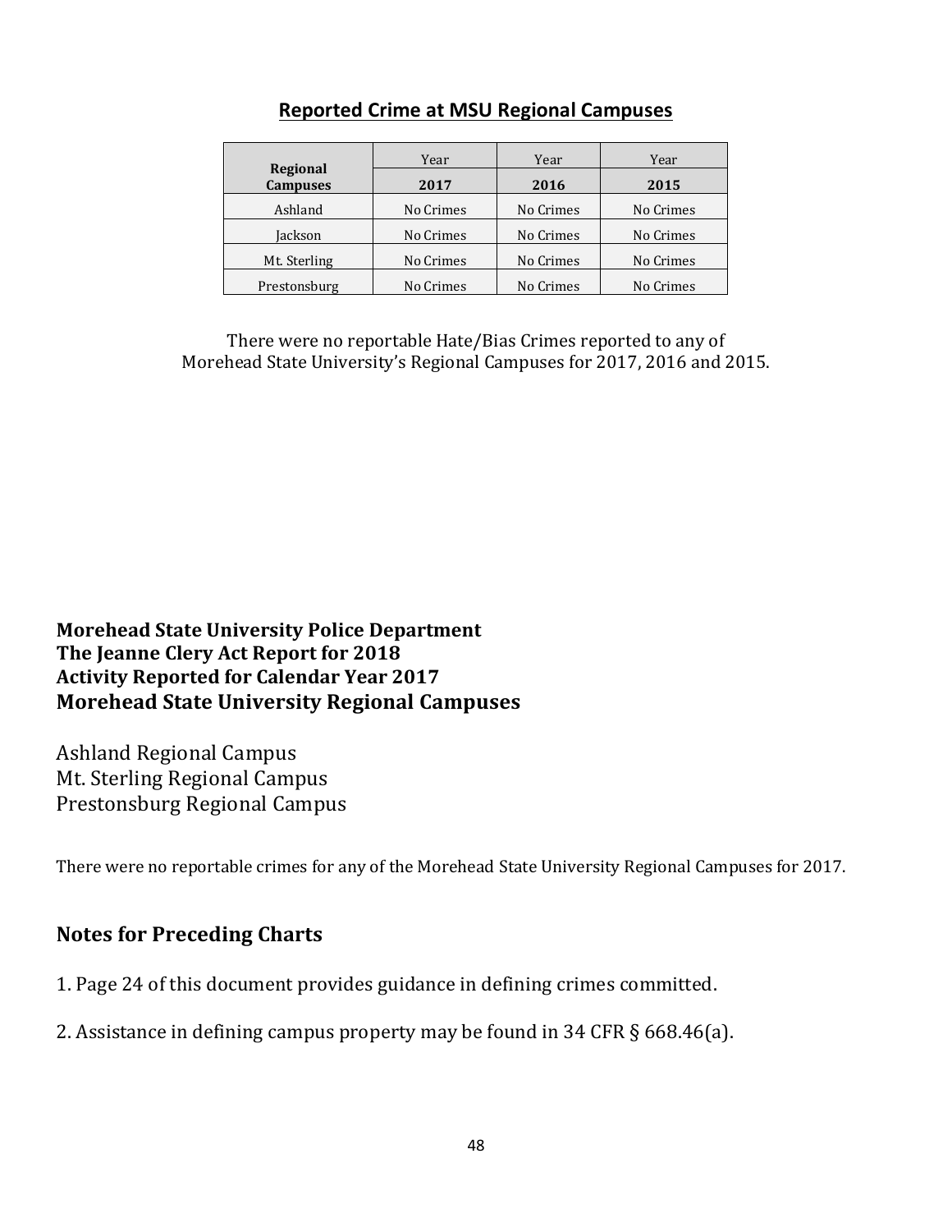## Reported Crime at MSU Regional Campuses

| Regional Campuses | Year | Year | Year |
|---|---|---|---|
| | 2017 | 2016 | 2015 |
| Ashland | No Crimes | No Crimes | No Crimes |
| Jackson | No Crimes | No Crimes | No Crimes |
| Mt. Sterling | No Crimes | No Crimes | No Crimes |
| Prestonsburg | No Crimes | No Crimes | No Crimes |

There were no reportable Hate/Bias Crimes reported to any of Morehead State University's Regional Campuses for 2017, 2016 and 2015.

**Morehead State University Police Department**
**The Jeanne Clery Act Report for 2018**
**Activity Reported for Calendar Year 2017**
**Morehead State University Regional Campuses**

Ashland Regional Campus
Mt. Sterling Regional Campus
Prestonsburg Regional Campus

There were no reportable crimes for any of the Morehead State University Regional Campuses for 2017.

## Notes for Preceding Charts

1. Page 24 of this document provides guidance in defining crimes committed.

2. Assistance in defining campus property may be found in 34 CFR § 668.46(a).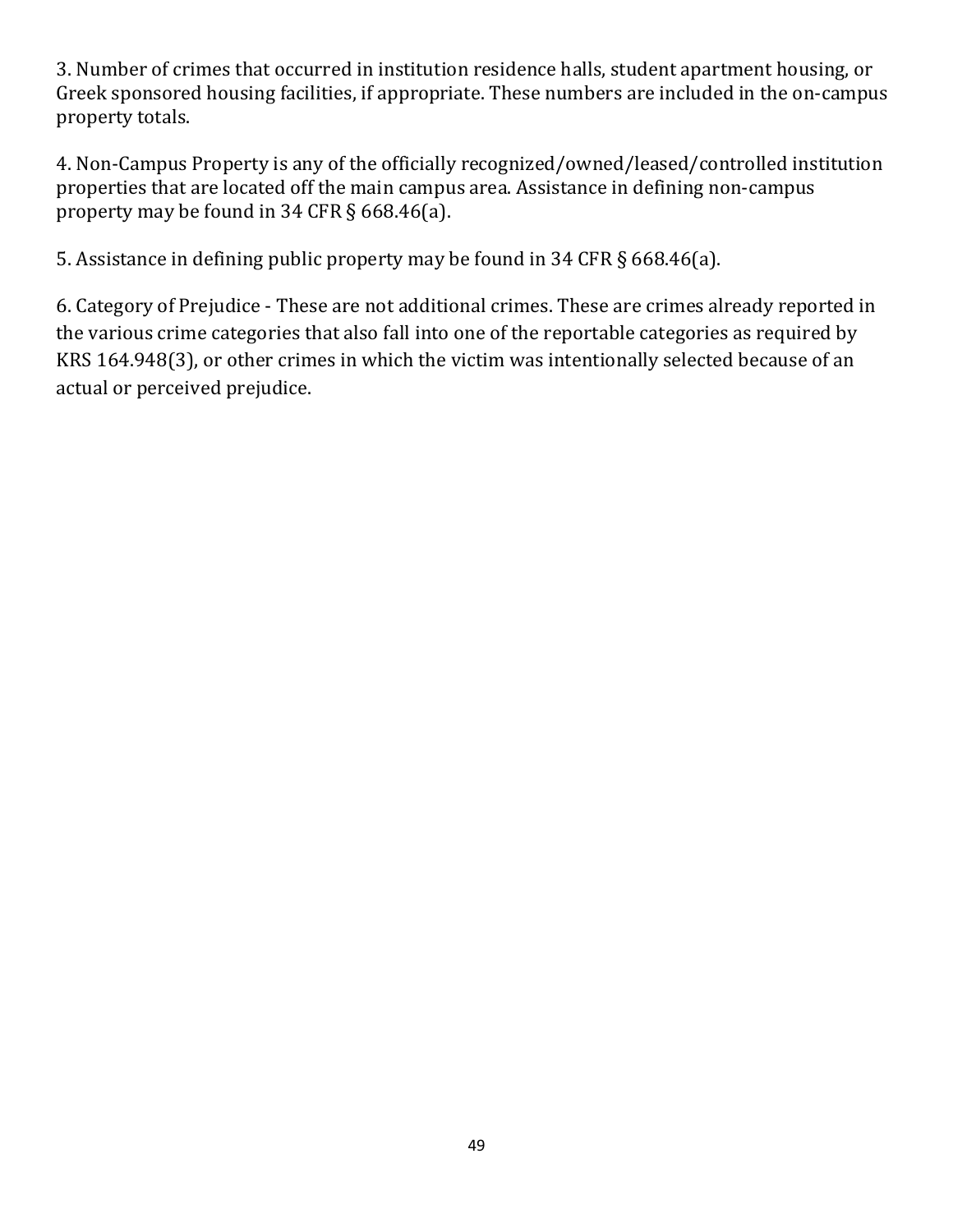3. Number of crimes that occurred in institution residence halls, student apartment housing, or Greek sponsored housing facilities, if appropriate. These numbers are included in the on-campus property totals.

4. Non-Campus Property is any of the officially recognized/owned/leased/controlled institution properties that are located off the main campus area. Assistance in defining non-campus property may be found in 34 CFR § 668.46(a).

5. Assistance in defining public property may be found in 34 CFR § 668.46(a).

6. Category of Prejudice - These are not additional crimes. These are crimes already reported in the various crime categories that also fall into one of the reportable categories as required by KRS 164.948(3), or other crimes in which the victim was intentionally selected because of an actual or perceived prejudice.